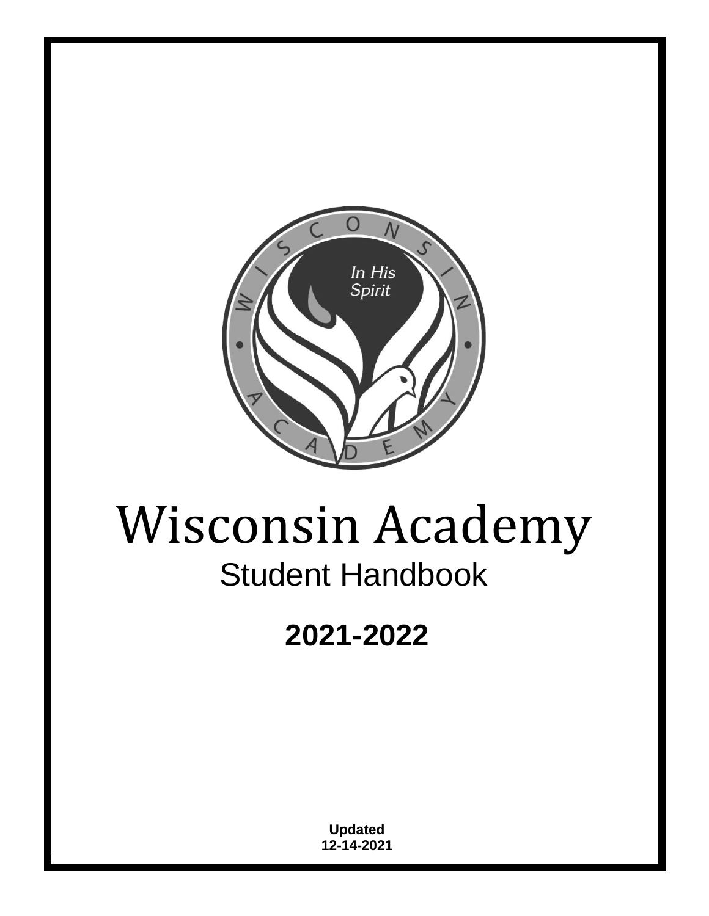# Wisconsin Academy

## Student Handbook

**2021-2022**

**Updated**
**12-14-2021**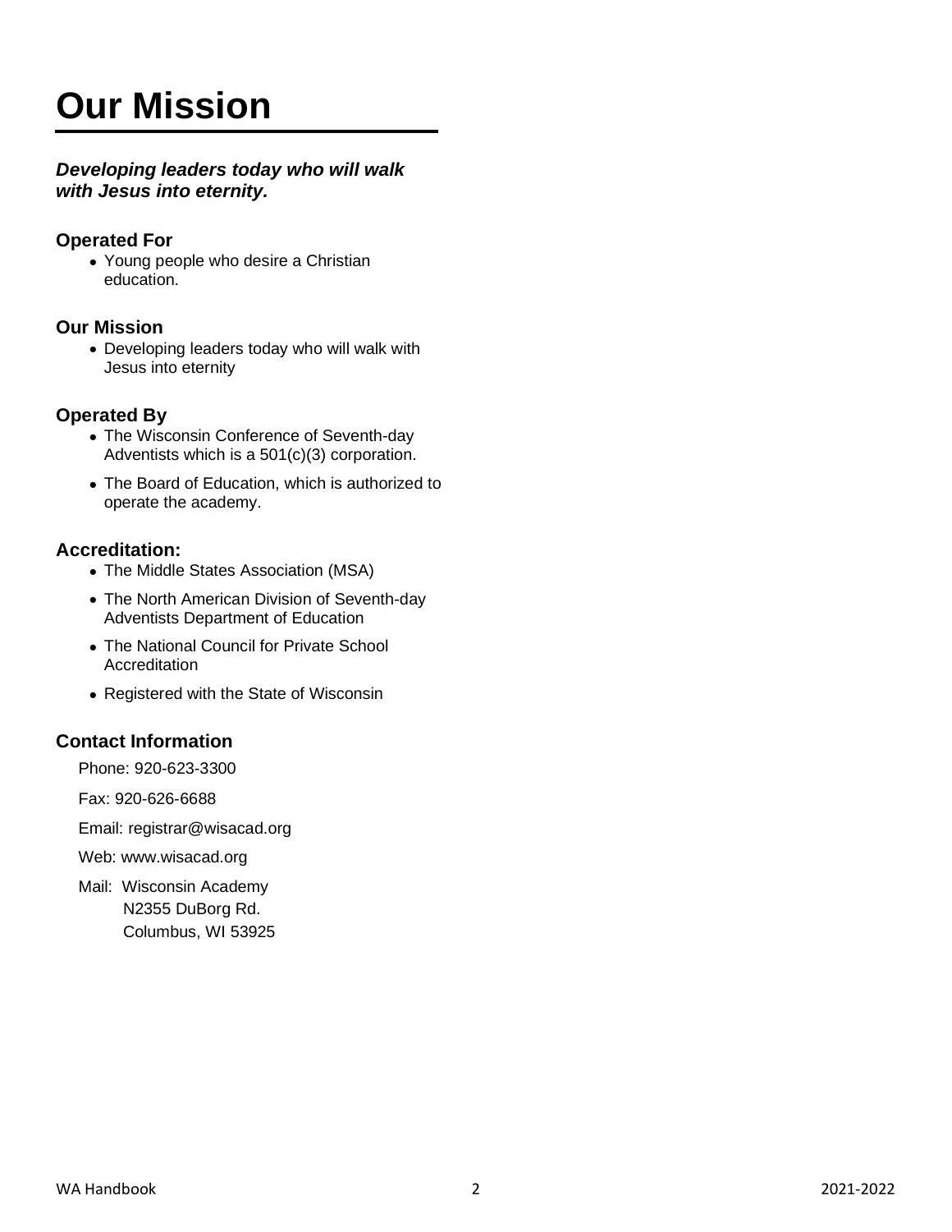# Our Mission

***Developing leaders today who will walk with Jesus into eternity.***

### Operated For

- Young people who desire a Christian education.

### Our Mission

- Developing leaders today who will walk with Jesus into eternity

### Operated By

- The Wisconsin Conference of Seventh-day Adventists which is a 501(c)(3) corporation.
- The Board of Education, which is authorized to operate the academy.

### Accreditation:

- The Middle States Association (MSA)
- The North American Division of Seventh-day Adventists Department of Education
- The National Council for Private School Accreditation
- Registered with the State of Wisconsin

### Contact Information

Phone: 920-623-3300

Fax: 920-626-6688

Email: registrar@wisacad.org

Web: www.wisacad.org

Mail: Wisconsin Academy
N2355 DuBorg Rd.
Columbus, WI 53925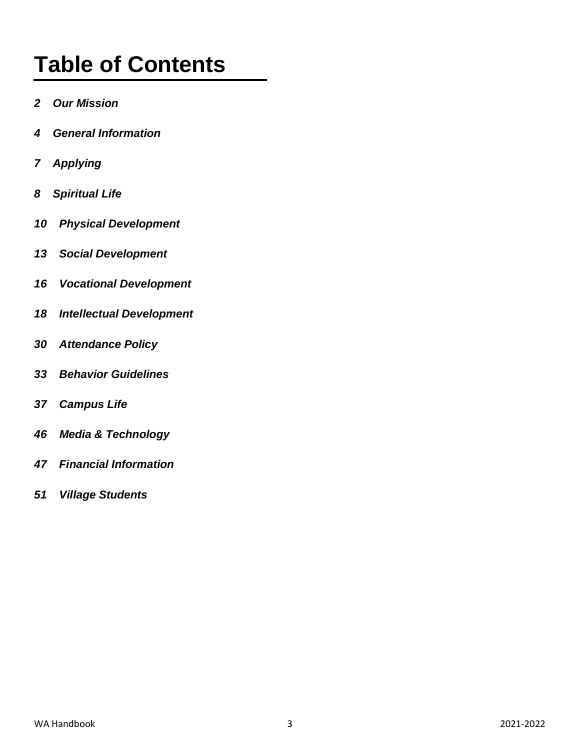# Table of Contents

*2* ***Our Mission***

*4* ***General Information***

*7* ***Applying***

*8* ***Spiritual Life***

*10* ***Physical Development***

*13* ***Social Development***

*16* ***Vocational Development***

*18* ***Intellectual Development***

*30* ***Attendance Policy***

*33* ***Behavior Guidelines***

*37* ***Campus Life***

*46* ***Media & Technology***

*47* ***Financial Information***

*51* ***Village Students***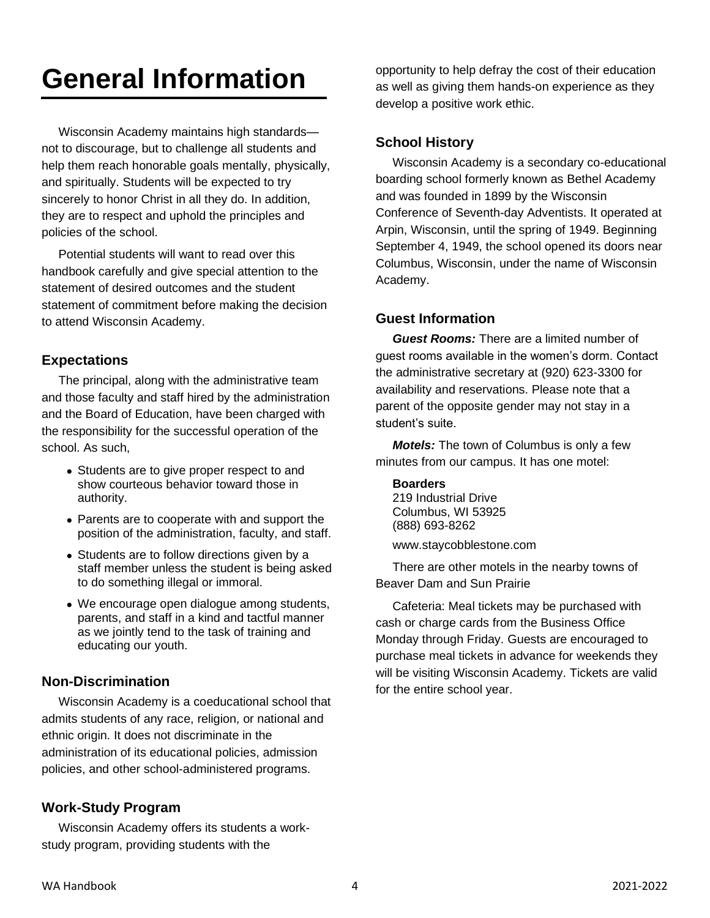# General Information

Wisconsin Academy maintains high standards—not to discourage, but to challenge all students and help them reach honorable goals mentally, physically, and spiritually. Students will be expected to try sincerely to honor Christ in all they do. In addition, they are to respect and uphold the principles and policies of the school.

Potential students will want to read over this handbook carefully and give special attention to the statement of desired outcomes and the student statement of commitment before making the decision to attend Wisconsin Academy.

### Expectations

The principal, along with the administrative team and those faculty and staff hired by the administration and the Board of Education, have been charged with the responsibility for the successful operation of the school. As such,

- Students are to give proper respect to and show courteous behavior toward those in authority.
- Parents are to cooperate with and support the position of the administration, faculty, and staff.
- Students are to follow directions given by a staff member unless the student is being asked to do something illegal or immoral.
- We encourage open dialogue among students, parents, and staff in a kind and tactful manner as we jointly tend to the task of training and educating our youth.

### Non-Discrimination

Wisconsin Academy is a coeducational school that admits students of any race, religion, or national and ethnic origin. It does not discriminate in the administration of its educational policies, admission policies, and other school-administered programs.

### Work-Study Program

Wisconsin Academy offers its students a work-study program, providing students with the opportunity to help defray the cost of their education as well as giving them hands-on experience as they develop a positive work ethic.

### School History

Wisconsin Academy is a secondary co-educational boarding school formerly known as Bethel Academy and was founded in 1899 by the Wisconsin Conference of Seventh-day Adventists. It operated at Arpin, Wisconsin, until the spring of 1949. Beginning September 4, 1949, the school opened its doors near Columbus, Wisconsin, under the name of Wisconsin Academy.

### Guest Information

***Guest Rooms:*** There are a limited number of guest rooms available in the women's dorm. Contact the administrative secretary at (920) 623-3300 for availability and reservations. Please note that a parent of the opposite gender may not stay in a student's suite.

***Motels:*** The town of Columbus is only a few minutes from our campus. It has one motel:

**Boarders**
219 Industrial Drive
Columbus, WI 53925
(888) 693-8262

www.staycobblestone.com

There are other motels in the nearby towns of Beaver Dam and Sun Prairie

Cafeteria: Meal tickets may be purchased with cash or charge cards from the Business Office Monday through Friday. Guests are encouraged to purchase meal tickets in advance for weekends they will be visiting Wisconsin Academy. Tickets are valid for the entire school year.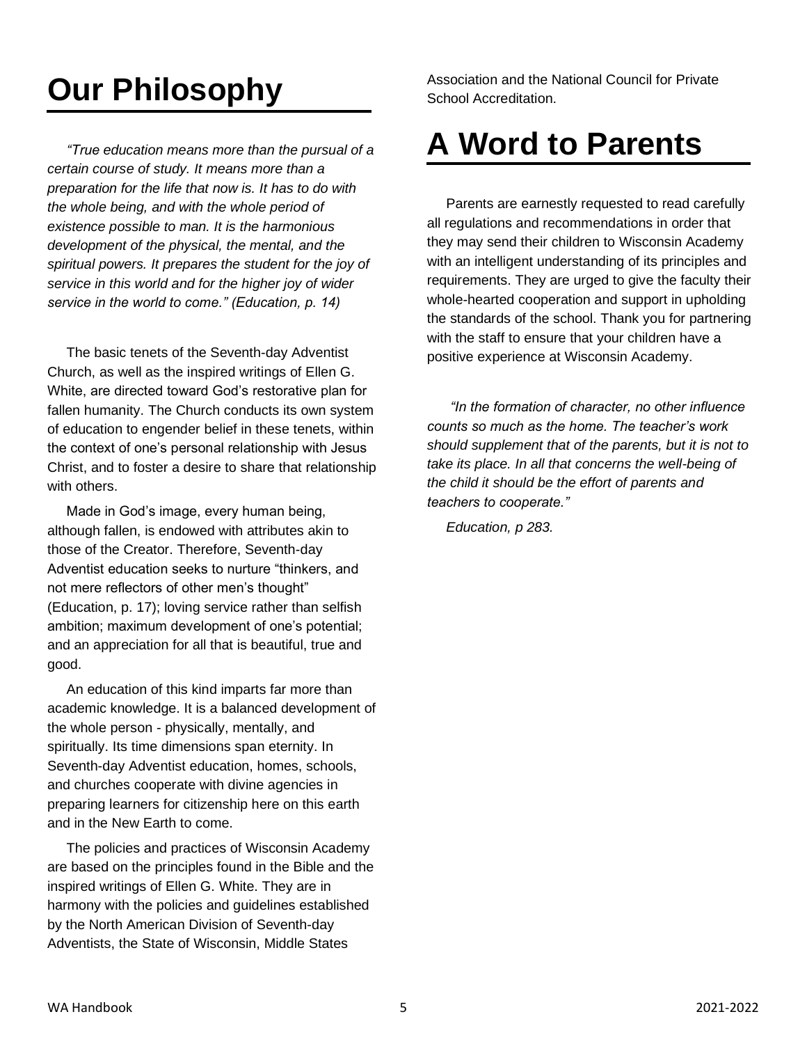# Our Philosophy

*"True education means more than the pursual of a certain course of study. It means more than a preparation for the life that now is. It has to do with the whole being, and with the whole period of existence possible to man. It is the harmonious development of the physical, the mental, and the spiritual powers. It prepares the student for the joy of service in this world and for the higher joy of wider service in the world to come." (Education, p. 14)*

The basic tenets of the Seventh-day Adventist Church, as well as the inspired writings of Ellen G. White, are directed toward God's restorative plan for fallen humanity. The Church conducts its own system of education to engender belief in these tenets, within the context of one's personal relationship with Jesus Christ, and to foster a desire to share that relationship with others.

Made in God's image, every human being, although fallen, is endowed with attributes akin to those of the Creator. Therefore, Seventh-day Adventist education seeks to nurture "thinkers, and not mere reflectors of other men's thought" (Education, p. 17); loving service rather than selfish ambition; maximum development of one's potential; and an appreciation for all that is beautiful, true and good.

An education of this kind imparts far more than academic knowledge. It is a balanced development of the whole person - physically, mentally, and spiritually. Its time dimensions span eternity. In Seventh-day Adventist education, homes, schools, and churches cooperate with divine agencies in preparing learners for citizenship here on this earth and in the New Earth to come.

The policies and practices of Wisconsin Academy are based on the principles found in the Bible and the inspired writings of Ellen G. White. They are in harmony with the policies and guidelines established by the North American Division of Seventh-day Adventists, the State of Wisconsin, Middle States Association and the National Council for Private School Accreditation.

# A Word to Parents

Parents are earnestly requested to read carefully all regulations and recommendations in order that they may send their children to Wisconsin Academy with an intelligent understanding of its principles and requirements. They are urged to give the faculty their whole-hearted cooperation and support in upholding the standards of the school. Thank you for partnering with the staff to ensure that your children have a positive experience at Wisconsin Academy.

*"In the formation of character, no other influence counts so much as the home. The teacher's work should supplement that of the parents, but it is not to take its place. In all that concerns the well-being of the child it should be the effort of parents and teachers to cooperate."*

*Education, p 283.*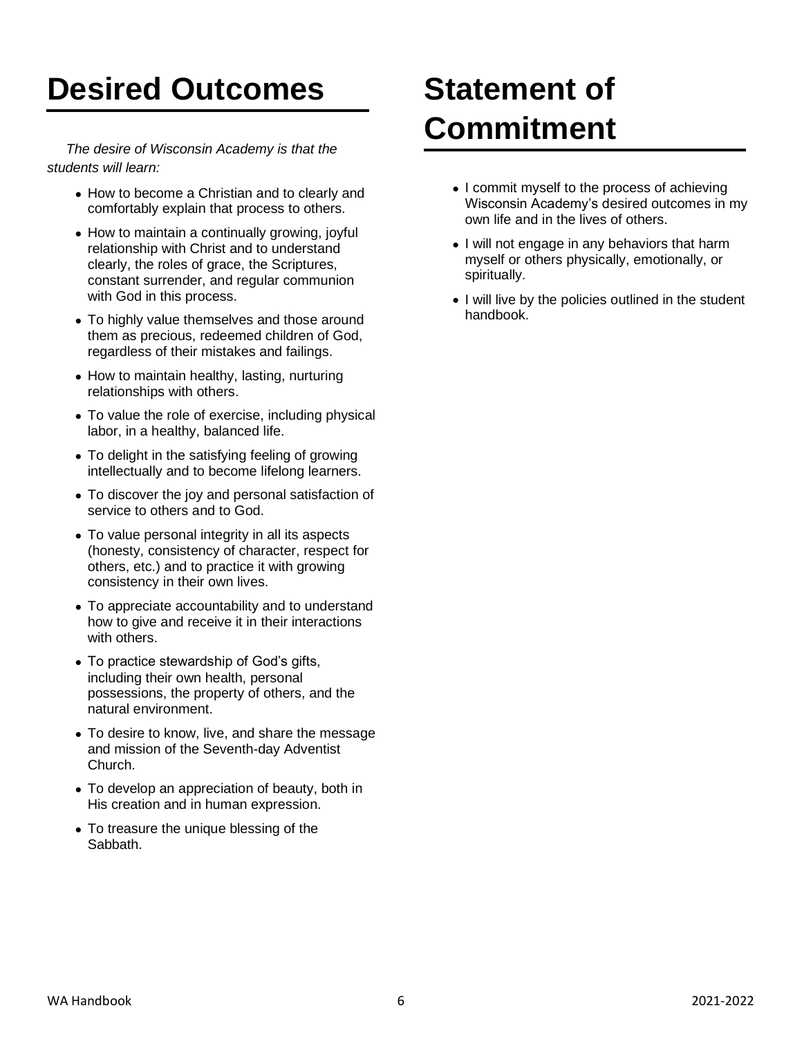# Desired Outcomes

*The desire of Wisconsin Academy is that the students will learn:*

- How to become a Christian and to clearly and comfortably explain that process to others.
- How to maintain a continually growing, joyful relationship with Christ and to understand clearly, the roles of grace, the Scriptures, constant surrender, and regular communion with God in this process.
- To highly value themselves and those around them as precious, redeemed children of God, regardless of their mistakes and failings.
- How to maintain healthy, lasting, nurturing relationships with others.
- To value the role of exercise, including physical labor, in a healthy, balanced life.
- To delight in the satisfying feeling of growing intellectually and to become lifelong learners.
- To discover the joy and personal satisfaction of service to others and to God.
- To value personal integrity in all its aspects (honesty, consistency of character, respect for others, etc.) and to practice it with growing consistency in their own lives.
- To appreciate accountability and to understand how to give and receive it in their interactions with others.
- To practice stewardship of God's gifts, including their own health, personal possessions, the property of others, and the natural environment.
- To desire to know, live, and share the message and mission of the Seventh-day Adventist Church.
- To develop an appreciation of beauty, both in His creation and in human expression.
- To treasure the unique blessing of the Sabbath.

# Statement of Commitment

- I commit myself to the process of achieving Wisconsin Academy's desired outcomes in my own life and in the lives of others.
- I will not engage in any behaviors that harm myself or others physically, emotionally, or spiritually.
- I will live by the policies outlined in the student handbook.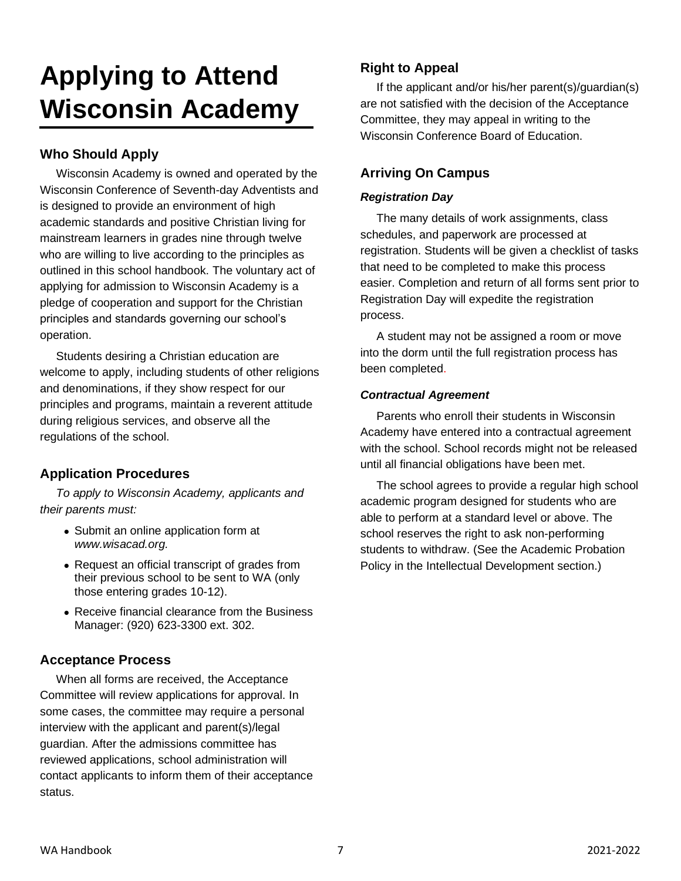# Applying to Attend Wisconsin Academy

## Who Should Apply

Wisconsin Academy is owned and operated by the Wisconsin Conference of Seventh-day Adventists and is designed to provide an environment of high academic standards and positive Christian living for mainstream learners in grades nine through twelve who are willing to live according to the principles as outlined in this school handbook. The voluntary act of applying for admission to Wisconsin Academy is a pledge of cooperation and support for the Christian principles and standards governing our school's operation.

Students desiring a Christian education are welcome to apply, including students of other religions and denominations, if they show respect for our principles and programs, maintain a reverent attitude during religious services, and observe all the regulations of the school.

## Application Procedures

*To apply to Wisconsin Academy, applicants and their parents must:*

- Submit an online application form at *www.wisacad.org.*
- Request an official transcript of grades from their previous school to be sent to WA (only those entering grades 10-12).
- Receive financial clearance from the Business Manager: (920) 623-3300 ext. 302.

## Acceptance Process

When all forms are received, the Acceptance Committee will review applications for approval. In some cases, the committee may require a personal interview with the applicant and parent(s)/legal guardian. After the admissions committee has reviewed applications, school administration will contact applicants to inform them of their acceptance status.

## Right to Appeal

If the applicant and/or his/her parent(s)/guardian(s) are not satisfied with the decision of the Acceptance Committee, they may appeal in writing to the Wisconsin Conference Board of Education.

## Arriving On Campus

### *Registration Day*

The many details of work assignments, class schedules, and paperwork are processed at registration. Students will be given a checklist of tasks that need to be completed to make this process easier. Completion and return of all forms sent prior to Registration Day will expedite the registration process.

A student may not be assigned a room or move into the dorm until the full registration process has been completed.

### *Contractual Agreement*

Parents who enroll their students in Wisconsin Academy have entered into a contractual agreement with the school. School records might not be released until all financial obligations have been met.

The school agrees to provide a regular high school academic program designed for students who are able to perform at a standard level or above. The school reserves the right to ask non-performing students to withdraw. (See the Academic Probation Policy in the Intellectual Development section.)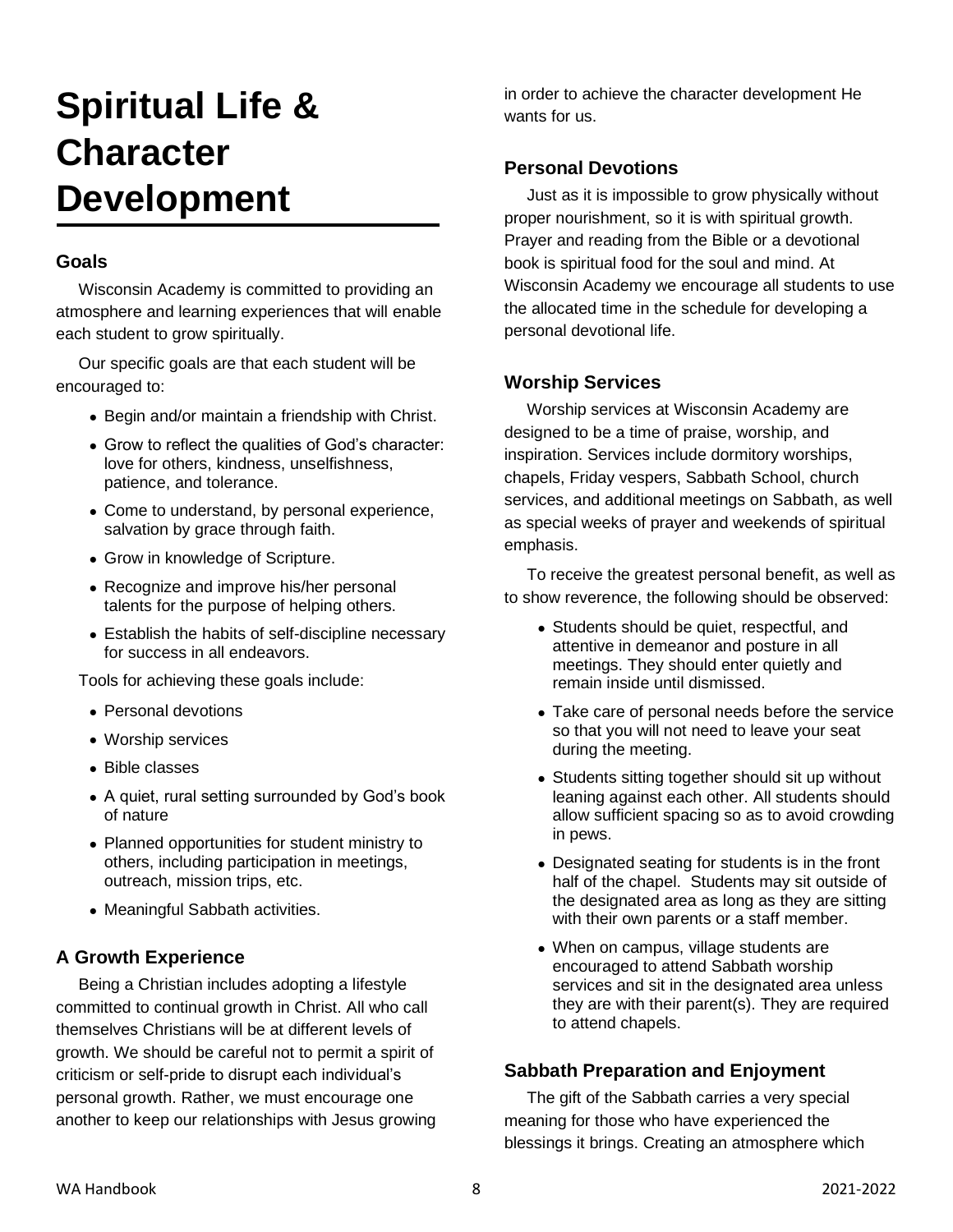# Spiritual Life & Character Development

### Goals

Wisconsin Academy is committed to providing an atmosphere and learning experiences that will enable each student to grow spiritually.

Our specific goals are that each student will be encouraged to:

- Begin and/or maintain a friendship with Christ.
- Grow to reflect the qualities of God's character: love for others, kindness, unselfishness, patience, and tolerance.
- Come to understand, by personal experience, salvation by grace through faith.
- Grow in knowledge of Scripture.
- Recognize and improve his/her personal talents for the purpose of helping others.
- Establish the habits of self-discipline necessary for success in all endeavors.

Tools for achieving these goals include:

- Personal devotions
- Worship services
- Bible classes
- A quiet, rural setting surrounded by God's book of nature
- Planned opportunities for student ministry to others, including participation in meetings, outreach, mission trips, etc.
- Meaningful Sabbath activities.

## A Growth Experience

Being a Christian includes adopting a lifestyle committed to continual growth in Christ. All who call themselves Christians will be at different levels of growth. We should be careful not to permit a spirit of criticism or self-pride to disrupt each individual's personal growth. Rather, we must encourage one another to keep our relationships with Jesus growing in order to achieve the character development He wants for us.

## Personal Devotions

Just as it is impossible to grow physically without proper nourishment, so it is with spiritual growth. Prayer and reading from the Bible or a devotional book is spiritual food for the soul and mind. At Wisconsin Academy we encourage all students to use the allocated time in the schedule for developing a personal devotional life.

## Worship Services

Worship services at Wisconsin Academy are designed to be a time of praise, worship, and inspiration. Services include dormitory worships, chapels, Friday vespers, Sabbath School, church services, and additional meetings on Sabbath, as well as special weeks of prayer and weekends of spiritual emphasis.

To receive the greatest personal benefit, as well as to show reverence, the following should be observed:

- Students should be quiet, respectful, and attentive in demeanor and posture in all meetings. They should enter quietly and remain inside until dismissed.
- Take care of personal needs before the service so that you will not need to leave your seat during the meeting.
- Students sitting together should sit up without leaning against each other. All students should allow sufficient spacing so as to avoid crowding in pews.
- Designated seating for students is in the front half of the chapel. Students may sit outside of the designated area as long as they are sitting with their own parents or a staff member.
- When on campus, village students are encouraged to attend Sabbath worship services and sit in the designated area unless they are with their parent(s). They are required to attend chapels.

## Sabbath Preparation and Enjoyment

The gift of the Sabbath carries a very special meaning for those who have experienced the blessings it brings. Creating an atmosphere which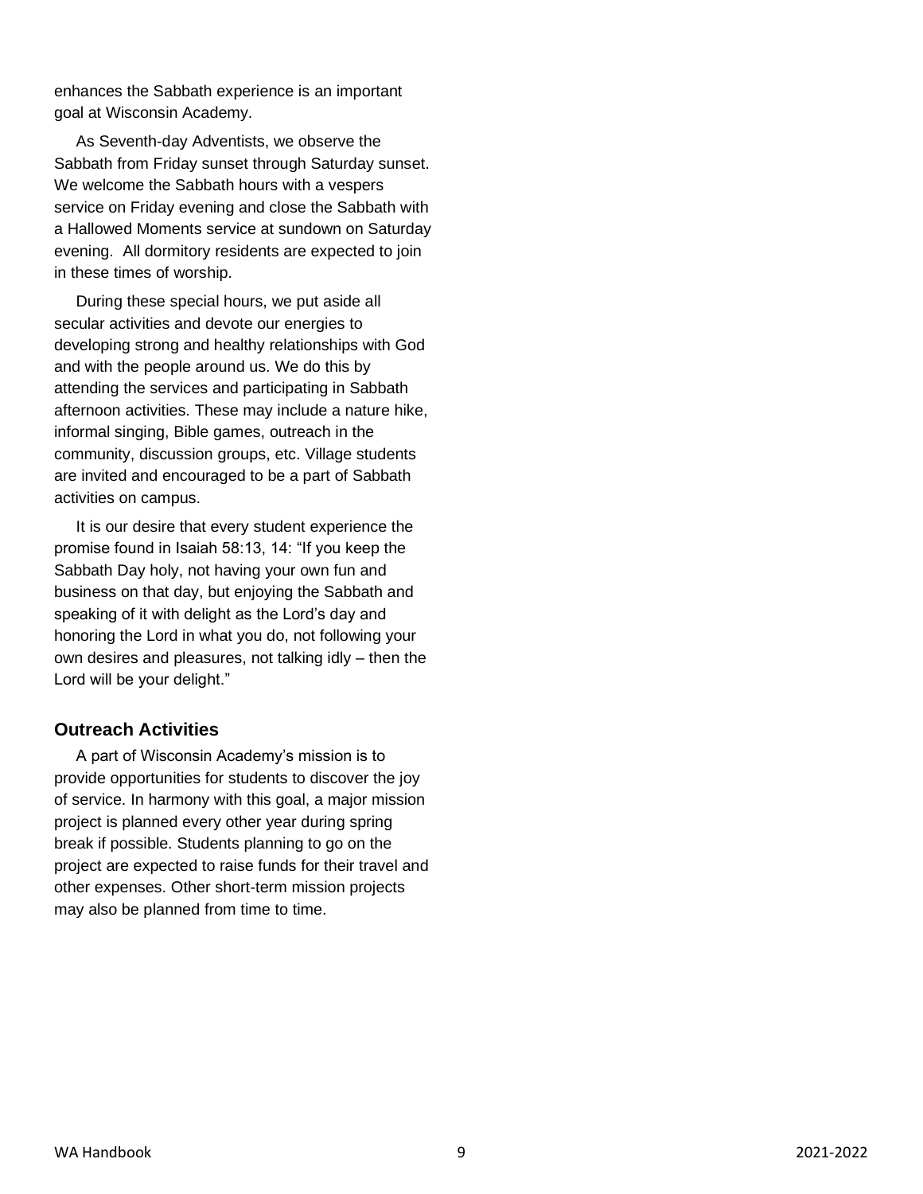enhances the Sabbath experience is an important goal at Wisconsin Academy.

As Seventh-day Adventists, we observe the Sabbath from Friday sunset through Saturday sunset. We welcome the Sabbath hours with a vespers service on Friday evening and close the Sabbath with a Hallowed Moments service at sundown on Saturday evening. All dormitory residents are expected to join in these times of worship.

During these special hours, we put aside all secular activities and devote our energies to developing strong and healthy relationships with God and with the people around us. We do this by attending the services and participating in Sabbath afternoon activities. These may include a nature hike, informal singing, Bible games, outreach in the community, discussion groups, etc. Village students are invited and encouraged to be a part of Sabbath activities on campus.

It is our desire that every student experience the promise found in Isaiah 58:13, 14: "If you keep the Sabbath Day holy, not having your own fun and business on that day, but enjoying the Sabbath and speaking of it with delight as the Lord's day and honoring the Lord in what you do, not following your own desires and pleasures, not talking idly – then the Lord will be your delight."

### Outreach Activities

A part of Wisconsin Academy's mission is to provide opportunities for students to discover the joy of service. In harmony with this goal, a major mission project is planned every other year during spring break if possible. Students planning to go on the project are expected to raise funds for their travel and other expenses. Other short-term mission projects may also be planned from time to time.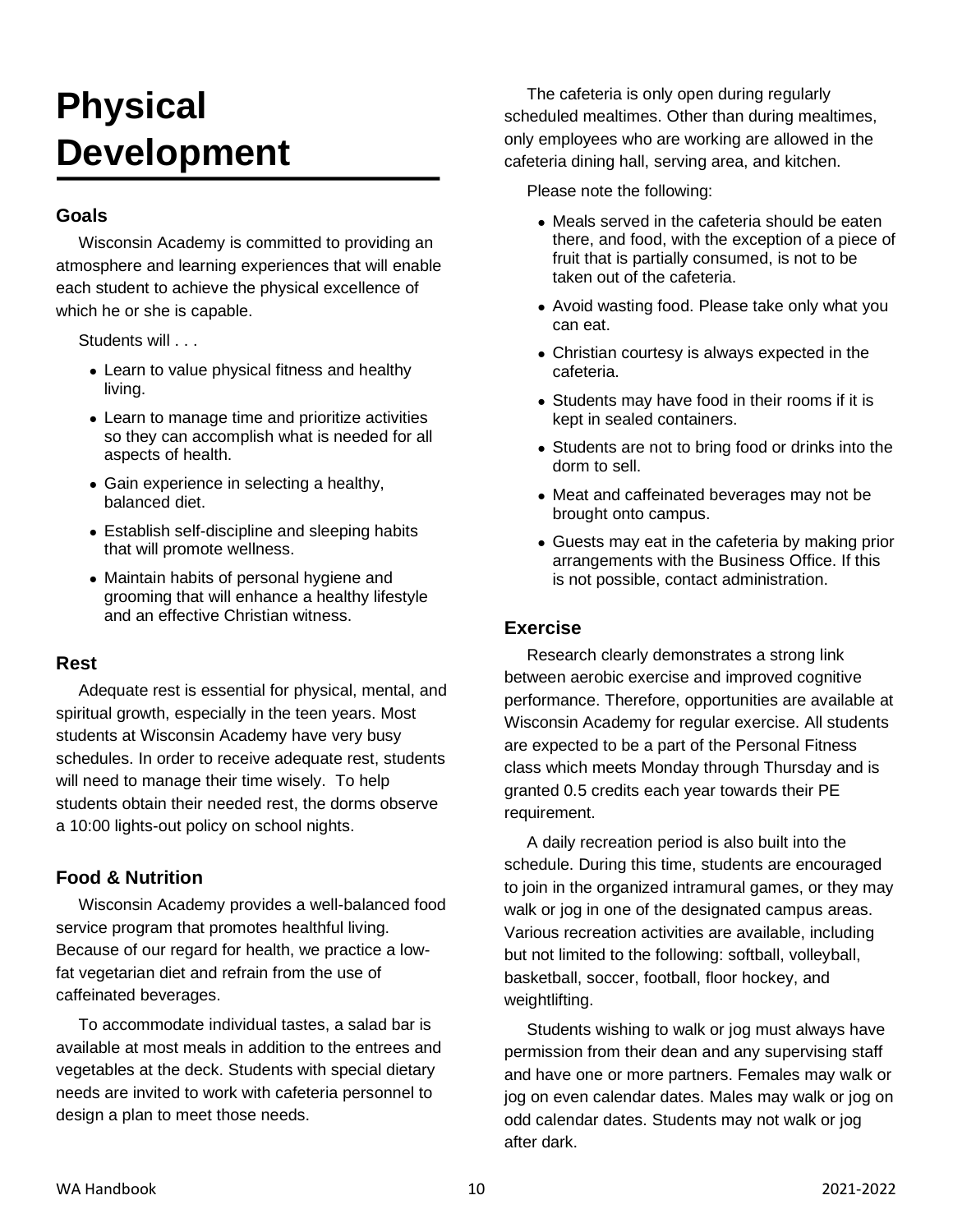# Physical Development

## Goals

Wisconsin Academy is committed to providing an atmosphere and learning experiences that will enable each student to achieve the physical excellence of which he or she is capable.

Students will . . .

- Learn to value physical fitness and healthy living.
- Learn to manage time and prioritize activities so they can accomplish what is needed for all aspects of health.
- Gain experience in selecting a healthy, balanced diet.
- Establish self-discipline and sleeping habits that will promote wellness.
- Maintain habits of personal hygiene and grooming that will enhance a healthy lifestyle and an effective Christian witness.

## Rest

Adequate rest is essential for physical, mental, and spiritual growth, especially in the teen years. Most students at Wisconsin Academy have very busy schedules. In order to receive adequate rest, students will need to manage their time wisely. To help students obtain their needed rest, the dorms observe a 10:00 lights-out policy on school nights.

## Food & Nutrition

Wisconsin Academy provides a well-balanced food service program that promotes healthful living. Because of our regard for health, we practice a low-fat vegetarian diet and refrain from the use of caffeinated beverages.

To accommodate individual tastes, a salad bar is available at most meals in addition to the entrees and vegetables at the deck. Students with special dietary needs are invited to work with cafeteria personnel to design a plan to meet those needs.

The cafeteria is only open during regularly scheduled mealtimes. Other than during mealtimes, only employees who are working are allowed in the cafeteria dining hall, serving area, and kitchen.

Please note the following:

- Meals served in the cafeteria should be eaten there, and food, with the exception of a piece of fruit that is partially consumed, is not to be taken out of the cafeteria.
- Avoid wasting food. Please take only what you can eat.
- Christian courtesy is always expected in the cafeteria.
- Students may have food in their rooms if it is kept in sealed containers.
- Students are not to bring food or drinks into the dorm to sell.
- Meat and caffeinated beverages may not be brought onto campus.
- Guests may eat in the cafeteria by making prior arrangements with the Business Office. If this is not possible, contact administration.

## Exercise

Research clearly demonstrates a strong link between aerobic exercise and improved cognitive performance. Therefore, opportunities are available at Wisconsin Academy for regular exercise. All students are expected to be a part of the Personal Fitness class which meets Monday through Thursday and is granted 0.5 credits each year towards their PE requirement.

A daily recreation period is also built into the schedule. During this time, students are encouraged to join in the organized intramural games, or they may walk or jog in one of the designated campus areas. Various recreation activities are available, including but not limited to the following: softball, volleyball, basketball, soccer, football, floor hockey, and weightlifting.

Students wishing to walk or jog must always have permission from their dean and any supervising staff and have one or more partners. Females may walk or jog on even calendar dates. Males may walk or jog on odd calendar dates. Students may not walk or jog after dark.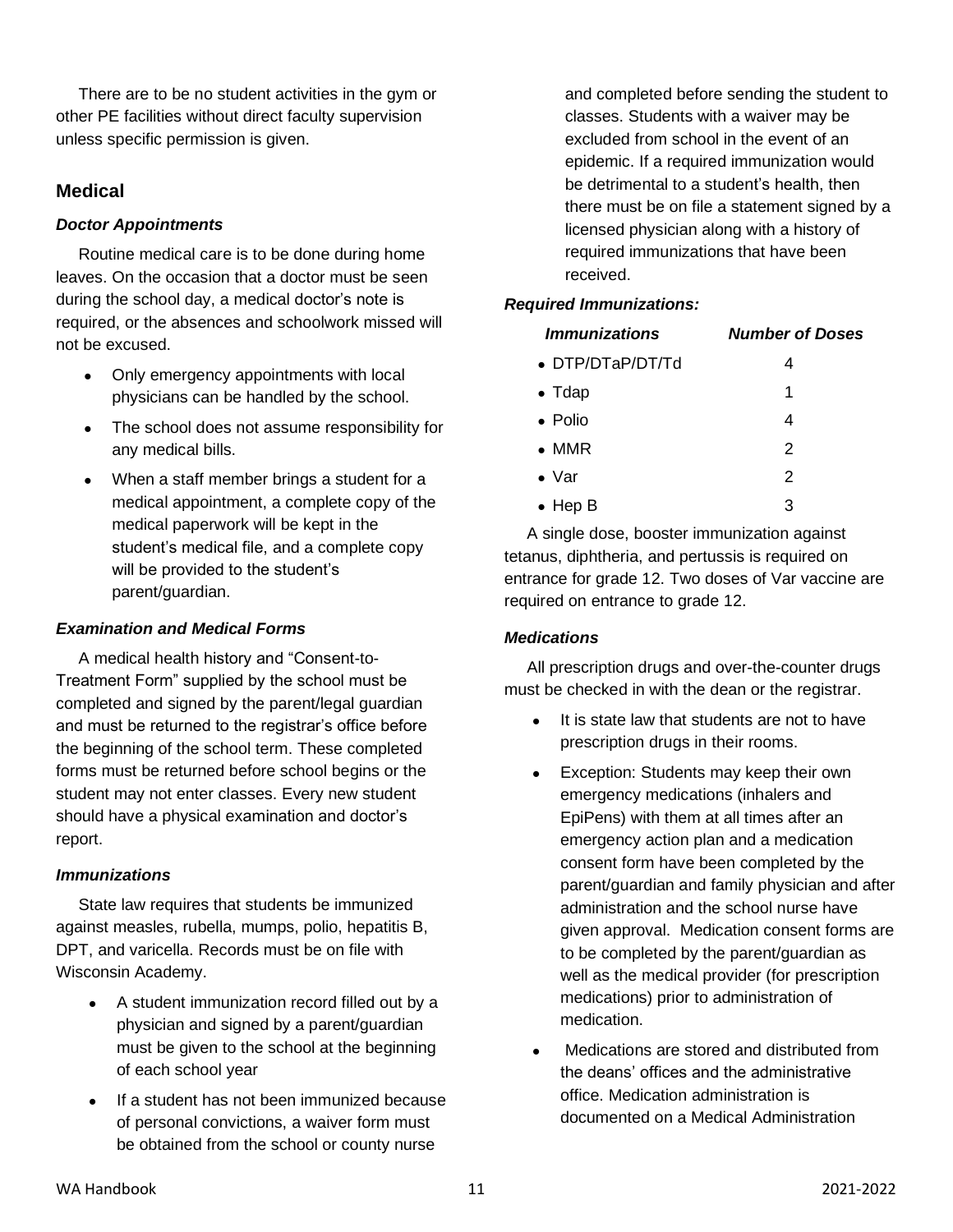There are to be no student activities in the gym or other PE facilities without direct faculty supervision unless specific permission is given.

## Medical

### *Doctor Appointments*

Routine medical care is to be done during home leaves. On the occasion that a doctor must be seen during the school day, a medical doctor's note is required, or the absences and schoolwork missed will not be excused.

- Only emergency appointments with local physicians can be handled by the school.
- The school does not assume responsibility for any medical bills.
- When a staff member brings a student for a medical appointment, a complete copy of the medical paperwork will be kept in the student's medical file, and a complete copy will be provided to the student's parent/guardian.

### *Examination and Medical Forms*

A medical health history and "Consent-to-Treatment Form" supplied by the school must be completed and signed by the parent/legal guardian and must be returned to the registrar's office before the beginning of the school term. These completed forms must be returned before school begins or the student may not enter classes. Every new student should have a physical examination and doctor's report.

### *Immunizations*

State law requires that students be immunized against measles, rubella, mumps, polio, hepatitis B, DPT, and varicella. Records must be on file with Wisconsin Academy.

- A student immunization record filled out by a physician and signed by a parent/guardian must be given to the school at the beginning of each school year
- If a student has not been immunized because of personal convictions, a waiver form must be obtained from the school or county nurse and completed before sending the student to classes. Students with a waiver may be excluded from school in the event of an epidemic. If a required immunization would be detrimental to a student's health, then there must be on file a statement signed by a licensed physician along with a history of required immunizations that have been received.

### *Required Immunizations:*

| *Immunizations* | *Number of Doses* |
|---|---|
| DTP/DTaP/DT/Td | 4 |
| Tdap | 1 |
| Polio | 4 |
| MMR | 2 |
| Var | 2 |
| Hep B | 3 |

A single dose, booster immunization against tetanus, diphtheria, and pertussis is required on entrance for grade 12. Two doses of Var vaccine are required on entrance to grade 12.

### *Medications*

All prescription drugs and over-the-counter drugs must be checked in with the dean or the registrar.

- It is state law that students are not to have prescription drugs in their rooms.
- Exception: Students may keep their own emergency medications (inhalers and EpiPens) with them at all times after an emergency action plan and a medication consent form have been completed by the parent/guardian and family physician and after administration and the school nurse have given approval. Medication consent forms are to be completed by the parent/guardian as well as the medical provider (for prescription medications) prior to administration of medication.
- Medications are stored and distributed from the deans' offices and the administrative office. Medication administration is documented on a Medical Administration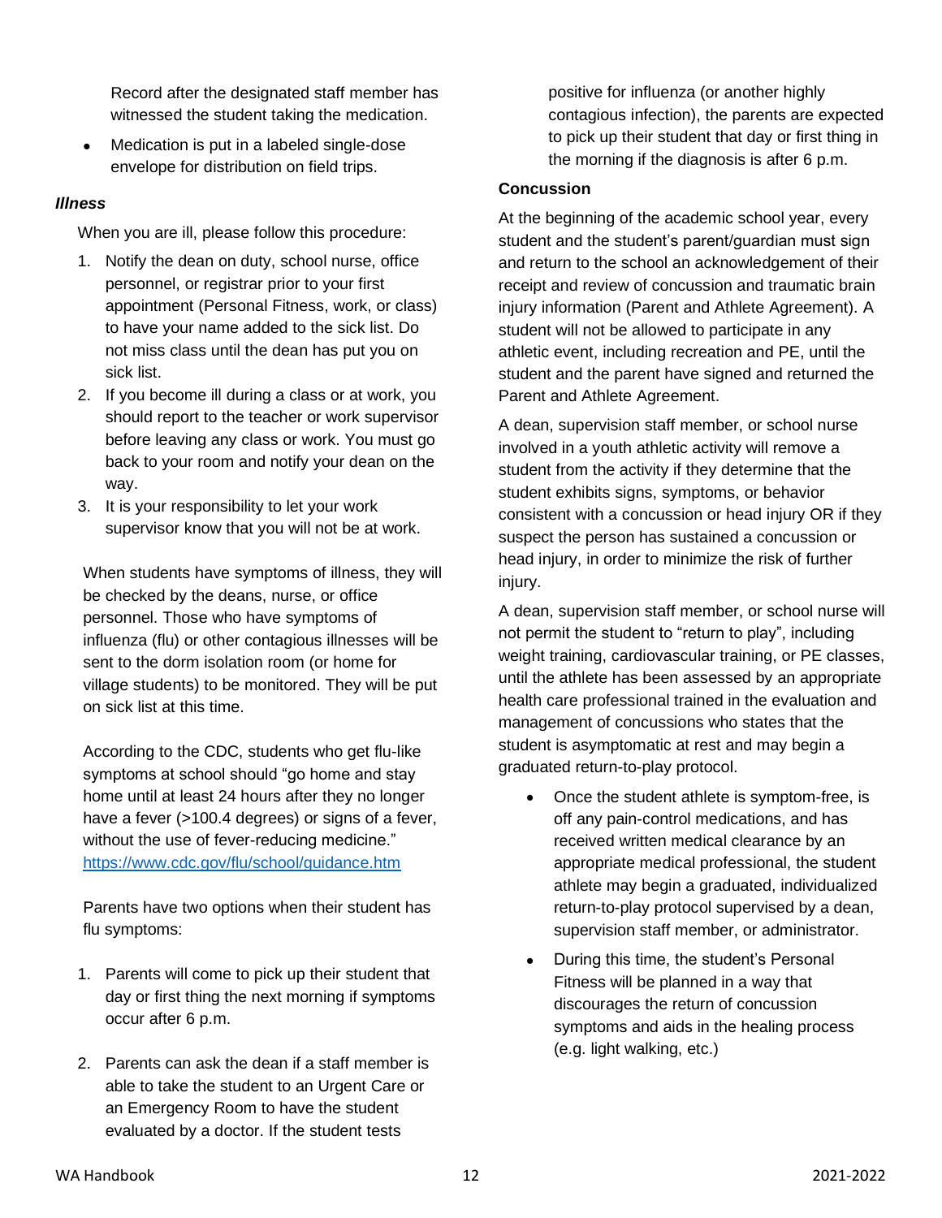Record after the designated staff member has witnessed the student taking the medication.

- Medication is put in a labeled single-dose envelope for distribution on field trips.

### *Illness*

When you are ill, please follow this procedure:

1. Notify the dean on duty, school nurse, office personnel, or registrar prior to your first appointment (Personal Fitness, work, or class) to have your name added to the sick list. Do not miss class until the dean has put you on sick list.
2. If you become ill during a class or at work, you should report to the teacher or work supervisor before leaving any class or work. You must go back to your room and notify your dean on the way.
3. It is your responsibility to let your work supervisor know that you will not be at work.

When students have symptoms of illness, they will be checked by the deans, nurse, or office personnel. Those who have symptoms of influenza (flu) or other contagious illnesses will be sent to the dorm isolation room (or home for village students) to be monitored. They will be put on sick list at this time.

According to the CDC, students who get flu-like symptoms at school should "go home and stay home until at least 24 hours after they no longer have a fever (>100.4 degrees) or signs of a fever, without the use of fever-reducing medicine." https://www.cdc.gov/flu/school/guidance.htm

Parents have two options when their student has flu symptoms:

1. Parents will come to pick up their student that day or first thing the next morning if symptoms occur after 6 p.m.
2. Parents can ask the dean if a staff member is able to take the student to an Urgent Care or an Emergency Room to have the student evaluated by a doctor. If the student tests positive for influenza (or another highly contagious infection), the parents are expected to pick up their student that day or first thing in the morning if the diagnosis is after 6 p.m.

### Concussion

At the beginning of the academic school year, every student and the student's parent/guardian must sign and return to the school an acknowledgement of their receipt and review of concussion and traumatic brain injury information (Parent and Athlete Agreement). A student will not be allowed to participate in any athletic event, including recreation and PE, until the student and the parent have signed and returned the Parent and Athlete Agreement.

A dean, supervision staff member, or school nurse involved in a youth athletic activity will remove a student from the activity if they determine that the student exhibits signs, symptoms, or behavior consistent with a concussion or head injury OR if they suspect the person has sustained a concussion or head injury, in order to minimize the risk of further injury.

A dean, supervision staff member, or school nurse will not permit the student to "return to play", including weight training, cardiovascular training, or PE classes, until the athlete has been assessed by an appropriate health care professional trained in the evaluation and management of concussions who states that the student is asymptomatic at rest and may begin a graduated return-to-play protocol.

- Once the student athlete is symptom-free, is off any pain-control medications, and has received written medical clearance by an appropriate medical professional, the student athlete may begin a graduated, individualized return-to-play protocol supervised by a dean, supervision staff member, or administrator.
- During this time, the student's Personal Fitness will be planned in a way that discourages the return of concussion symptoms and aids in the healing process (e.g. light walking, etc.)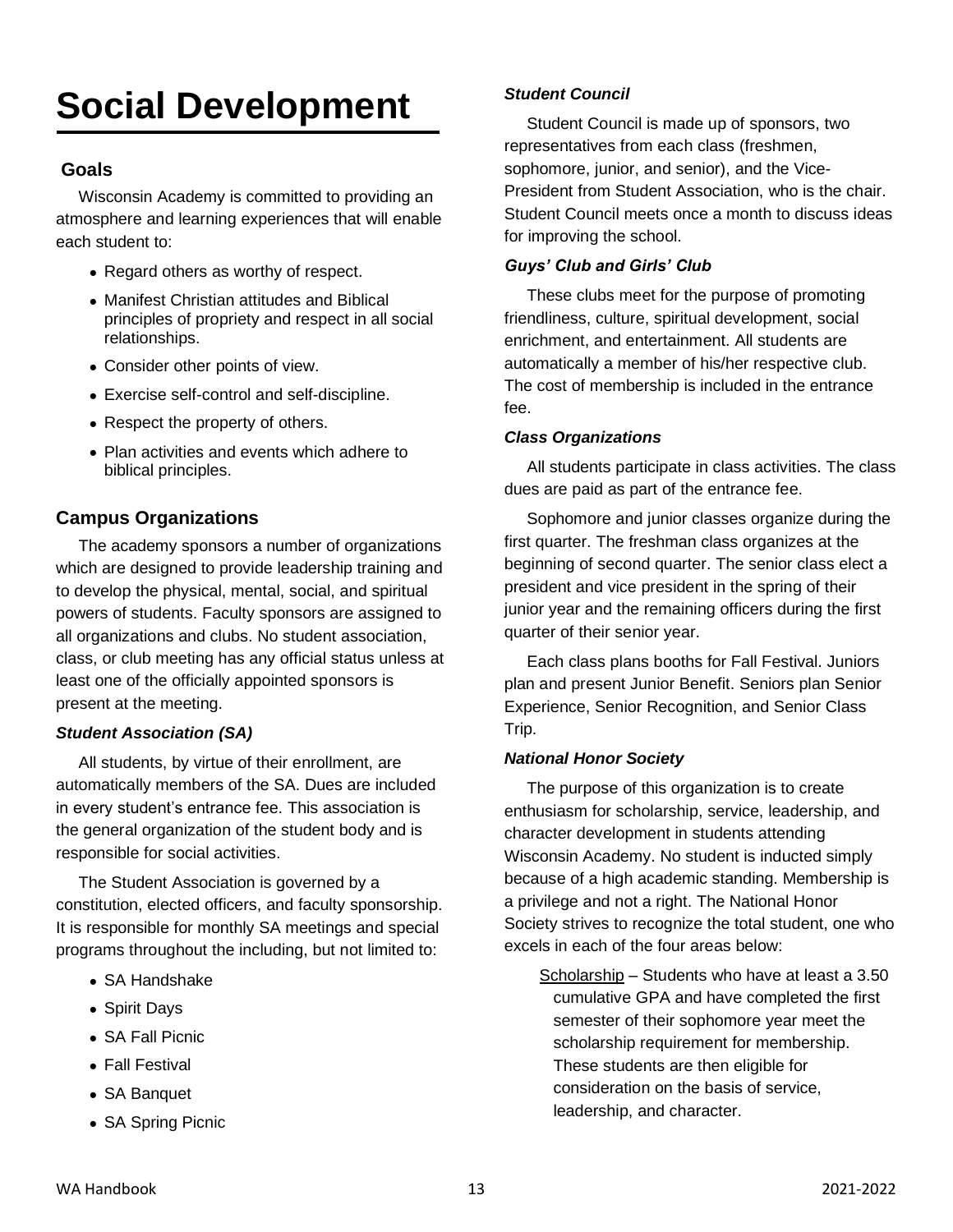# Social Development

## Goals

Wisconsin Academy is committed to providing an atmosphere and learning experiences that will enable each student to:

- Regard others as worthy of respect.
- Manifest Christian attitudes and Biblical principles of propriety and respect in all social relationships.
- Consider other points of view.
- Exercise self-control and self-discipline.
- Respect the property of others.
- Plan activities and events which adhere to biblical principles.

## Campus Organizations

The academy sponsors a number of organizations which are designed to provide leadership training and to develop the physical, mental, social, and spiritual powers of students. Faculty sponsors are assigned to all organizations and clubs. No student association, class, or club meeting has any official status unless at least one of the officially appointed sponsors is present at the meeting.

### *Student Association (SA)*

All students, by virtue of their enrollment, are automatically members of the SA. Dues are included in every student's entrance fee. This association is the general organization of the student body and is responsible for social activities.

The Student Association is governed by a constitution, elected officers, and faculty sponsorship. It is responsible for monthly SA meetings and special programs throughout the including, but not limited to:

- SA Handshake
- Spirit Days
- SA Fall Picnic
- Fall Festival
- SA Banquet
- SA Spring Picnic

### *Student Council*

Student Council is made up of sponsors, two representatives from each class (freshmen, sophomore, junior, and senior), and the Vice-President from Student Association, who is the chair. Student Council meets once a month to discuss ideas for improving the school.

### *Guys' Club and Girls' Club*

These clubs meet for the purpose of promoting friendliness, culture, spiritual development, social enrichment, and entertainment. All students are automatically a member of his/her respective club. The cost of membership is included in the entrance fee.

### *Class Organizations*

All students participate in class activities. The class dues are paid as part of the entrance fee.

Sophomore and junior classes organize during the first quarter. The freshman class organizes at the beginning of second quarter. The senior class elect a president and vice president in the spring of their junior year and the remaining officers during the first quarter of their senior year.

Each class plans booths for Fall Festival. Juniors plan and present Junior Benefit. Seniors plan Senior Experience, Senior Recognition, and Senior Class Trip.

### *National Honor Society*

The purpose of this organization is to create enthusiasm for scholarship, service, leadership, and character development in students attending Wisconsin Academy. No student is inducted simply because of a high academic standing. Membership is a privilege and not a right. The National Honor Society strives to recognize the total student, one who excels in each of the four areas below:

Scholarship – Students who have at least a 3.50 cumulative GPA and have completed the first semester of their sophomore year meet the scholarship requirement for membership. These students are then eligible for consideration on the basis of service, leadership, and character.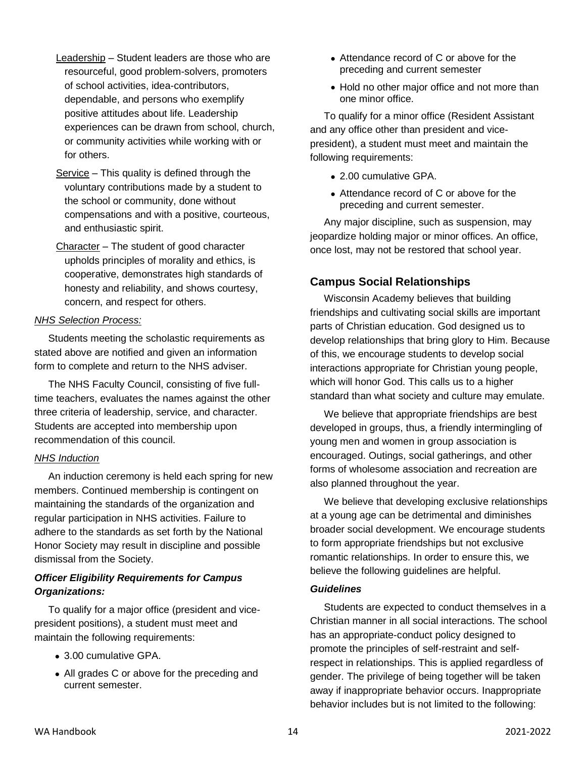<u>Leadership</u> – Student leaders are those who are resourceful, good problem-solvers, promoters of school activities, idea-contributors, dependable, and persons who exemplify positive attitudes about life. Leadership experiences can be drawn from school, church, or community activities while working with or for others.

<u>Service</u> – This quality is defined through the voluntary contributions made by a student to the school or community, done without compensations and with a positive, courteous, and enthusiastic spirit.

<u>Character</u> – The student of good character upholds principles of morality and ethics, is cooperative, demonstrates high standards of honesty and reliability, and shows courtesy, concern, and respect for others.

*<u>NHS Selection Process:</u>*

Students meeting the scholastic requirements as stated above are notified and given an information form to complete and return to the NHS adviser.

The NHS Faculty Council, consisting of five full-time teachers, evaluates the names against the other three criteria of leadership, service, and character. Students are accepted into membership upon recommendation of this council.

*<u>NHS Induction</u>*

An induction ceremony is held each spring for new members. Continued membership is contingent on maintaining the standards of the organization and regular participation in NHS activities. Failure to adhere to the standards as set forth by the National Honor Society may result in discipline and possible dismissal from the Society.

***Officer Eligibility Requirements for Campus Organizations:***

To qualify for a major office (president and vice-president positions), a student must meet and maintain the following requirements:

- 3.00 cumulative GPA.
- All grades C or above for the preceding and current semester.
- Attendance record of C or above for the preceding and current semester
- Hold no other major office and not more than one minor office.

To qualify for a minor office (Resident Assistant and any office other than president and vice-president), a student must meet and maintain the following requirements:

- 2.00 cumulative GPA.
- Attendance record of C or above for the preceding and current semester.

Any major discipline, such as suspension, may jeopardize holding major or minor offices. An office, once lost, may not be restored that school year.

## Campus Social Relationships

Wisconsin Academy believes that building friendships and cultivating social skills are important parts of Christian education. God designed us to develop relationships that bring glory to Him. Because of this, we encourage students to develop social interactions appropriate for Christian young people, which will honor God. This calls us to a higher standard than what society and culture may emulate.

We believe that appropriate friendships are best developed in groups, thus, a friendly intermingling of young men and women in group association is encouraged. Outings, social gatherings, and other forms of wholesome association and recreation are also planned throughout the year.

We believe that developing exclusive relationships at a young age can be detrimental and diminishes broader social development. We encourage students to form appropriate friendships but not exclusive romantic relationships. In order to ensure this, we believe the following guidelines are helpful.

***Guidelines***

Students are expected to conduct themselves in a Christian manner in all social interactions. The school has an appropriate-conduct policy designed to promote the principles of self-restraint and self-respect in relationships. This is applied regardless of gender. The privilege of being together will be taken away if inappropriate behavior occurs. Inappropriate behavior includes but is not limited to the following: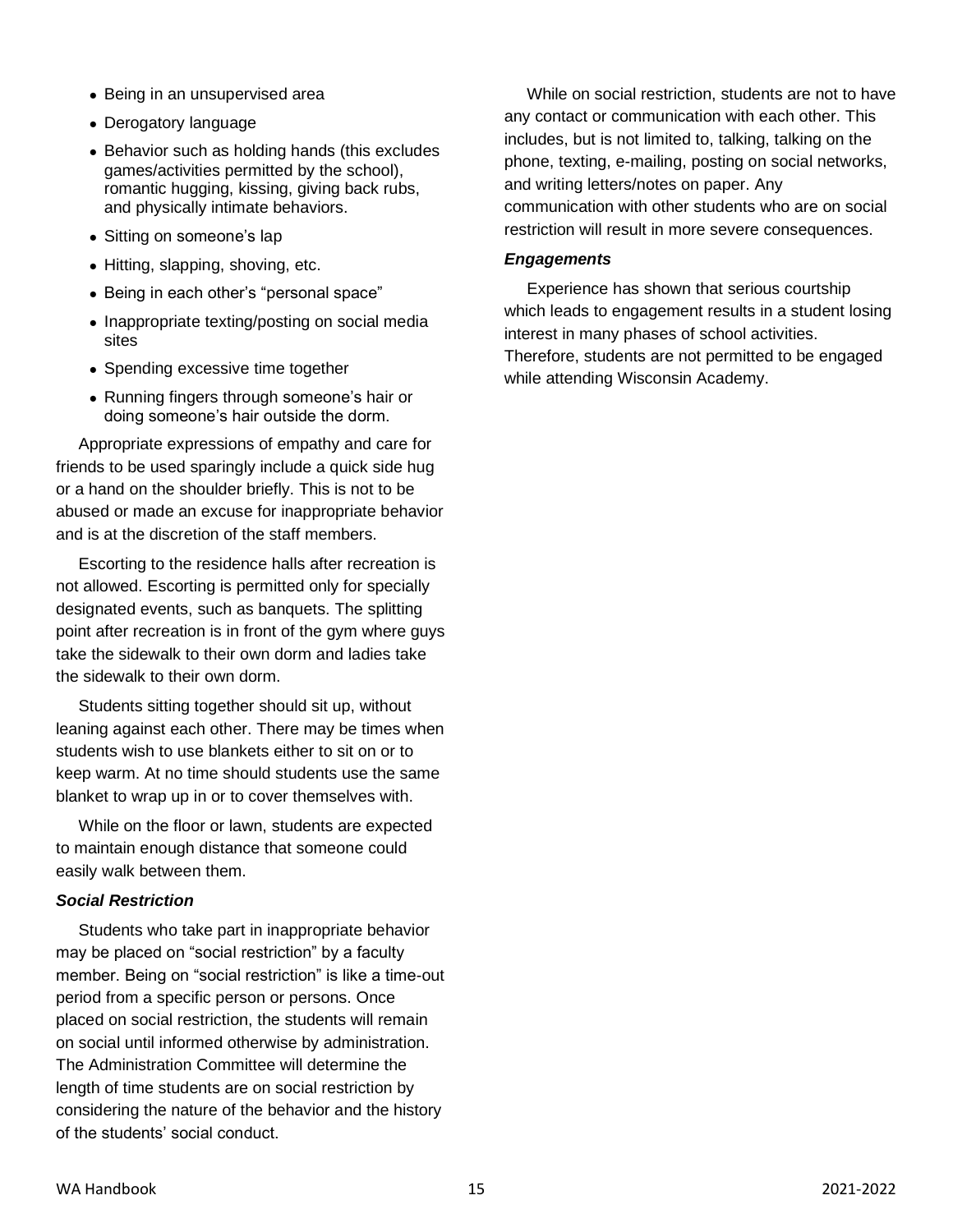- Being in an unsupervised area
- Derogatory language
- Behavior such as holding hands (this excludes games/activities permitted by the school), romantic hugging, kissing, giving back rubs, and physically intimate behaviors.
- Sitting on someone's lap
- Hitting, slapping, shoving, etc.
- Being in each other's "personal space"
- Inappropriate texting/posting on social media sites
- Spending excessive time together
- Running fingers through someone's hair or doing someone's hair outside the dorm.

Appropriate expressions of empathy and care for friends to be used sparingly include a quick side hug or a hand on the shoulder briefly. This is not to be abused or made an excuse for inappropriate behavior and is at the discretion of the staff members.

Escorting to the residence halls after recreation is not allowed. Escorting is permitted only for specially designated events, such as banquets. The splitting point after recreation is in front of the gym where guys take the sidewalk to their own dorm and ladies take the sidewalk to their own dorm.

Students sitting together should sit up, without leaning against each other. There may be times when students wish to use blankets either to sit on or to keep warm. At no time should students use the same blanket to wrap up in or to cover themselves with.

While on the floor or lawn, students are expected to maintain enough distance that someone could easily walk between them.

### *Social Restriction*

Students who take part in inappropriate behavior may be placed on "social restriction" by a faculty member. Being on "social restriction" is like a time-out period from a specific person or persons. Once placed on social restriction, the students will remain on social until informed otherwise by administration. The Administration Committee will determine the length of time students are on social restriction by considering the nature of the behavior and the history of the students' social conduct.

While on social restriction, students are not to have any contact or communication with each other. This includes, but is not limited to, talking, talking on the phone, texting, e-mailing, posting on social networks, and writing letters/notes on paper. Any communication with other students who are on social restriction will result in more severe consequences.

### *Engagements*

Experience has shown that serious courtship which leads to engagement results in a student losing interest in many phases of school activities. Therefore, students are not permitted to be engaged while attending Wisconsin Academy.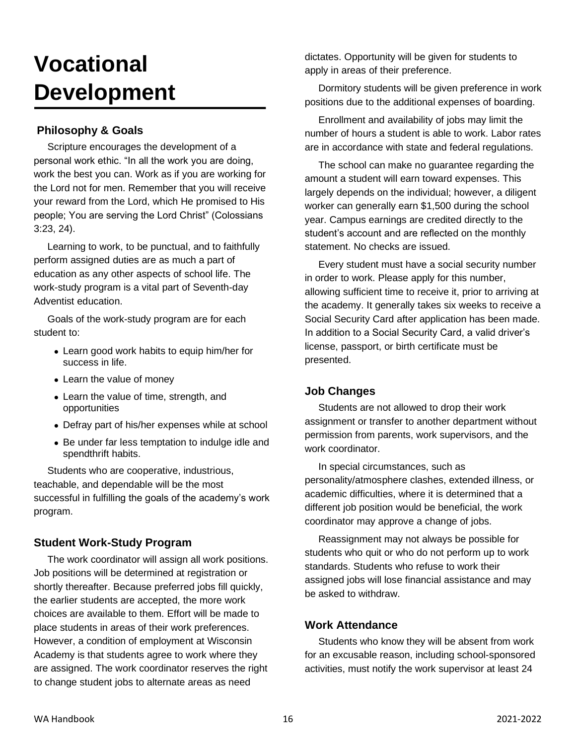# Vocational Development

## Philosophy & Goals

Scripture encourages the development of a personal work ethic. "In all the work you are doing, work the best you can. Work as if you are working for the Lord not for men. Remember that you will receive your reward from the Lord, which He promised to His people; You are serving the Lord Christ" (Colossians 3:23, 24).

Learning to work, to be punctual, and to faithfully perform assigned duties are as much a part of education as any other aspects of school life. The work-study program is a vital part of Seventh-day Adventist education.

Goals of the work-study program are for each student to:

- Learn good work habits to equip him/her for success in life.
- Learn the value of money
- Learn the value of time, strength, and opportunities
- Defray part of his/her expenses while at school
- Be under far less temptation to indulge idle and spendthrift habits.

Students who are cooperative, industrious, teachable, and dependable will be the most successful in fulfilling the goals of the academy's work program.

## Student Work-Study Program

The work coordinator will assign all work positions. Job positions will be determined at registration or shortly thereafter. Because preferred jobs fill quickly, the earlier students are accepted, the more work choices are available to them. Effort will be made to place students in areas of their work preferences. However, a condition of employment at Wisconsin Academy is that students agree to work where they are assigned. The work coordinator reserves the right to change student jobs to alternate areas as need dictates. Opportunity will be given for students to apply in areas of their preference.

Dormitory students will be given preference in work positions due to the additional expenses of boarding.

Enrollment and availability of jobs may limit the number of hours a student is able to work. Labor rates are in accordance with state and federal regulations.

The school can make no guarantee regarding the amount a student will earn toward expenses. This largely depends on the individual; however, a diligent worker can generally earn $1,500 during the school year. Campus earnings are credited directly to the student's account and are reflected on the monthly statement. No checks are issued.

Every student must have a social security number in order to work. Please apply for this number, allowing sufficient time to receive it, prior to arriving at the academy. It generally takes six weeks to receive a Social Security Card after application has been made. In addition to a Social Security Card, a valid driver's license, passport, or birth certificate must be presented.

## Job Changes

Students are not allowed to drop their work assignment or transfer to another department without permission from parents, work supervisors, and the work coordinator.

In special circumstances, such as personality/atmosphere clashes, extended illness, or academic difficulties, where it is determined that a different job position would be beneficial, the work coordinator may approve a change of jobs.

Reassignment may not always be possible for students who quit or who do not perform up to work standards. Students who refuse to work their assigned jobs will lose financial assistance and may be asked to withdraw.

## Work Attendance

Students who know they will be absent from work for an excusable reason, including school-sponsored activities, must notify the work supervisor at least 24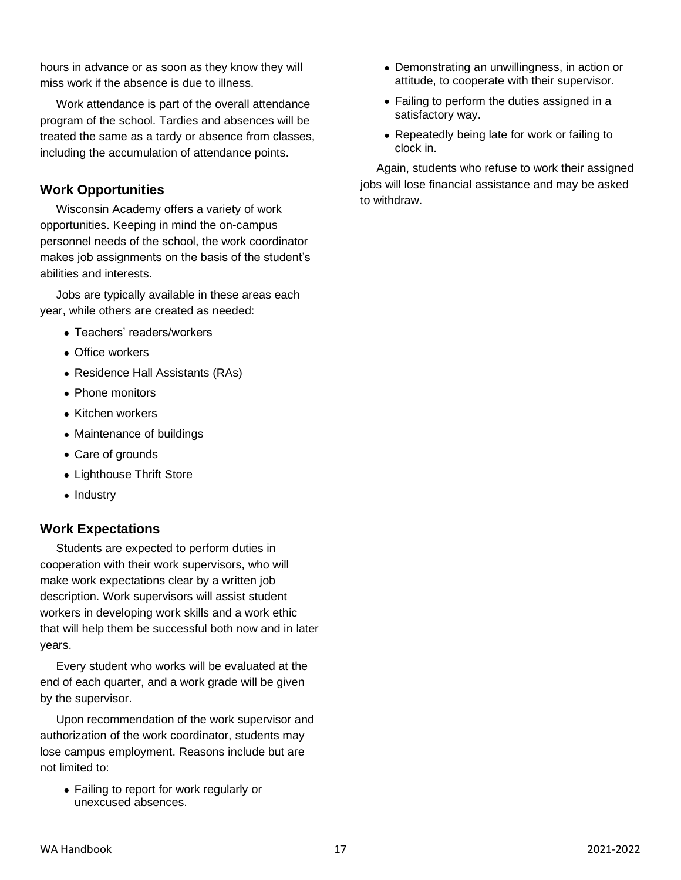hours in advance or as soon as they know they will miss work if the absence is due to illness.

Work attendance is part of the overall attendance program of the school. Tardies and absences will be treated the same as a tardy or absence from classes, including the accumulation of attendance points.

## Work Opportunities

Wisconsin Academy offers a variety of work opportunities. Keeping in mind the on-campus personnel needs of the school, the work coordinator makes job assignments on the basis of the student's abilities and interests.

Jobs are typically available in these areas each year, while others are created as needed:

- Teachers' readers/workers
- Office workers
- Residence Hall Assistants (RAs)
- Phone monitors
- Kitchen workers
- Maintenance of buildings
- Care of grounds
- Lighthouse Thrift Store
- Industry

## Work Expectations

Students are expected to perform duties in cooperation with their work supervisors, who will make work expectations clear by a written job description. Work supervisors will assist student workers in developing work skills and a work ethic that will help them be successful both now and in later years.

Every student who works will be evaluated at the end of each quarter, and a work grade will be given by the supervisor.

Upon recommendation of the work supervisor and authorization of the work coordinator, students may lose campus employment. Reasons include but are not limited to:

- Failing to report for work regularly or unexcused absences.
- Demonstrating an unwillingness, in action or attitude, to cooperate with their supervisor.
- Failing to perform the duties assigned in a satisfactory way.
- Repeatedly being late for work or failing to clock in.

Again, students who refuse to work their assigned jobs will lose financial assistance and may be asked to withdraw.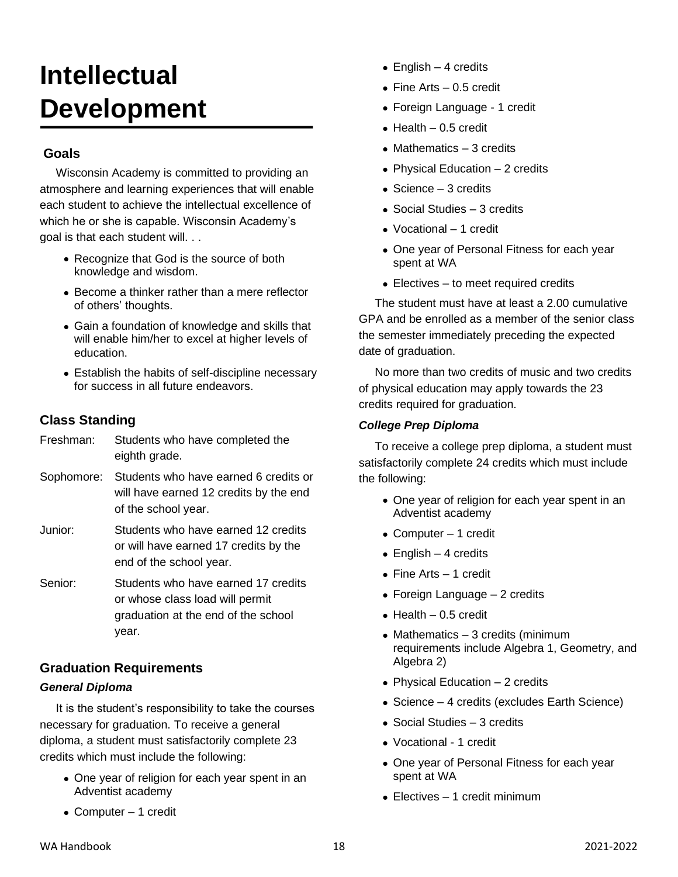# Intellectual Development

## Goals

Wisconsin Academy is committed to providing an atmosphere and learning experiences that will enable each student to achieve the intellectual excellence of which he or she is capable. Wisconsin Academy's goal is that each student will. . .

- Recognize that God is the source of both knowledge and wisdom.
- Become a thinker rather than a mere reflector of others' thoughts.
- Gain a foundation of knowledge and skills that will enable him/her to excel at higher levels of education.
- Establish the habits of self-discipline necessary for success in all future endeavors.

## Class Standing

| | |
|---|---|
| Freshman: | Students who have completed the eighth grade. |
| Sophomore: | Students who have earned 6 credits or will have earned 12 credits by the end of the school year. |
| Junior: | Students who have earned 12 credits or will have earned 17 credits by the end of the school year. |
| Senior: | Students who have earned 17 credits or whose class load will permit graduation at the end of the school year. |

## Graduation Requirements

### *General Diploma*

It is the student's responsibility to take the courses necessary for graduation. To receive a general diploma, a student must satisfactorily complete 23 credits which must include the following:

- One year of religion for each year spent in an Adventist academy
- Computer – 1 credit
- English – 4 credits
- Fine Arts – 0.5 credit
- Foreign Language - 1 credit
- Health – 0.5 credit
- Mathematics – 3 credits
- Physical Education – 2 credits
- Science – 3 credits
- Social Studies – 3 credits
- Vocational – 1 credit
- One year of Personal Fitness for each year spent at WA
- Electives – to meet required credits

The student must have at least a 2.00 cumulative GPA and be enrolled as a member of the senior class the semester immediately preceding the expected date of graduation.

No more than two credits of music and two credits of physical education may apply towards the 23 credits required for graduation.

### *College Prep Diploma*

To receive a college prep diploma, a student must satisfactorily complete 24 credits which must include the following:

- One year of religion for each year spent in an Adventist academy
- Computer – 1 credit
- English – 4 credits
- Fine Arts – 1 credit
- Foreign Language – 2 credits
- Health – 0.5 credit
- Mathematics – 3 credits (minimum requirements include Algebra 1, Geometry, and Algebra 2)
- Physical Education – 2 credits
- Science – 4 credits (excludes Earth Science)
- Social Studies – 3 credits
- Vocational - 1 credit
- One year of Personal Fitness for each year spent at WA
- Electives – 1 credit minimum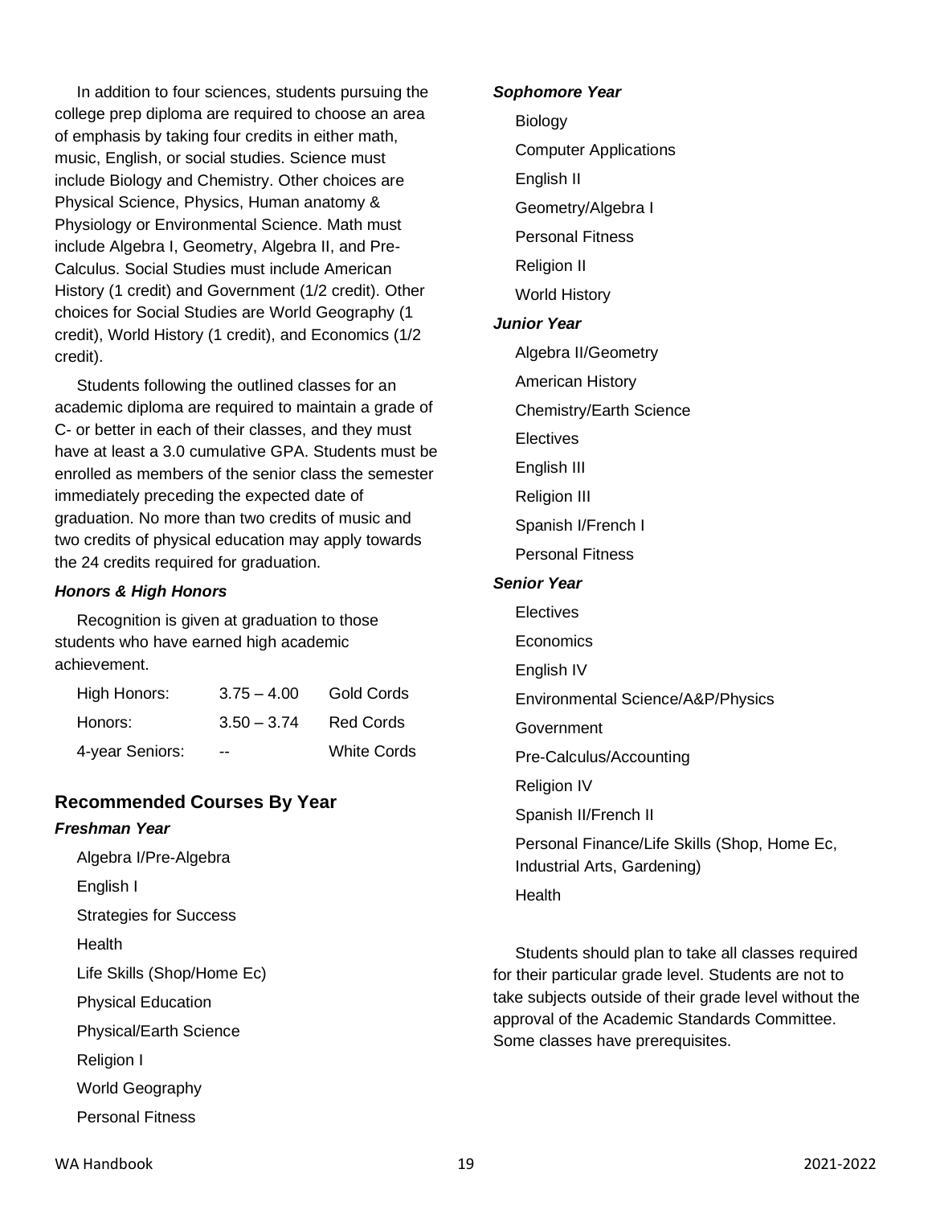In addition to four sciences, students pursuing the college prep diploma are required to choose an area of emphasis by taking four credits in either math, music, English, or social studies. Science must include Biology and Chemistry. Other choices are Physical Science, Physics, Human anatomy & Physiology or Environmental Science. Math must include Algebra I, Geometry, Algebra II, and Pre-Calculus. Social Studies must include American History (1 credit) and Government (1/2 credit). Other choices for Social Studies are World Geography (1 credit), World History (1 credit), and Economics (1/2 credit).

Students following the outlined classes for an academic diploma are required to maintain a grade of C- or better in each of their classes, and they must have at least a 3.0 cumulative GPA. Students must be enrolled as members of the senior class the semester immediately preceding the expected date of graduation. No more than two credits of music and two credits of physical education may apply towards the 24 credits required for graduation.

### *Honors & High Honors*

Recognition is given at graduation to those students who have earned high academic achievement.

| | | |
|---|---|---|
| High Honors: | 3.75 – 4.00 | Gold Cords |
| Honors: | 3.50 – 3.74 | Red Cords |
| 4-year Seniors: | -- | White Cords |

## Recommended Courses By Year

### *Freshman Year*

- Algebra I/Pre-Algebra
- English I
- Strategies for Success
- Health
- Life Skills (Shop/Home Ec)
- Physical Education
- Physical/Earth Science
- Religion I
- World Geography
- Personal Fitness

### *Sophomore Year*

- Biology
- Computer Applications
- English II
- Geometry/Algebra I
- Personal Fitness
- Religion II
- World History

### *Junior Year*

- Algebra II/Geometry
- American History
- Chemistry/Earth Science
- Electives
- English III
- Religion III
- Spanish I/French I
- Personal Fitness

### *Senior Year*

- Electives
- Economics
- English IV
- Environmental Science/A&P/Physics
- Government
- Pre-Calculus/Accounting
- Religion IV
- Spanish II/French II
- Personal Finance/Life Skills (Shop, Home Ec, Industrial Arts, Gardening)
- Health

Students should plan to take all classes required for their particular grade level. Students are not to take subjects outside of their grade level without the approval of the Academic Standards Committee. Some classes have prerequisites.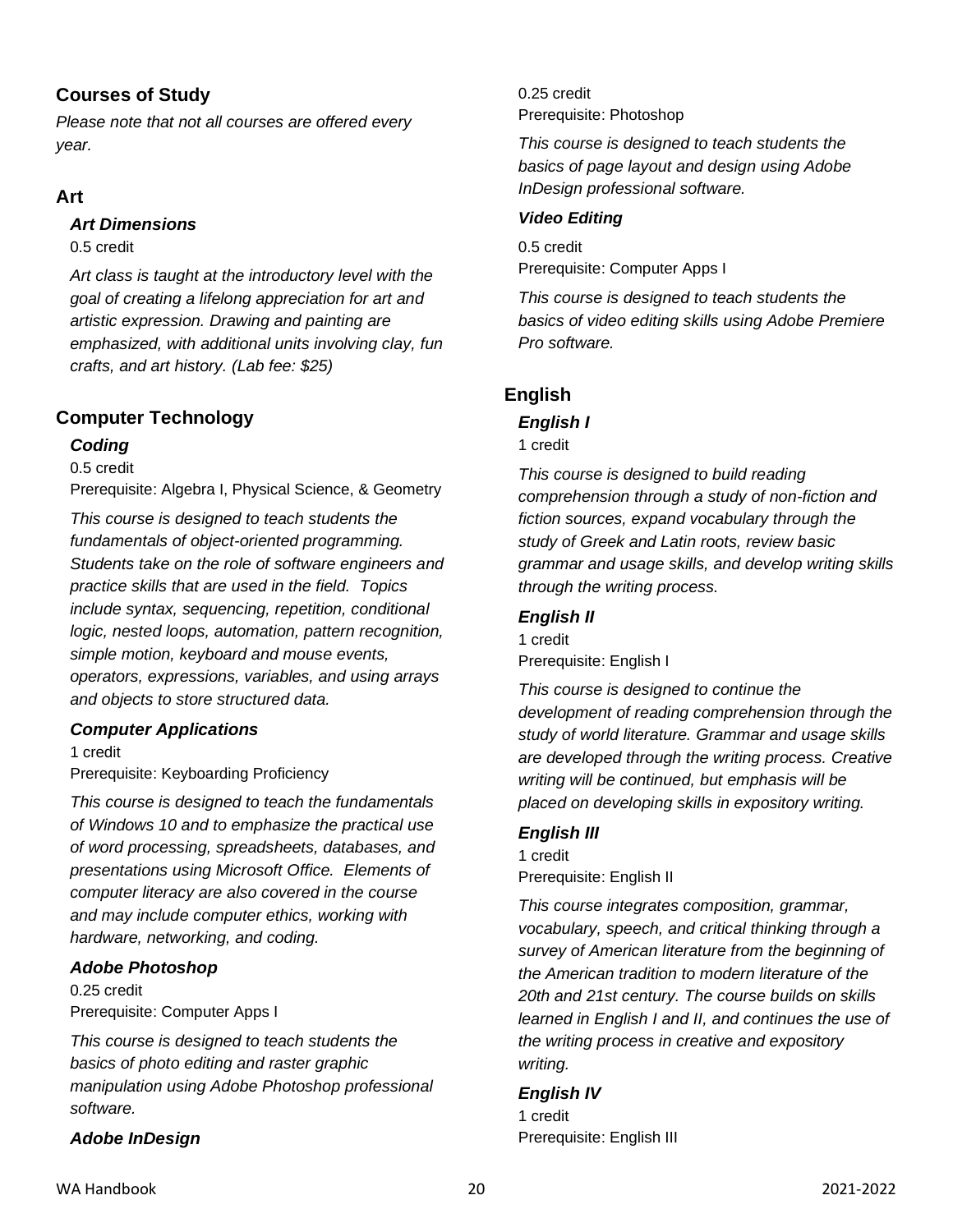## Courses of Study

*Please note that not all courses are offered every year.*

### Art

#### *Art Dimensions*

0.5 credit

*Art class is taught at the introductory level with the goal of creating a lifelong appreciation for art and artistic expression. Drawing and painting are emphasized, with additional units involving clay, fun crafts, and art history. (Lab fee: $25)*

### Computer Technology

#### *Coding*

0.5 credit
Prerequisite: Algebra I, Physical Science, & Geometry

*This course is designed to teach students the fundamentals of object-oriented programming. Students take on the role of software engineers and practice skills that are used in the field. Topics include syntax, sequencing, repetition, conditional logic, nested loops, automation, pattern recognition, simple motion, keyboard and mouse events, operators, expressions, variables, and using arrays and objects to store structured data.*

#### *Computer Applications*

1 credit
Prerequisite: Keyboarding Proficiency

*This course is designed to teach the fundamentals of Windows 10 and to emphasize the practical use of word processing, spreadsheets, databases, and presentations using Microsoft Office. Elements of computer literacy are also covered in the course and may include computer ethics, working with hardware, networking, and coding.*

#### *Adobe Photoshop*

0.25 credit
Prerequisite: Computer Apps I

*This course is designed to teach students the basics of photo editing and raster graphic manipulation using Adobe Photoshop professional software.*

#### *Adobe InDesign*

0.25 credit
Prerequisite: Photoshop

*This course is designed to teach students the basics of page layout and design using Adobe InDesign professional software.*

#### *Video Editing*

0.5 credit
Prerequisite: Computer Apps I

*This course is designed to teach students the basics of video editing skills using Adobe Premiere Pro software.*

### English

#### *English I*

1 credit

*This course is designed to build reading comprehension through a study of non-fiction and fiction sources, expand vocabulary through the study of Greek and Latin roots, review basic grammar and usage skills, and develop writing skills through the writing process.*

#### *English II*

1 credit
Prerequisite: English I

*This course is designed to continue the development of reading comprehension through the study of world literature. Grammar and usage skills are developed through the writing process. Creative writing will be continued, but emphasis will be placed on developing skills in expository writing.*

#### *English III*

1 credit
Prerequisite: English II

*This course integrates composition, grammar, vocabulary, speech, and critical thinking through a survey of American literature from the beginning of the American tradition to modern literature of the 20th and 21st century. The course builds on skills learned in English I and II, and continues the use of the writing process in creative and expository writing.*

#### *English IV*

1 credit
Prerequisite: English III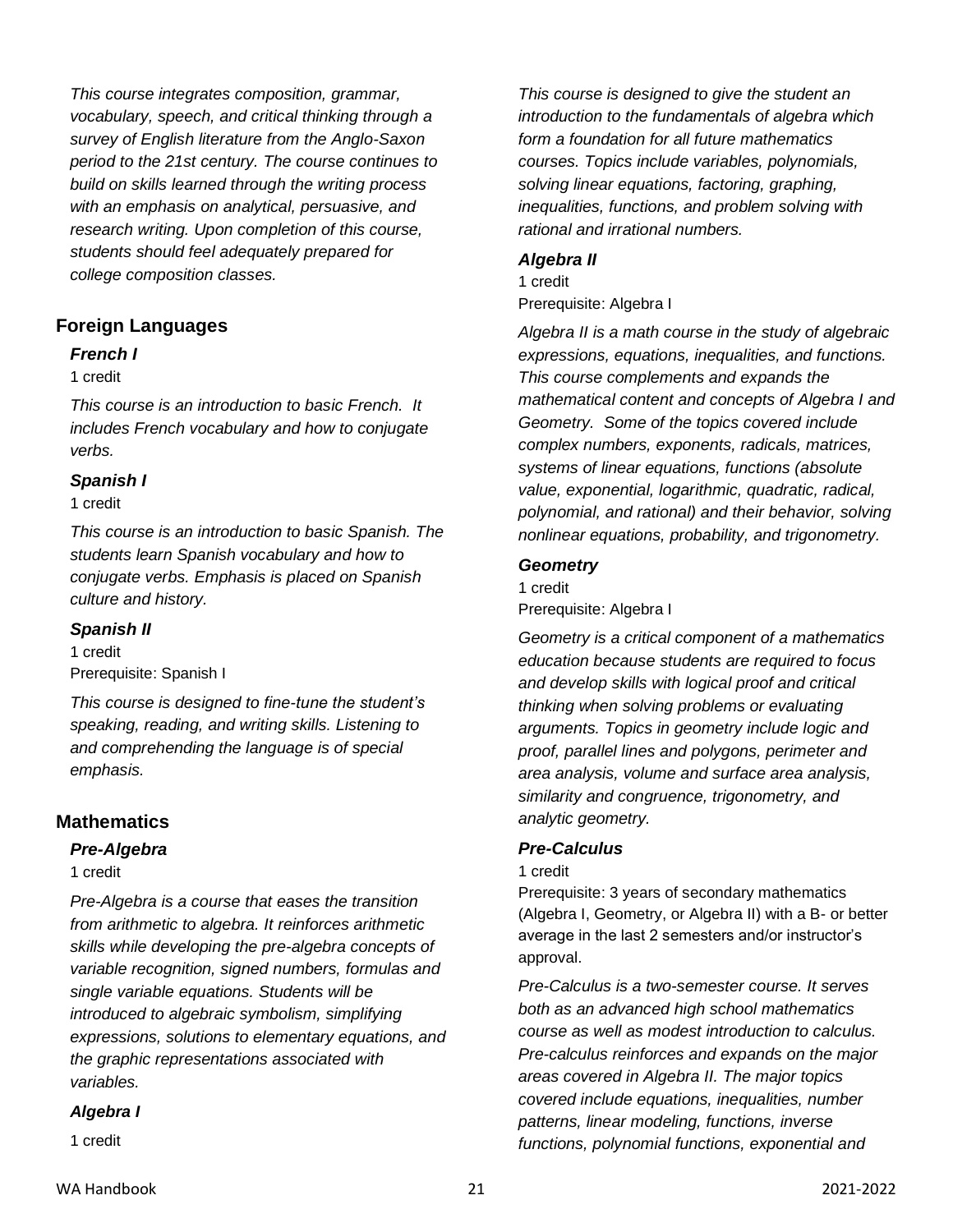*This course integrates composition, grammar, vocabulary, speech, and critical thinking through a survey of English literature from the Anglo-Saxon period to the 21st century. The course continues to build on skills learned through the writing process with an emphasis on analytical, persuasive, and research writing. Upon completion of this course, students should feel adequately prepared for college composition classes.*

## Foreign Languages

### *French I*

1 credit

*This course is an introduction to basic French. It includes French vocabulary and how to conjugate verbs.*

### *Spanish I*

1 credit

*This course is an introduction to basic Spanish. The students learn Spanish vocabulary and how to conjugate verbs. Emphasis is placed on Spanish culture and history.*

### *Spanish II*

1 credit
Prerequisite: Spanish I

*This course is designed to fine-tune the student's speaking, reading, and writing skills. Listening to and comprehending the language is of special emphasis.*

## Mathematics

### *Pre-Algebra*

1 credit

*Pre-Algebra is a course that eases the transition from arithmetic to algebra. It reinforces arithmetic skills while developing the pre-algebra concepts of variable recognition, signed numbers, formulas and single variable equations. Students will be introduced to algebraic symbolism, simplifying expressions, solutions to elementary equations, and the graphic representations associated with variables.*

### *Algebra I*

1 credit

*This course is designed to give the student an introduction to the fundamentals of algebra which form a foundation for all future mathematics courses. Topics include variables, polynomials, solving linear equations, factoring, graphing, inequalities, functions, and problem solving with rational and irrational numbers.*

### *Algebra II*

1 credit
Prerequisite: Algebra I

*Algebra II is a math course in the study of algebraic expressions, equations, inequalities, and functions. This course complements and expands the mathematical content and concepts of Algebra I and Geometry. Some of the topics covered include complex numbers, exponents, radicals, matrices, systems of linear equations, functions (absolute value, exponential, logarithmic, quadratic, radical, polynomial, and rational) and their behavior, solving nonlinear equations, probability, and trigonometry.*

### *Geometry*

1 credit
Prerequisite: Algebra I

*Geometry is a critical component of a mathematics education because students are required to focus and develop skills with logical proof and critical thinking when solving problems or evaluating arguments. Topics in geometry include logic and proof, parallel lines and polygons, perimeter and area analysis, volume and surface area analysis, similarity and congruence, trigonometry, and analytic geometry.*

### *Pre-Calculus*

1 credit
Prerequisite: 3 years of secondary mathematics (Algebra I, Geometry, or Algebra II) with a B- or better average in the last 2 semesters and/or instructor's approval.

*Pre-Calculus is a two-semester course. It serves both as an advanced high school mathematics course as well as modest introduction to calculus. Pre-calculus reinforces and expands on the major areas covered in Algebra II. The major topics covered include equations, inequalities, number patterns, linear modeling, functions, inverse functions, polynomial functions, exponential and*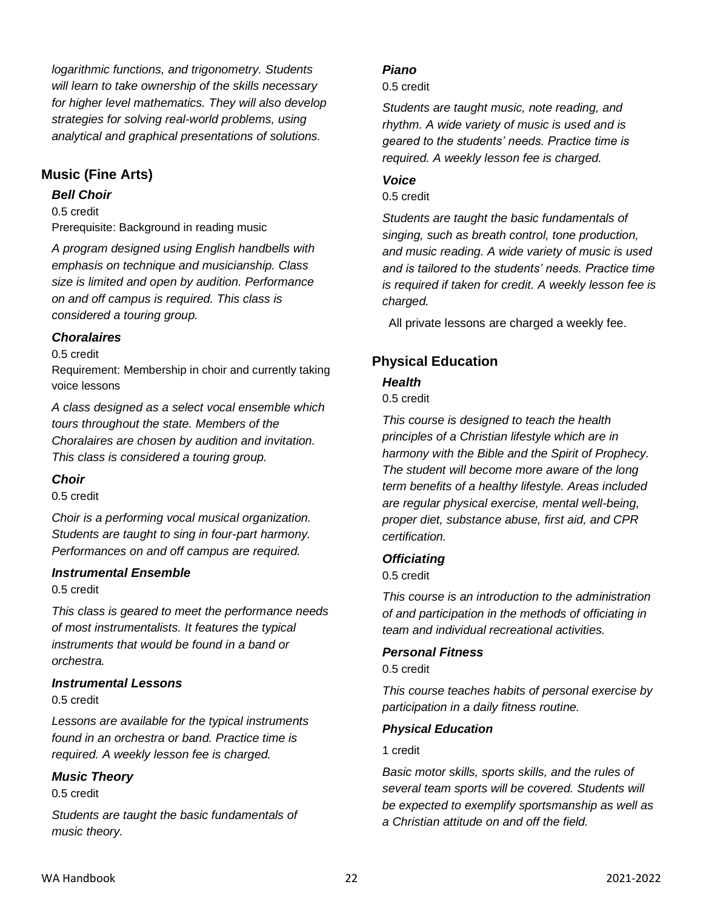*logarithmic functions, and trigonometry. Students will learn to take ownership of the skills necessary for higher level mathematics. They will also develop strategies for solving real-world problems, using analytical and graphical presentations of solutions.*

## Music (Fine Arts)

### *Bell Choir*

0.5 credit
Prerequisite: Background in reading music

*A program designed using English handbells with emphasis on technique and musicianship. Class size is limited and open by audition. Performance on and off campus is required. This class is considered a touring group.*

### *Choralaires*

0.5 credit
Requirement: Membership in choir and currently taking voice lessons

*A class designed as a select vocal ensemble which tours throughout the state. Members of the Choralaires are chosen by audition and invitation. This class is considered a touring group.*

### *Choir*

0.5 credit

*Choir is a performing vocal musical organization. Students are taught to sing in four-part harmony. Performances on and off campus are required.*

### *Instrumental Ensemble*

0.5 credit

*This class is geared to meet the performance needs of most instrumentalists. It features the typical instruments that would be found in a band or orchestra.*

### *Instrumental Lessons*

0.5 credit

*Lessons are available for the typical instruments found in an orchestra or band. Practice time is required. A weekly lesson fee is charged.*

### *Music Theory*

0.5 credit

*Students are taught the basic fundamentals of music theory.*

### *Piano*

0.5 credit

*Students are taught music, note reading, and rhythm. A wide variety of music is used and is geared to the students' needs. Practice time is required. A weekly lesson fee is charged.*

### *Voice*

0.5 credit

*Students are taught the basic fundamentals of singing, such as breath control, tone production, and music reading. A wide variety of music is used and is tailored to the students' needs. Practice time is required if taken for credit. A weekly lesson fee is charged.*

All private lessons are charged a weekly fee.

## Physical Education

### *Health*

0.5 credit

*This course is designed to teach the health principles of a Christian lifestyle which are in harmony with the Bible and the Spirit of Prophecy. The student will become more aware of the long term benefits of a healthy lifestyle. Areas included are regular physical exercise, mental well-being, proper diet, substance abuse, first aid, and CPR certification.*

### *Officiating*

0.5 credit

*This course is an introduction to the administration of and participation in the methods of officiating in team and individual recreational activities.*

### *Personal Fitness*

0.5 credit

*This course teaches habits of personal exercise by participation in a daily fitness routine.*

### *Physical Education*

1 credit

*Basic motor skills, sports skills, and the rules of several team sports will be covered. Students will be expected to exemplify sportsmanship as well as a Christian attitude on and off the field.*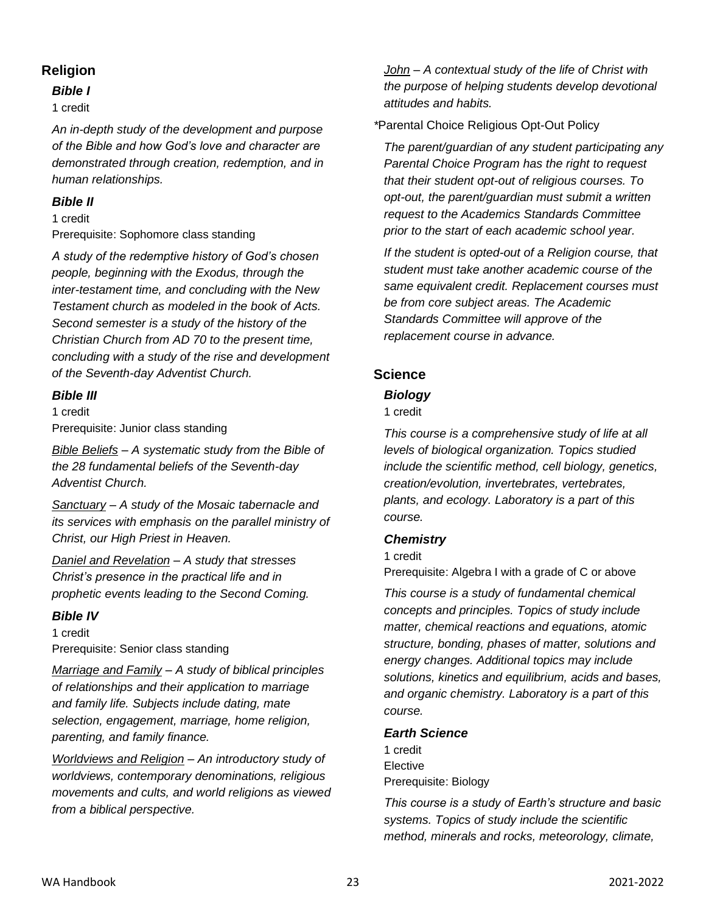## Religion

### *Bible I*

1 credit

*An in-depth study of the development and purpose of the Bible and how God's love and character are demonstrated through creation, redemption, and in human relationships.*

### *Bible II*

1 credit
Prerequisite: Sophomore class standing

*A study of the redemptive history of God's chosen people, beginning with the Exodus, through the inter-testament time, and concluding with the New Testament church as modeled in the book of Acts. Second semester is a study of the history of the Christian Church from AD 70 to the present time, concluding with a study of the rise and development of the Seventh-day Adventist Church.*

### *Bible III*

1 credit
Prerequisite: Junior class standing

*<u>Bible Beliefs</u> – A systematic study from the Bible of the 28 fundamental beliefs of the Seventh-day Adventist Church.*

*<u>Sanctuary</u> – A study of the Mosaic tabernacle and its services with emphasis on the parallel ministry of Christ, our High Priest in Heaven.*

*<u>Daniel and Revelation</u> – A study that stresses Christ's presence in the practical life and in prophetic events leading to the Second Coming.*

### *Bible IV*

1 credit
Prerequisite: Senior class standing

*<u>Marriage and Family</u> – A study of biblical principles of relationships and their application to marriage and family life. Subjects include dating, mate selection, engagement, marriage, home religion, parenting, and family finance.*

*<u>Worldviews and Religion</u> – An introductory study of worldviews, contemporary denominations, religious movements and cults, and world religions as viewed from a biblical perspective.*

*<u>John</u> – A contextual study of the life of Christ with the purpose of helping students develop devotional attitudes and habits.*

*Parental Choice Religious Opt-Out Policy

*The parent/guardian of any student participating any Parental Choice Program has the right to request that their student opt-out of religious courses. To opt-out, the parent/guardian must submit a written request to the Academics Standards Committee prior to the start of each academic school year.*

*If the student is opted-out of a Religion course, that student must take another academic course of the same equivalent credit. Replacement courses must be from core subject areas. The Academic Standards Committee will approve of the replacement course in advance.*

## Science

### *Biology*

1 credit

*This course is a comprehensive study of life at all levels of biological organization. Topics studied include the scientific method, cell biology, genetics, creation/evolution, invertebrates, vertebrates, plants, and ecology. Laboratory is a part of this course.*

### *Chemistry*

1 credit
Prerequisite: Algebra I with a grade of C or above

*This course is a study of fundamental chemical concepts and principles. Topics of study include matter, chemical reactions and equations, atomic structure, bonding, phases of matter, solutions and energy changes. Additional topics may include solutions, kinetics and equilibrium, acids and bases, and organic chemistry. Laboratory is a part of this course.*

### *Earth Science*

1 credit
Elective
Prerequisite: Biology

*This course is a study of Earth's structure and basic systems. Topics of study include the scientific method, minerals and rocks, meteorology, climate,*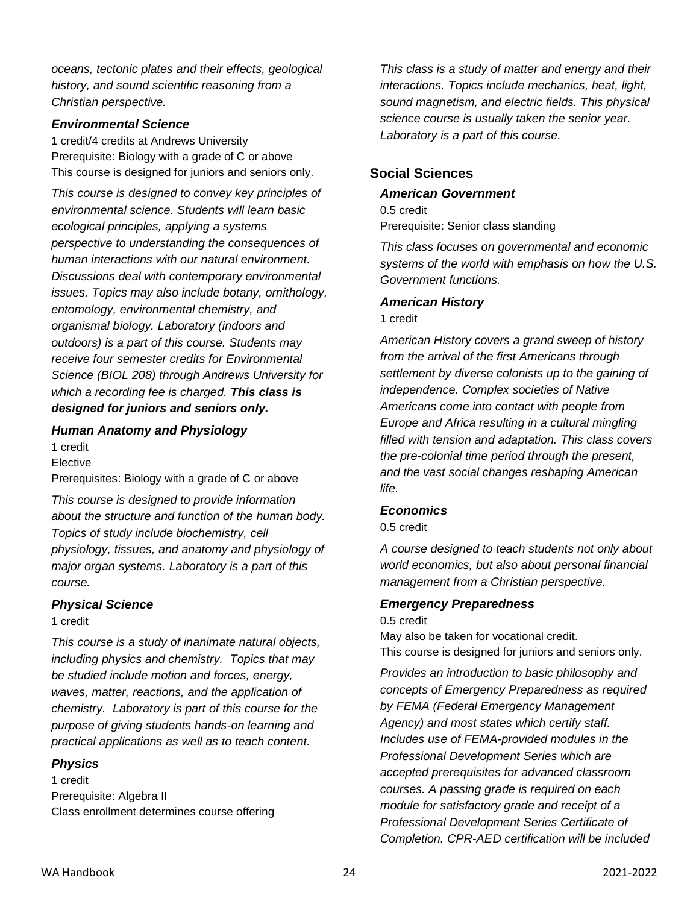*oceans, tectonic plates and their effects, geological history, and sound scientific reasoning from a Christian perspective.*

### *Environmental Science*

1 credit/4 credits at Andrews University
Prerequisite: Biology with a grade of C or above
This course is designed for juniors and seniors only.

*This course is designed to convey key principles of environmental science. Students will learn basic ecological principles, applying a systems perspective to understanding the consequences of human interactions with our natural environment. Discussions deal with contemporary environmental issues. Topics may also include botany, ornithology, entomology, environmental chemistry, and organismal biology. Laboratory (indoors and outdoors) is a part of this course. Students may receive four semester credits for Environmental Science (BIOL 208) through Andrews University for which a recording fee is charged.* ***This class is designed for juniors and seniors only.***

### *Human Anatomy and Physiology*

1 credit
Elective
Prerequisites: Biology with a grade of C or above

*This course is designed to provide information about the structure and function of the human body. Topics of study include biochemistry, cell physiology, tissues, and anatomy and physiology of major organ systems. Laboratory is a part of this course.*

### *Physical Science*

1 credit

*This course is a study of inanimate natural objects, including physics and chemistry. Topics that may be studied include motion and forces, energy, waves, matter, reactions, and the application of chemistry. Laboratory is part of this course for the purpose of giving students hands-on learning and practical applications as well as to teach content.*

### *Physics*

1 credit
Prerequisite: Algebra II
Class enrollment determines course offering

*This class is a study of matter and energy and their interactions. Topics include mechanics, heat, light, sound magnetism, and electric fields. This physical science course is usually taken the senior year. Laboratory is a part of this course.*

## Social Sciences

### *American Government*

0.5 credit
Prerequisite: Senior class standing

*This class focuses on governmental and economic systems of the world with emphasis on how the U.S. Government functions.*

### *American History*

1 credit

*American History covers a grand sweep of history from the arrival of the first Americans through settlement by diverse colonists up to the gaining of independence. Complex societies of Native Americans come into contact with people from Europe and Africa resulting in a cultural mingling filled with tension and adaptation. This class covers the pre-colonial time period through the present, and the vast social changes reshaping American life.*

### *Economics*

0.5 credit

*A course designed to teach students not only about world economics, but also about personal financial management from a Christian perspective.*

### *Emergency Preparedness*

0.5 credit
May also be taken for vocational credit.
This course is designed for juniors and seniors only.

*Provides an introduction to basic philosophy and concepts of Emergency Preparedness as required by FEMA (Federal Emergency Management Agency) and most states which certify staff. Includes use of FEMA-provided modules in the Professional Development Series which are accepted prerequisites for advanced classroom courses. A passing grade is required on each module for satisfactory grade and receipt of a Professional Development Series Certificate of Completion. CPR-AED certification will be included*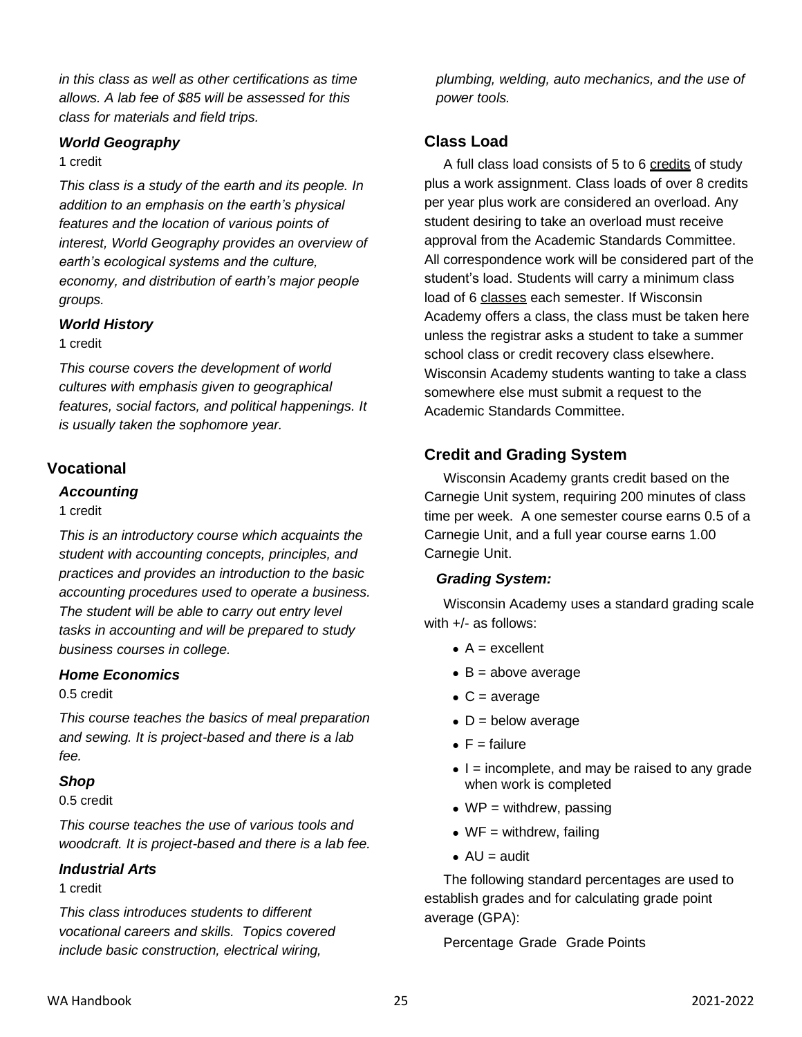*in this class as well as other certifications as time allows. A lab fee of $85 will be assessed for this class for materials and field trips.*

### *World Geography*

1 credit

*This class is a study of the earth and its people. In addition to an emphasis on the earth's physical features and the location of various points of interest, World Geography provides an overview of earth's ecological systems and the culture, economy, and distribution of earth's major people groups.*

### *World History*

1 credit

*This course covers the development of world cultures with emphasis given to geographical features, social factors, and political happenings. It is usually taken the sophomore year.*

## Vocational

### *Accounting*

1 credit

*This is an introductory course which acquaints the student with accounting concepts, principles, and practices and provides an introduction to the basic accounting procedures used to operate a business. The student will be able to carry out entry level tasks in accounting and will be prepared to study business courses in college.*

### *Home Economics*

0.5 credit

*This course teaches the basics of meal preparation and sewing. It is project-based and there is a lab fee.*

### *Shop*

0.5 credit

*This course teaches the use of various tools and woodcraft. It is project-based and there is a lab fee.*

### *Industrial Arts*

1 credit

*This class introduces students to different vocational careers and skills. Topics covered include basic construction, electrical wiring, plumbing, welding, auto mechanics, and the use of power tools.*

## Class Load

A full class load consists of 5 to 6 credits of study plus a work assignment. Class loads of over 8 credits per year plus work are considered an overload. Any student desiring to take an overload must receive approval from the Academic Standards Committee. All correspondence work will be considered part of the student's load. Students will carry a minimum class load of 6 classes each semester. If Wisconsin Academy offers a class, the class must be taken here unless the registrar asks a student to take a summer school class or credit recovery class elsewhere. Wisconsin Academy students wanting to take a class somewhere else must submit a request to the Academic Standards Committee.

## Credit and Grading System

Wisconsin Academy grants credit based on the Carnegie Unit system, requiring 200 minutes of class time per week. A one semester course earns 0.5 of a Carnegie Unit, and a full year course earns 1.00 Carnegie Unit.

### *Grading System:*

Wisconsin Academy uses a standard grading scale with +/- as follows:

- A = excellent
- B = above average
- C = average
- D = below average
- F = failure
- I = incomplete, and may be raised to any grade when work is completed
- WP = withdrew, passing
- WF = withdrew, failing
- AU = audit

The following standard percentages are used to establish grades and for calculating grade point average (GPA):

Percentage Grade Grade Points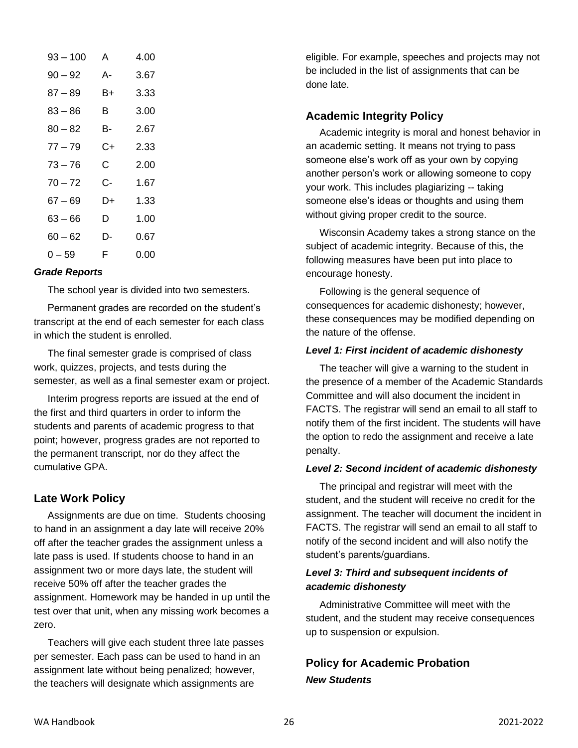| | | |
|---|---|---|
| 93 – 100 | A | 4.00 |
| 90 – 92 | A- | 3.67 |
| 87 – 89 | B+ | 3.33 |
| 83 – 86 | B | 3.00 |
| 80 – 82 | B- | 2.67 |
| 77 – 79 | C+ | 2.33 |
| 73 – 76 | C | 2.00 |
| 70 – 72 | C- | 1.67 |
| 67 – 69 | D+ | 1.33 |
| 63 – 66 | D | 1.00 |
| 60 – 62 | D- | 0.67 |
| 0 – 59 | F | 0.00 |

***Grade Reports***

The school year is divided into two semesters.

Permanent grades are recorded on the student's transcript at the end of each semester for each class in which the student is enrolled.

The final semester grade is comprised of class work, quizzes, projects, and tests during the semester, as well as a final semester exam or project.

Interim progress reports are issued at the end of the first and third quarters in order to inform the students and parents of academic progress to that point; however, progress grades are not reported to the permanent transcript, nor do they affect the cumulative GPA.

## Late Work Policy

Assignments are due on time. Students choosing to hand in an assignment a day late will receive 20% off after the teacher grades the assignment unless a late pass is used. If students choose to hand in an assignment two or more days late, the student will receive 50% off after the teacher grades the assignment. Homework may be handed in up until the test over that unit, when any missing work becomes a zero.

Teachers will give each student three late passes per semester. Each pass can be used to hand in an assignment late without being penalized; however, the teachers will designate which assignments are eligible. For example, speeches and projects may not be included in the list of assignments that can be done late.

## Academic Integrity Policy

Academic integrity is moral and honest behavior in an academic setting. It means not trying to pass someone else's work off as your own by copying another person's work or allowing someone to copy your work. This includes plagiarizing -- taking someone else's ideas or thoughts and using them without giving proper credit to the source.

Wisconsin Academy takes a strong stance on the subject of academic integrity. Because of this, the following measures have been put into place to encourage honesty.

Following is the general sequence of consequences for academic dishonesty; however, these consequences may be modified depending on the nature of the offense.

***Level 1: First incident of academic dishonesty***

The teacher will give a warning to the student in the presence of a member of the Academic Standards Committee and will also document the incident in FACTS. The registrar will send an email to all staff to notify them of the first incident. The students will have the option to redo the assignment and receive a late penalty.

***Level 2: Second incident of academic dishonesty***

The principal and registrar will meet with the student, and the student will receive no credit for the assignment. The teacher will document the incident in FACTS. The registrar will send an email to all staff to notify of the second incident and will also notify the student's parents/guardians.

***Level 3: Third and subsequent incidents of academic dishonesty***

Administrative Committee will meet with the student, and the student may receive consequences up to suspension or expulsion.

## Policy for Academic Probation

***New Students***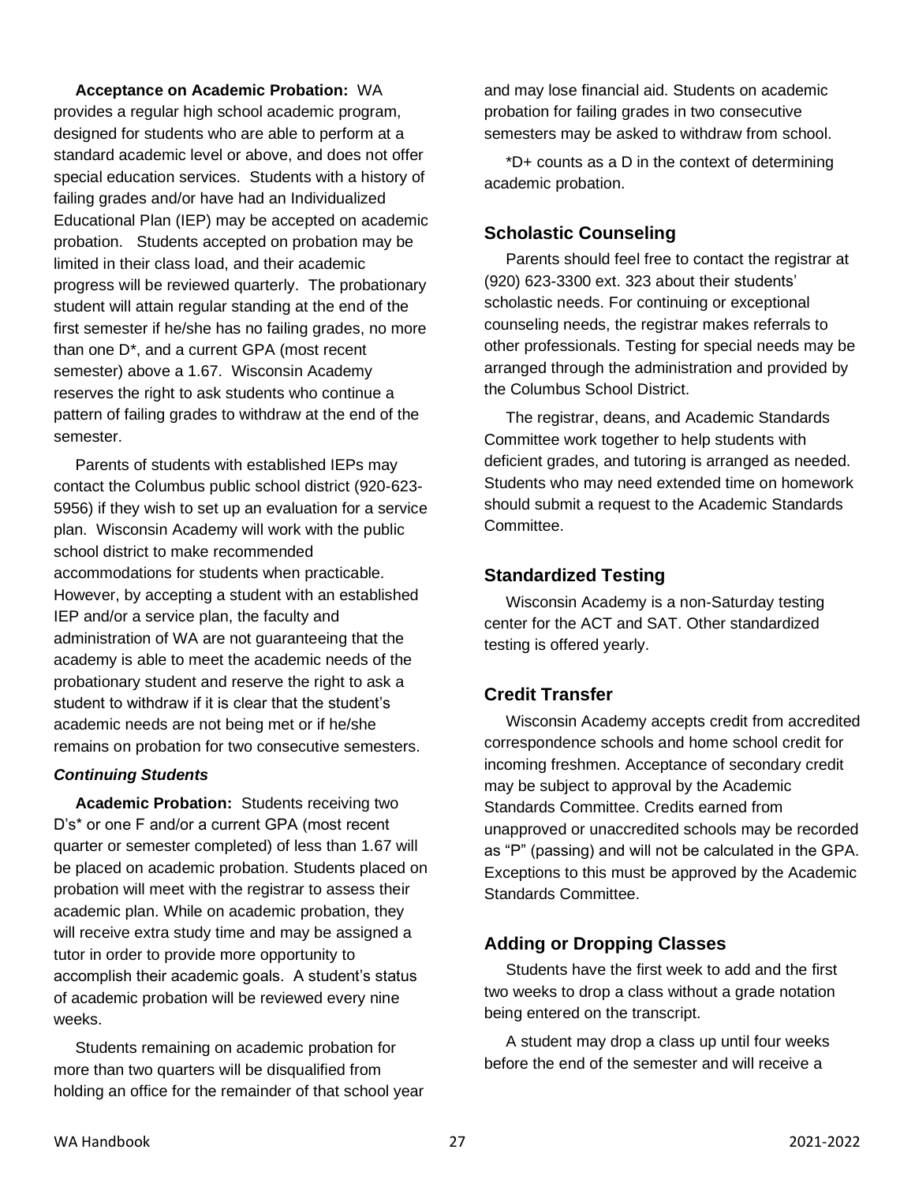**Acceptance on Academic Probation:** WA provides a regular high school academic program, designed for students who are able to perform at a standard academic level or above, and does not offer special education services. Students with a history of failing grades and/or have had an Individualized Educational Plan (IEP) may be accepted on academic probation. Students accepted on probation may be limited in their class load, and their academic progress will be reviewed quarterly. The probationary student will attain regular standing at the end of the first semester if he/she has no failing grades, no more than one D*, and a current GPA (most recent semester) above a 1.67. Wisconsin Academy reserves the right to ask students who continue a pattern of failing grades to withdraw at the end of the semester.

Parents of students with established IEPs may contact the Columbus public school district (920-623-5956) if they wish to set up an evaluation for a service plan. Wisconsin Academy will work with the public school district to make recommended accommodations for students when practicable. However, by accepting a student with an established IEP and/or a service plan, the faculty and administration of WA are not guaranteeing that the academy is able to meet the academic needs of the probationary student and reserve the right to ask a student to withdraw if it is clear that the student's academic needs are not being met or if he/she remains on probation for two consecutive semesters.

***Continuing Students***

**Academic Probation:** Students receiving two D's* or one F and/or a current GPA (most recent quarter or semester completed) of less than 1.67 will be placed on academic probation. Students placed on probation will meet with the registrar to assess their academic plan. While on academic probation, they will receive extra study time and may be assigned a tutor in order to provide more opportunity to accomplish their academic goals. A student's status of academic probation will be reviewed every nine weeks.

Students remaining on academic probation for more than two quarters will be disqualified from holding an office for the remainder of that school year and may lose financial aid. Students on academic probation for failing grades in two consecutive semesters may be asked to withdraw from school.

*D+ counts as a D in the context of determining academic probation.

## Scholastic Counseling

Parents should feel free to contact the registrar at (920) 623-3300 ext. 323 about their students' scholastic needs. For continuing or exceptional counseling needs, the registrar makes referrals to other professionals. Testing for special needs may be arranged through the administration and provided by the Columbus School District.

The registrar, deans, and Academic Standards Committee work together to help students with deficient grades, and tutoring is arranged as needed. Students who may need extended time on homework should submit a request to the Academic Standards Committee.

## Standardized Testing

Wisconsin Academy is a non-Saturday testing center for the ACT and SAT. Other standardized testing is offered yearly.

## Credit Transfer

Wisconsin Academy accepts credit from accredited correspondence schools and home school credit for incoming freshmen. Acceptance of secondary credit may be subject to approval by the Academic Standards Committee. Credits earned from unapproved or unaccredited schools may be recorded as "P" (passing) and will not be calculated in the GPA. Exceptions to this must be approved by the Academic Standards Committee.

## Adding or Dropping Classes

Students have the first week to add and the first two weeks to drop a class without a grade notation being entered on the transcript.

A student may drop a class up until four weeks before the end of the semester and will receive a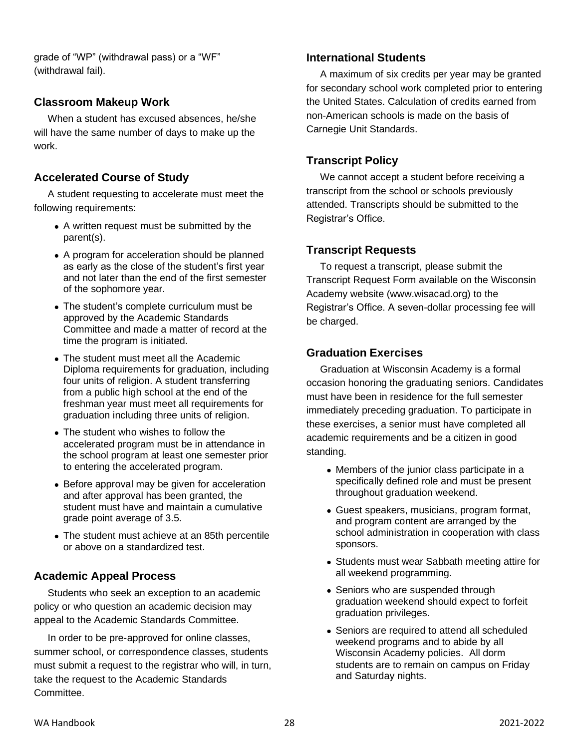grade of "WP" (withdrawal pass) or a "WF" (withdrawal fail).

### Classroom Makeup Work

When a student has excused absences, he/she will have the same number of days to make up the work.

### Accelerated Course of Study

A student requesting to accelerate must meet the following requirements:

- A written request must be submitted by the parent(s).
- A program for acceleration should be planned as early as the close of the student's first year and not later than the end of the first semester of the sophomore year.
- The student's complete curriculum must be approved by the Academic Standards Committee and made a matter of record at the time the program is initiated.
- The student must meet all the Academic Diploma requirements for graduation, including four units of religion. A student transferring from a public high school at the end of the freshman year must meet all requirements for graduation including three units of religion.
- The student who wishes to follow the accelerated program must be in attendance in the school program at least one semester prior to entering the accelerated program.
- Before approval may be given for acceleration and after approval has been granted, the student must have and maintain a cumulative grade point average of 3.5.
- The student must achieve at an 85th percentile or above on a standardized test.

### Academic Appeal Process

Students who seek an exception to an academic policy or who question an academic decision may appeal to the Academic Standards Committee.

In order to be pre-approved for online classes, summer school, or correspondence classes, students must submit a request to the registrar who will, in turn, take the request to the Academic Standards Committee.

### International Students

A maximum of six credits per year may be granted for secondary school work completed prior to entering the United States. Calculation of credits earned from non-American schools is made on the basis of Carnegie Unit Standards.

### Transcript Policy

We cannot accept a student before receiving a transcript from the school or schools previously attended. Transcripts should be submitted to the Registrar's Office.

### Transcript Requests

To request a transcript, please submit the Transcript Request Form available on the Wisconsin Academy website (www.wisacad.org) to the Registrar's Office. A seven-dollar processing fee will be charged.

### Graduation Exercises

Graduation at Wisconsin Academy is a formal occasion honoring the graduating seniors. Candidates must have been in residence for the full semester immediately preceding graduation. To participate in these exercises, a senior must have completed all academic requirements and be a citizen in good standing.

- Members of the junior class participate in a specifically defined role and must be present throughout graduation weekend.
- Guest speakers, musicians, program format, and program content are arranged by the school administration in cooperation with class sponsors.
- Students must wear Sabbath meeting attire for all weekend programming.
- Seniors who are suspended through graduation weekend should expect to forfeit graduation privileges.
- Seniors are required to attend all scheduled weekend programs and to abide by all Wisconsin Academy policies. All dorm students are to remain on campus on Friday and Saturday nights.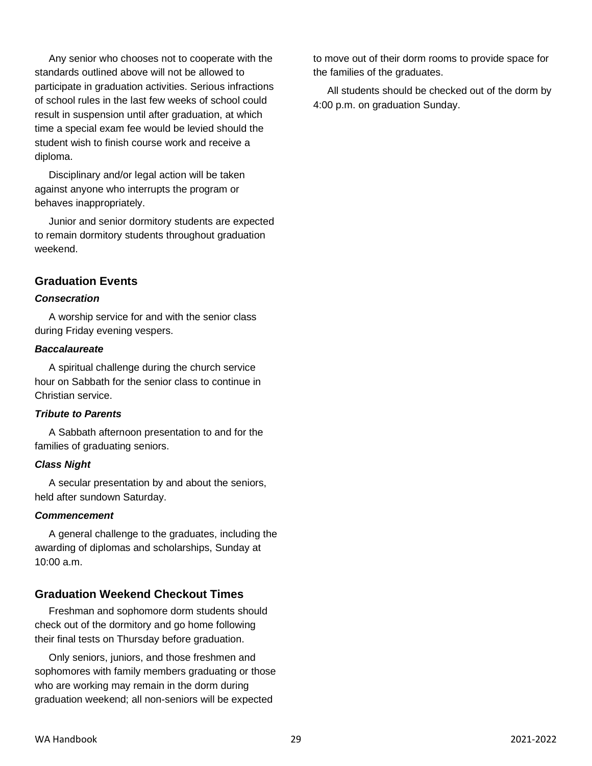Any senior who chooses not to cooperate with the standards outlined above will not be allowed to participate in graduation activities. Serious infractions of school rules in the last few weeks of school could result in suspension until after graduation, at which time a special exam fee would be levied should the student wish to finish course work and receive a diploma.

Disciplinary and/or legal action will be taken against anyone who interrupts the program or behaves inappropriately.

Junior and senior dormitory students are expected to remain dormitory students throughout graduation weekend.

## Graduation Events

### *Consecration*

A worship service for and with the senior class during Friday evening vespers.

### *Baccalaureate*

A spiritual challenge during the church service hour on Sabbath for the senior class to continue in Christian service.

### *Tribute to Parents*

A Sabbath afternoon presentation to and for the families of graduating seniors.

### *Class Night*

A secular presentation by and about the seniors, held after sundown Saturday.

### *Commencement*

A general challenge to the graduates, including the awarding of diplomas and scholarships, Sunday at 10:00 a.m.

## Graduation Weekend Checkout Times

Freshman and sophomore dorm students should check out of the dormitory and go home following their final tests on Thursday before graduation.

Only seniors, juniors, and those freshmen and sophomores with family members graduating or those who are working may remain in the dorm during graduation weekend; all non-seniors will be expected to move out of their dorm rooms to provide space for the families of the graduates.

All students should be checked out of the dorm by 4:00 p.m. on graduation Sunday.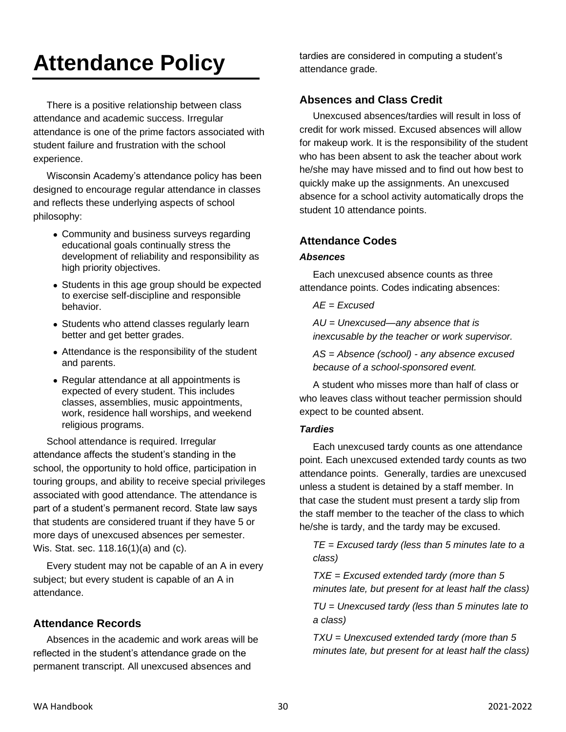# Attendance Policy

There is a positive relationship between class attendance and academic success. Irregular attendance is one of the prime factors associated with student failure and frustration with the school experience.

Wisconsin Academy's attendance policy has been designed to encourage regular attendance in classes and reflects these underlying aspects of school philosophy:

- Community and business surveys regarding educational goals continually stress the development of reliability and responsibility as high priority objectives.
- Students in this age group should be expected to exercise self-discipline and responsible behavior.
- Students who attend classes regularly learn better and get better grades.
- Attendance is the responsibility of the student and parents.
- Regular attendance at all appointments is expected of every student. This includes classes, assemblies, music appointments, work, residence hall worships, and weekend religious programs.

School attendance is required. Irregular attendance affects the student's standing in the school, the opportunity to hold office, participation in touring groups, and ability to receive special privileges associated with good attendance. The attendance is part of a student's permanent record. State law says that students are considered truant if they have 5 or more days of unexcused absences per semester. Wis. Stat. sec. 118.16(1)(a) and (c).

Every student may not be capable of an A in every subject; but every student is capable of an A in attendance.

## Attendance Records

Absences in the academic and work areas will be reflected in the student's attendance grade on the permanent transcript. All unexcused absences and tardies are considered in computing a student's attendance grade.

## Absences and Class Credit

Unexcused absences/tardies will result in loss of credit for work missed. Excused absences will allow for makeup work. It is the responsibility of the student who has been absent to ask the teacher about work he/she may have missed and to find out how best to quickly make up the assignments. An unexcused absence for a school activity automatically drops the student 10 attendance points.

## Attendance Codes

### *Absences*

Each unexcused absence counts as three attendance points. Codes indicating absences:

*AE = Excused*

*AU = Unexcused—any absence that is inexcusable by the teacher or work supervisor.*

*AS = Absence (school) - any absence excused because of a school-sponsored event.*

A student who misses more than half of class or who leaves class without teacher permission should expect to be counted absent.

### *Tardies*

Each unexcused tardy counts as one attendance point. Each unexcused extended tardy counts as two attendance points. Generally, tardies are unexcused unless a student is detained by a staff member. In that case the student must present a tardy slip from the staff member to the teacher of the class to which he/she is tardy, and the tardy may be excused.

*TE = Excused tardy (less than 5 minutes late to a class)*

*TXE = Excused extended tardy (more than 5 minutes late, but present for at least half the class)*

*TU = Unexcused tardy (less than 5 minutes late to a class)*

*TXU = Unexcused extended tardy (more than 5 minutes late, but present for at least half the class)*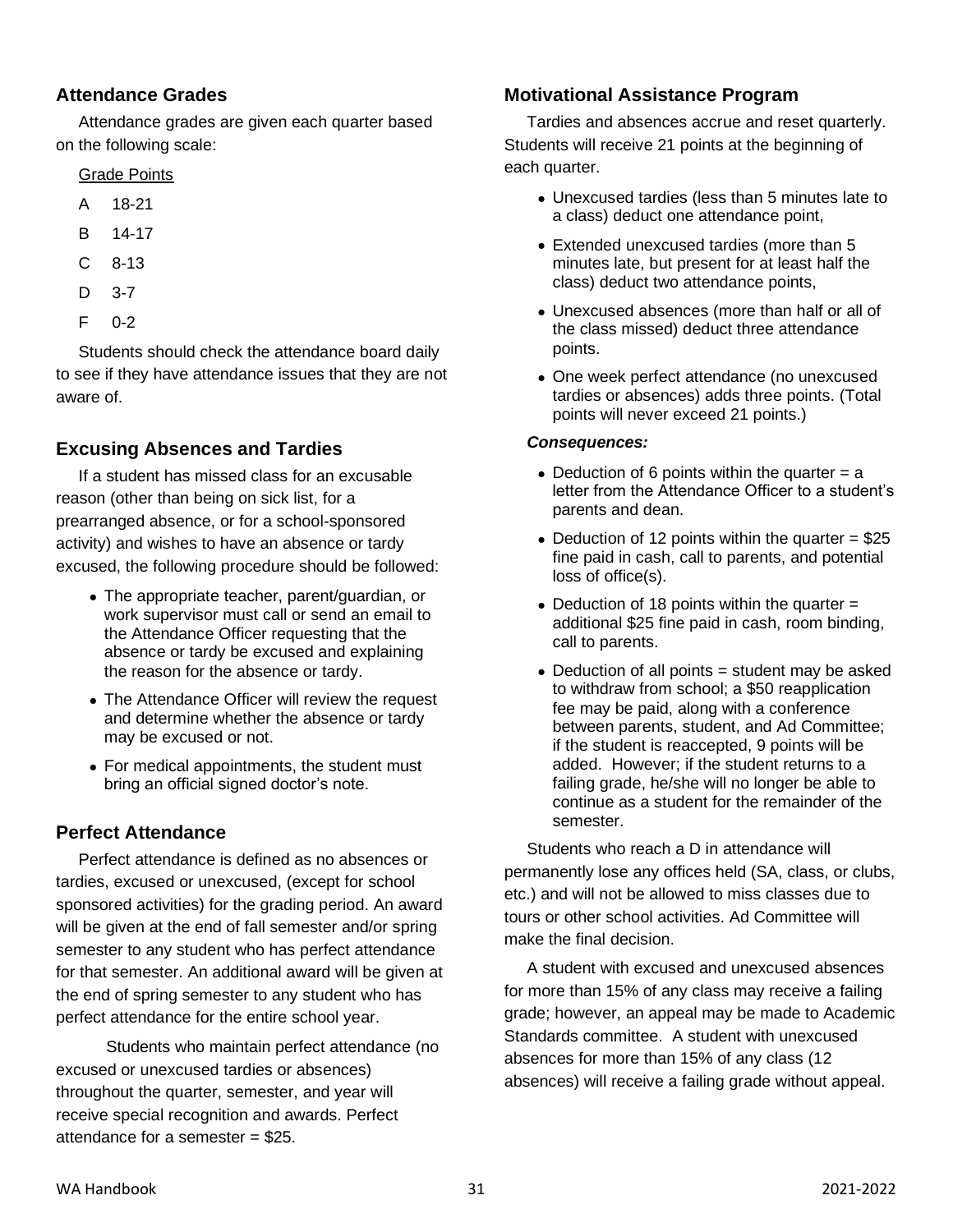## Attendance Grades

Attendance grades are given each quarter based on the following scale:

| Grade | Points |
|---|---|
| A | 18-21 |
| B | 14-17 |
| C | 8-13 |
| D | 3-7 |
| F | 0-2 |

Students should check the attendance board daily to see if they have attendance issues that they are not aware of.

## Excusing Absences and Tardies

If a student has missed class for an excusable reason (other than being on sick list, for a prearranged absence, or for a school-sponsored activity) and wishes to have an absence or tardy excused, the following procedure should be followed:

- The appropriate teacher, parent/guardian, or work supervisor must call or send an email to the Attendance Officer requesting that the absence or tardy be excused and explaining the reason for the absence or tardy.
- The Attendance Officer will review the request and determine whether the absence or tardy may be excused or not.
- For medical appointments, the student must bring an official signed doctor's note.

## Perfect Attendance

Perfect attendance is defined as no absences or tardies, excused or unexcused, (except for school sponsored activities) for the grading period. An award will be given at the end of fall semester and/or spring semester to any student who has perfect attendance for that semester. An additional award will be given at the end of spring semester to any student who has perfect attendance for the entire school year.

Students who maintain perfect attendance (no excused or unexcused tardies or absences) throughout the quarter, semester, and year will receive special recognition and awards. Perfect attendance for a semester = $25.

## Motivational Assistance Program

Tardies and absences accrue and reset quarterly. Students will receive 21 points at the beginning of each quarter.

- Unexcused tardies (less than 5 minutes late to a class) deduct one attendance point,
- Extended unexcused tardies (more than 5 minutes late, but present for at least half the class) deduct two attendance points,
- Unexcused absences (more than half or all of the class missed) deduct three attendance points.
- One week perfect attendance (no unexcused tardies or absences) adds three points. (Total points will never exceed 21 points.)

***Consequences:***

- Deduction of 6 points within the quarter = a letter from the Attendance Officer to a student's parents and dean.
- Deduction of 12 points within the quarter = $25 fine paid in cash, call to parents, and potential loss of office(s).
- Deduction of 18 points within the quarter = additional $25 fine paid in cash, room binding, call to parents.
- Deduction of all points = student may be asked to withdraw from school; a $50 reapplication fee may be paid, along with a conference between parents, student, and Ad Committee; if the student is reaccepted, 9 points will be added. However; if the student returns to a failing grade, he/she will no longer be able to continue as a student for the remainder of the semester.

Students who reach a D in attendance will permanently lose any offices held (SA, class, or clubs, etc.) and will not be allowed to miss classes due to tours or other school activities. Ad Committee will make the final decision.

A student with excused and unexcused absences for more than 15% of any class may receive a failing grade; however, an appeal may be made to Academic Standards committee. A student with unexcused absences for more than 15% of any class (12 absences) will receive a failing grade without appeal.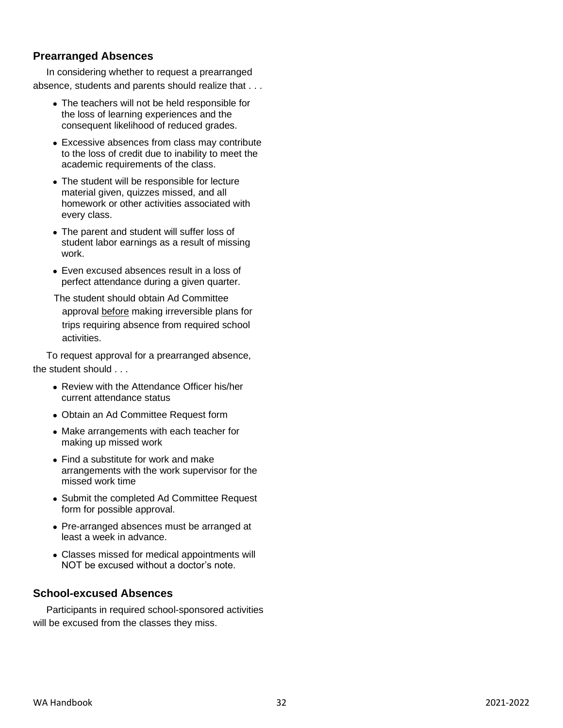## Prearranged Absences

In considering whether to request a prearranged absence, students and parents should realize that . . .

- The teachers will not be held responsible for the loss of learning experiences and the consequent likelihood of reduced grades.
- Excessive absences from class may contribute to the loss of credit due to inability to meet the academic requirements of the class.
- The student will be responsible for lecture material given, quizzes missed, and all homework or other activities associated with every class.
- The parent and student will suffer loss of student labor earnings as a result of missing work.
- Even excused absences result in a loss of perfect attendance during a given quarter.

The student should obtain Ad Committee approval before making irreversible plans for trips requiring absence from required school activities.

To request approval for a prearranged absence, the student should . . .

- Review with the Attendance Officer his/her current attendance status
- Obtain an Ad Committee Request form
- Make arrangements with each teacher for making up missed work
- Find a substitute for work and make arrangements with the work supervisor for the missed work time
- Submit the completed Ad Committee Request form for possible approval.
- Pre-arranged absences must be arranged at least a week in advance.
- Classes missed for medical appointments will NOT be excused without a doctor's note.

## School-excused Absences

Participants in required school-sponsored activities will be excused from the classes they miss.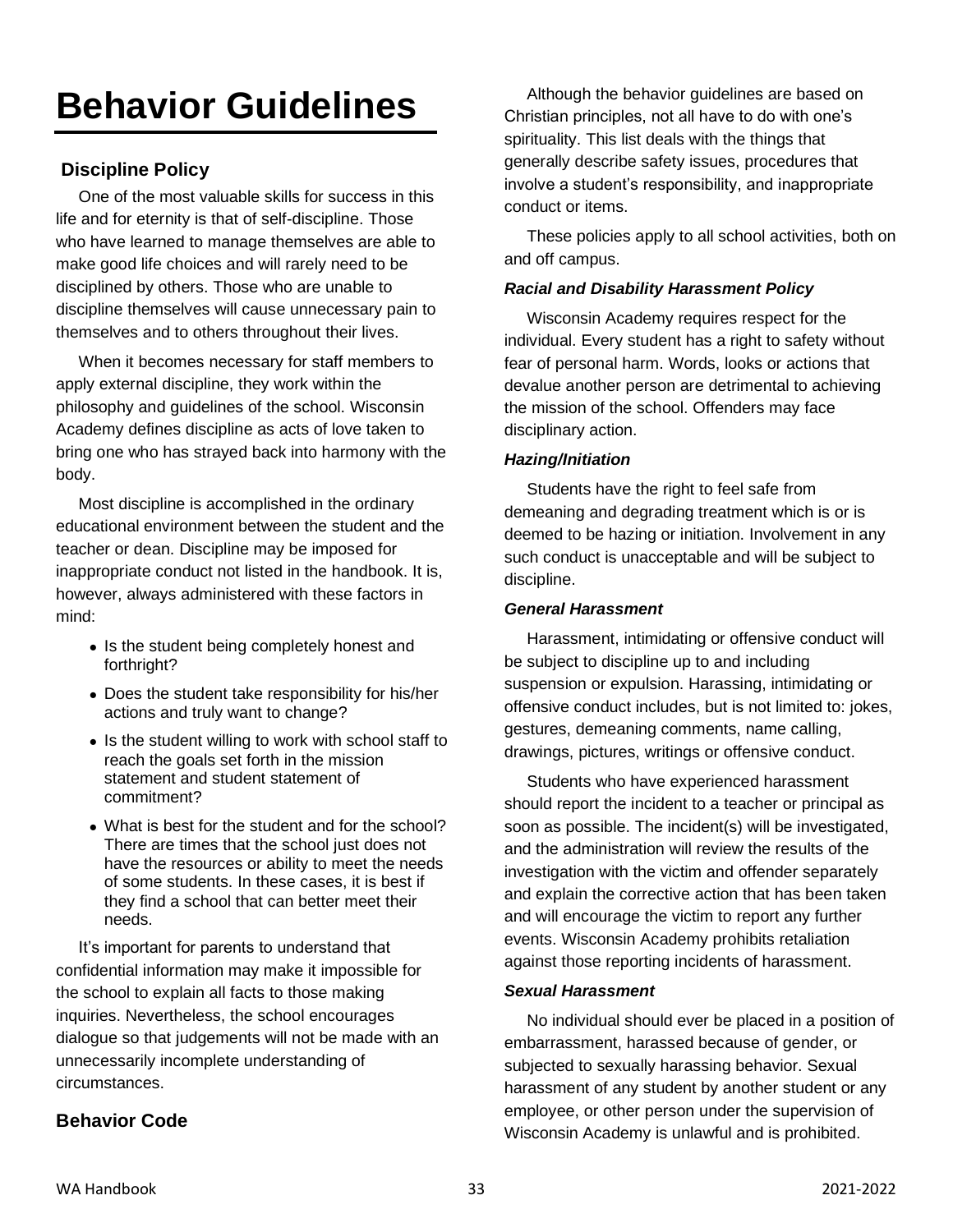# Behavior Guidelines

## Discipline Policy

One of the most valuable skills for success in this life and for eternity is that of self-discipline. Those who have learned to manage themselves are able to make good life choices and will rarely need to be disciplined by others. Those who are unable to discipline themselves will cause unnecessary pain to themselves and to others throughout their lives.

When it becomes necessary for staff members to apply external discipline, they work within the philosophy and guidelines of the school. Wisconsin Academy defines discipline as acts of love taken to bring one who has strayed back into harmony with the body.

Most discipline is accomplished in the ordinary educational environment between the student and the teacher or dean. Discipline may be imposed for inappropriate conduct not listed in the handbook. It is, however, always administered with these factors in mind:

- Is the student being completely honest and forthright?
- Does the student take responsibility for his/her actions and truly want to change?
- Is the student willing to work with school staff to reach the goals set forth in the mission statement and student statement of commitment?
- What is best for the student and for the school? There are times that the school just does not have the resources or ability to meet the needs of some students. In these cases, it is best if they find a school that can better meet their needs.

It's important for parents to understand that confidential information may make it impossible for the school to explain all facts to those making inquiries. Nevertheless, the school encourages dialogue so that judgements will not be made with an unnecessarily incomplete understanding of circumstances.

## Behavior Code

Although the behavior guidelines are based on Christian principles, not all have to do with one's spirituality. This list deals with the things that generally describe safety issues, procedures that involve a student's responsibility, and inappropriate conduct or items.

These policies apply to all school activities, both on and off campus.

### *Racial and Disability Harassment Policy*

Wisconsin Academy requires respect for the individual. Every student has a right to safety without fear of personal harm. Words, looks or actions that devalue another person are detrimental to achieving the mission of the school. Offenders may face disciplinary action.

### *Hazing/Initiation*

Students have the right to feel safe from demeaning and degrading treatment which is or is deemed to be hazing or initiation. Involvement in any such conduct is unacceptable and will be subject to discipline.

### *General Harassment*

Harassment, intimidating or offensive conduct will be subject to discipline up to and including suspension or expulsion. Harassing, intimidating or offensive conduct includes, but is not limited to: jokes, gestures, demeaning comments, name calling, drawings, pictures, writings or offensive conduct.

Students who have experienced harassment should report the incident to a teacher or principal as soon as possible. The incident(s) will be investigated, and the administration will review the results of the investigation with the victim and offender separately and explain the corrective action that has been taken and will encourage the victim to report any further events. Wisconsin Academy prohibits retaliation against those reporting incidents of harassment.

### *Sexual Harassment*

No individual should ever be placed in a position of embarrassment, harassed because of gender, or subjected to sexually harassing behavior. Sexual harassment of any student by another student or any employee, or other person under the supervision of Wisconsin Academy is unlawful and is prohibited.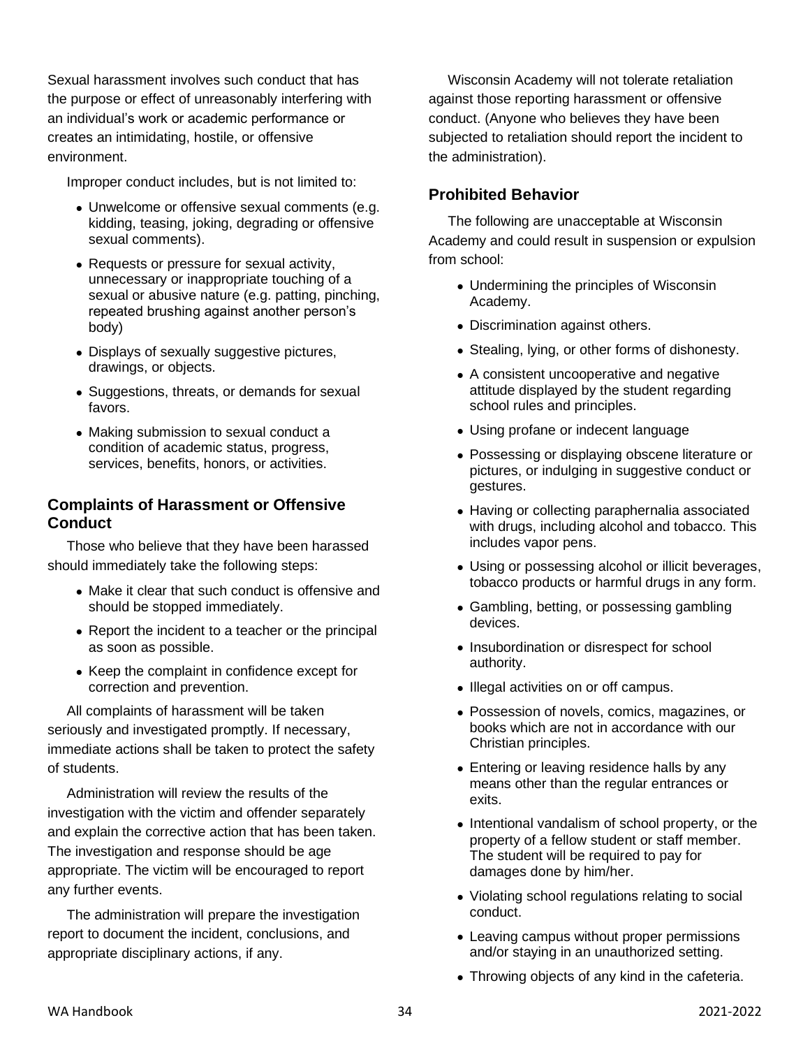Sexual harassment involves such conduct that has the purpose or effect of unreasonably interfering with an individual's work or academic performance or creates an intimidating, hostile, or offensive environment.

Improper conduct includes, but is not limited to:

- Unwelcome or offensive sexual comments (e.g. kidding, teasing, joking, degrading or offensive sexual comments).
- Requests or pressure for sexual activity, unnecessary or inappropriate touching of a sexual or abusive nature (e.g. patting, pinching, repeated brushing against another person's body)
- Displays of sexually suggestive pictures, drawings, or objects.
- Suggestions, threats, or demands for sexual favors.
- Making submission to sexual conduct a condition of academic status, progress, services, benefits, honors, or activities.

### Complaints of Harassment or Offensive Conduct

Those who believe that they have been harassed should immediately take the following steps:

- Make it clear that such conduct is offensive and should be stopped immediately.
- Report the incident to a teacher or the principal as soon as possible.
- Keep the complaint in confidence except for correction and prevention.

All complaints of harassment will be taken seriously and investigated promptly. If necessary, immediate actions shall be taken to protect the safety of students.

Administration will review the results of the investigation with the victim and offender separately and explain the corrective action that has been taken. The investigation and response should be age appropriate. The victim will be encouraged to report any further events.

The administration will prepare the investigation report to document the incident, conclusions, and appropriate disciplinary actions, if any.

Wisconsin Academy will not tolerate retaliation against those reporting harassment or offensive conduct. (Anyone who believes they have been subjected to retaliation should report the incident to the administration).

### Prohibited Behavior

The following are unacceptable at Wisconsin Academy and could result in suspension or expulsion from school:

- Undermining the principles of Wisconsin Academy.
- Discrimination against others.
- Stealing, lying, or other forms of dishonesty.
- A consistent uncooperative and negative attitude displayed by the student regarding school rules and principles.
- Using profane or indecent language
- Possessing or displaying obscene literature or pictures, or indulging in suggestive conduct or gestures.
- Having or collecting paraphernalia associated with drugs, including alcohol and tobacco. This includes vapor pens.
- Using or possessing alcohol or illicit beverages, tobacco products or harmful drugs in any form.
- Gambling, betting, or possessing gambling devices.
- Insubordination or disrespect for school authority.
- Illegal activities on or off campus.
- Possession of novels, comics, magazines, or books which are not in accordance with our Christian principles.
- Entering or leaving residence halls by any means other than the regular entrances or exits.
- Intentional vandalism of school property, or the property of a fellow student or staff member. The student will be required to pay for damages done by him/her.
- Violating school regulations relating to social conduct.
- Leaving campus without proper permissions and/or staying in an unauthorized setting.
- Throwing objects of any kind in the cafeteria.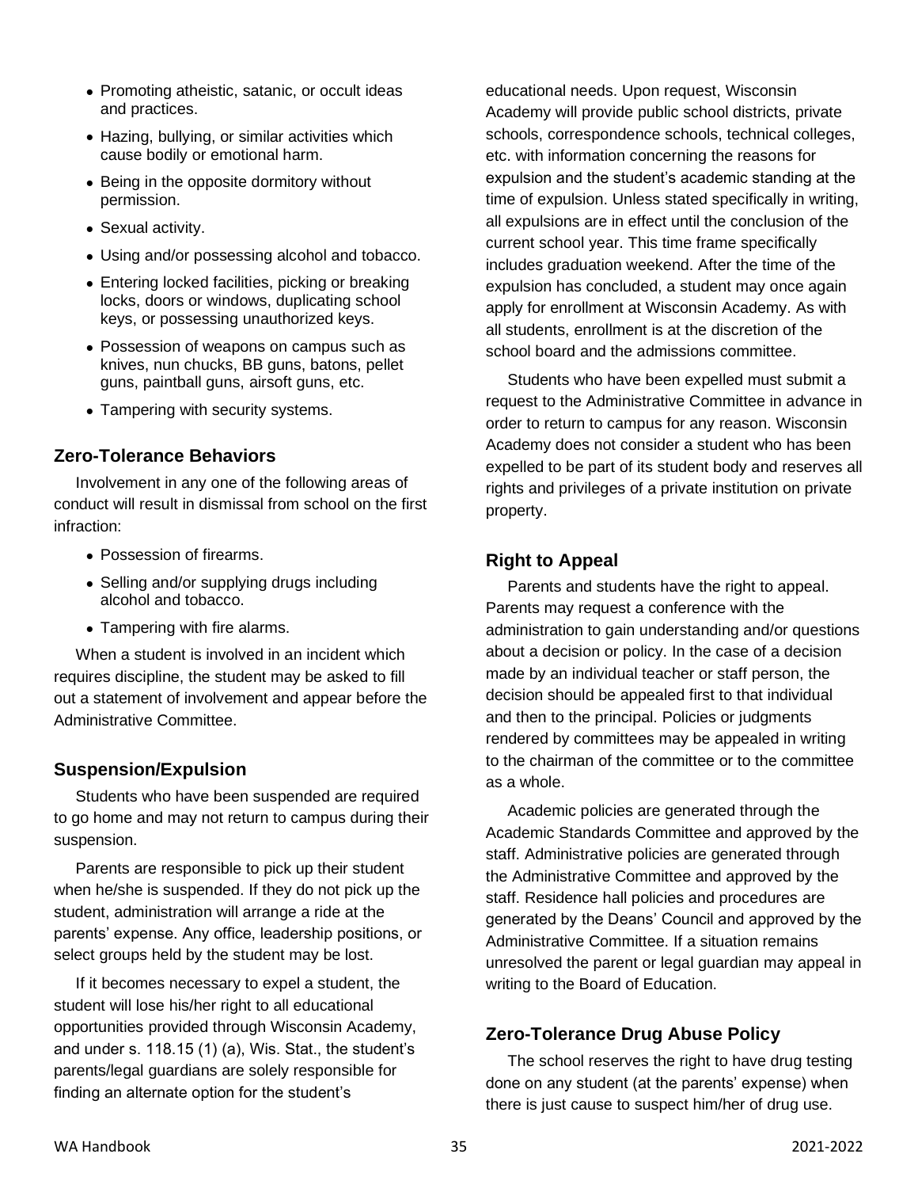- Promoting atheistic, satanic, or occult ideas and practices.
- Hazing, bullying, or similar activities which cause bodily or emotional harm.
- Being in the opposite dormitory without permission.
- Sexual activity.
- Using and/or possessing alcohol and tobacco.
- Entering locked facilities, picking or breaking locks, doors or windows, duplicating school keys, or possessing unauthorized keys.
- Possession of weapons on campus such as knives, nun chucks, BB guns, batons, pellet guns, paintball guns, airsoft guns, etc.
- Tampering with security systems.

### Zero-Tolerance Behaviors

Involvement in any one of the following areas of conduct will result in dismissal from school on the first infraction:

- Possession of firearms.
- Selling and/or supplying drugs including alcohol and tobacco.
- Tampering with fire alarms.

When a student is involved in an incident which requires discipline, the student may be asked to fill out a statement of involvement and appear before the Administrative Committee.

### Suspension/Expulsion

Students who have been suspended are required to go home and may not return to campus during their suspension.

Parents are responsible to pick up their student when he/she is suspended. If they do not pick up the student, administration will arrange a ride at the parents' expense. Any office, leadership positions, or select groups held by the student may be lost.

If it becomes necessary to expel a student, the student will lose his/her right to all educational opportunities provided through Wisconsin Academy, and under s. 118.15 (1) (a), Wis. Stat., the student's parents/legal guardians are solely responsible for finding an alternate option for the student's educational needs. Upon request, Wisconsin Academy will provide public school districts, private schools, correspondence schools, technical colleges, etc. with information concerning the reasons for expulsion and the student's academic standing at the time of expulsion. Unless stated specifically in writing, all expulsions are in effect until the conclusion of the current school year. This time frame specifically includes graduation weekend. After the time of the expulsion has concluded, a student may once again apply for enrollment at Wisconsin Academy. As with all students, enrollment is at the discretion of the school board and the admissions committee.

Students who have been expelled must submit a request to the Administrative Committee in advance in order to return to campus for any reason. Wisconsin Academy does not consider a student who has been expelled to be part of its student body and reserves all rights and privileges of a private institution on private property.

### Right to Appeal

Parents and students have the right to appeal. Parents may request a conference with the administration to gain understanding and/or questions about a decision or policy. In the case of a decision made by an individual teacher or staff person, the decision should be appealed first to that individual and then to the principal. Policies or judgments rendered by committees may be appealed in writing to the chairman of the committee or to the committee as a whole.

Academic policies are generated through the Academic Standards Committee and approved by the staff. Administrative policies are generated through the Administrative Committee and approved by the staff. Residence hall policies and procedures are generated by the Deans' Council and approved by the Administrative Committee. If a situation remains unresolved the parent or legal guardian may appeal in writing to the Board of Education.

### Zero-Tolerance Drug Abuse Policy

The school reserves the right to have drug testing done on any student (at the parents' expense) when there is just cause to suspect him/her of drug use.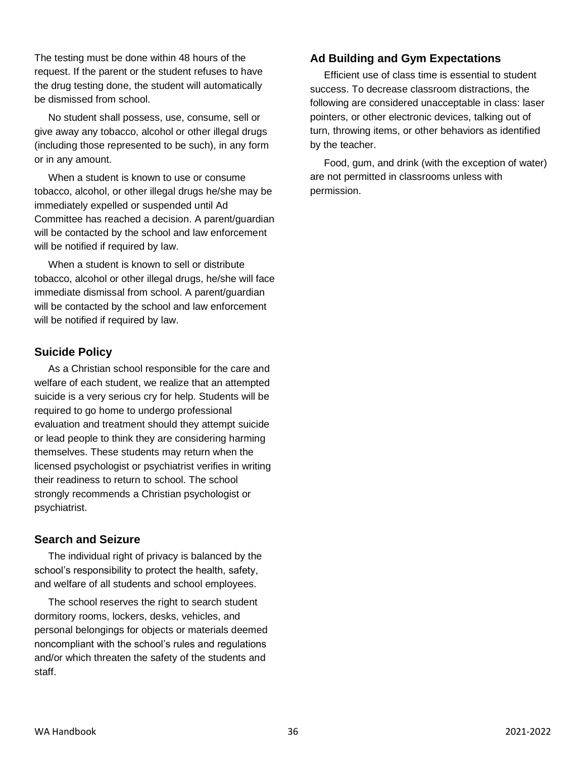The testing must be done within 48 hours of the request. If the parent or the student refuses to have the drug testing done, the student will automatically be dismissed from school.

No student shall possess, use, consume, sell or give away any tobacco, alcohol or other illegal drugs (including those represented to be such), in any form or in any amount.

When a student is known to use or consume tobacco, alcohol, or other illegal drugs he/she may be immediately expelled or suspended until Ad Committee has reached a decision. A parent/guardian will be contacted by the school and law enforcement will be notified if required by law.

When a student is known to sell or distribute tobacco, alcohol or other illegal drugs, he/she will face immediate dismissal from school. A parent/guardian will be contacted by the school and law enforcement will be notified if required by law.

### Suicide Policy

As a Christian school responsible for the care and welfare of each student, we realize that an attempted suicide is a very serious cry for help. Students will be required to go home to undergo professional evaluation and treatment should they attempt suicide or lead people to think they are considering harming themselves. These students may return when the licensed psychologist or psychiatrist verifies in writing their readiness to return to school. The school strongly recommends a Christian psychologist or psychiatrist.

### Search and Seizure

The individual right of privacy is balanced by the school's responsibility to protect the health, safety, and welfare of all students and school employees.

The school reserves the right to search student dormitory rooms, lockers, desks, vehicles, and personal belongings for objects or materials deemed noncompliant with the school's rules and regulations and/or which threaten the safety of the students and staff.

### Ad Building and Gym Expectations

Efficient use of class time is essential to student success. To decrease classroom distractions, the following are considered unacceptable in class: laser pointers, or other electronic devices, talking out of turn, throwing items, or other behaviors as identified by the teacher.

Food, gum, and drink (with the exception of water) are not permitted in classrooms unless with permission.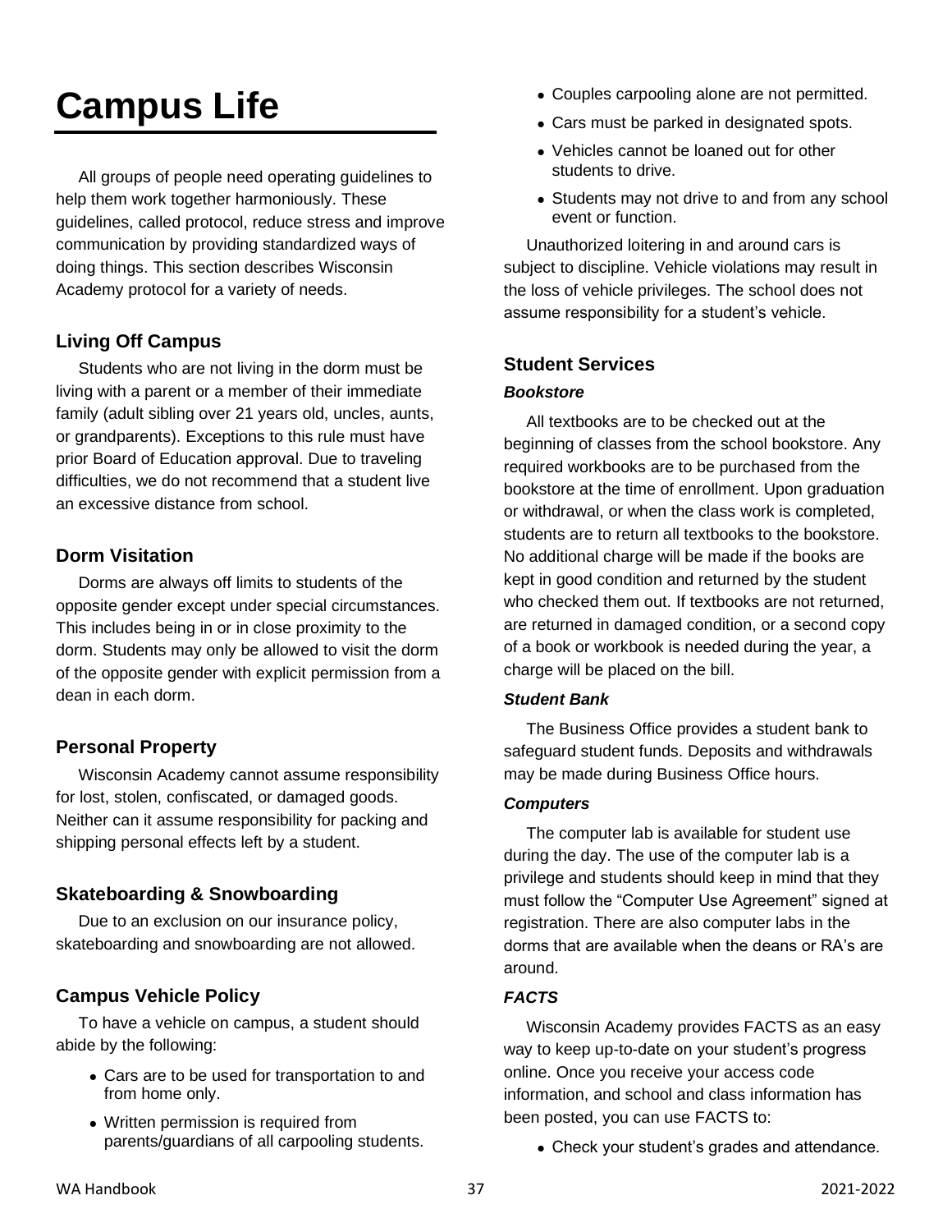# Campus Life

All groups of people need operating guidelines to help them work together harmoniously. These guidelines, called protocol, reduce stress and improve communication by providing standardized ways of doing things. This section describes Wisconsin Academy protocol for a variety of needs.

## Living Off Campus

Students who are not living in the dorm must be living with a parent or a member of their immediate family (adult sibling over 21 years old, uncles, aunts, or grandparents). Exceptions to this rule must have prior Board of Education approval. Due to traveling difficulties, we do not recommend that a student live an excessive distance from school.

## Dorm Visitation

Dorms are always off limits to students of the opposite gender except under special circumstances. This includes being in or in close proximity to the dorm. Students may only be allowed to visit the dorm of the opposite gender with explicit permission from a dean in each dorm.

## Personal Property

Wisconsin Academy cannot assume responsibility for lost, stolen, confiscated, or damaged goods. Neither can it assume responsibility for packing and shipping personal effects left by a student.

## Skateboarding & Snowboarding

Due to an exclusion on our insurance policy, skateboarding and snowboarding are not allowed.

## Campus Vehicle Policy

To have a vehicle on campus, a student should abide by the following:

- Cars are to be used for transportation to and from home only.
- Written permission is required from parents/guardians of all carpooling students.
- Couples carpooling alone are not permitted.
- Cars must be parked in designated spots.
- Vehicles cannot be loaned out for other students to drive.
- Students may not drive to and from any school event or function.

Unauthorized loitering in and around cars is subject to discipline. Vehicle violations may result in the loss of vehicle privileges. The school does not assume responsibility for a student's vehicle.

## Student Services

### *Bookstore*

All textbooks are to be checked out at the beginning of classes from the school bookstore. Any required workbooks are to be purchased from the bookstore at the time of enrollment. Upon graduation or withdrawal, or when the class work is completed, students are to return all textbooks to the bookstore. No additional charge will be made if the books are kept in good condition and returned by the student who checked them out. If textbooks are not returned, are returned in damaged condition, or a second copy of a book or workbook is needed during the year, a charge will be placed on the bill.

### *Student Bank*

The Business Office provides a student bank to safeguard student funds. Deposits and withdrawals may be made during Business Office hours.

### *Computers*

The computer lab is available for student use during the day. The use of the computer lab is a privilege and students should keep in mind that they must follow the "Computer Use Agreement" signed at registration. There are also computer labs in the dorms that are available when the deans or RA's are around.

### *FACTS*

Wisconsin Academy provides FACTS as an easy way to keep up-to-date on your student's progress online. Once you receive your access code information, and school and class information has been posted, you can use FACTS to:

- Check your student's grades and attendance.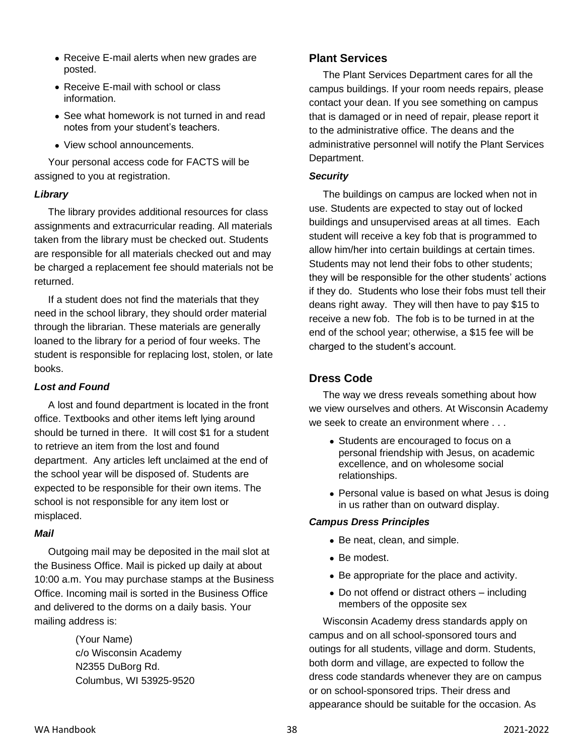- Receive E-mail alerts when new grades are posted.
- Receive E-mail with school or class information.
- See what homework is not turned in and read notes from your student's teachers.
- View school announcements.

Your personal access code for FACTS will be assigned to you at registration.

### *Library*

The library provides additional resources for class assignments and extracurricular reading. All materials taken from the library must be checked out. Students are responsible for all materials checked out and may be charged a replacement fee should materials not be returned.

If a student does not find the materials that they need in the school library, they should order material through the librarian. These materials are generally loaned to the library for a period of four weeks. The student is responsible for replacing lost, stolen, or late books.

### *Lost and Found*

A lost and found department is located in the front office. Textbooks and other items left lying around should be turned in there. It will cost $1 for a student to retrieve an item from the lost and found department. Any articles left unclaimed at the end of the school year will be disposed of. Students are expected to be responsible for their own items. The school is not responsible for any item lost or misplaced.

### *Mail*

Outgoing mail may be deposited in the mail slot at the Business Office. Mail is picked up daily at about 10:00 a.m. You may purchase stamps at the Business Office. Incoming mail is sorted in the Business Office and delivered to the dorms on a daily basis. Your mailing address is:

> (Your Name)
> c/o Wisconsin Academy
> N2355 DuBorg Rd.
> Columbus, WI 53925-9520

## Plant Services

The Plant Services Department cares for all the campus buildings. If your room needs repairs, please contact your dean. If you see something on campus that is damaged or in need of repair, please report it to the administrative office. The deans and the administrative personnel will notify the Plant Services Department.

### *Security*

The buildings on campus are locked when not in use. Students are expected to stay out of locked buildings and unsupervised areas at all times. Each student will receive a key fob that is programmed to allow him/her into certain buildings at certain times. Students may not lend their fobs to other students; they will be responsible for the other students' actions if they do. Students who lose their fobs must tell their deans right away. They will then have to pay $15 to receive a new fob. The fob is to be turned in at the end of the school year; otherwise, a $15 fee will be charged to the student's account.

## Dress Code

The way we dress reveals something about how we view ourselves and others. At Wisconsin Academy we seek to create an environment where . . .

- Students are encouraged to focus on a personal friendship with Jesus, on academic excellence, and on wholesome social relationships.
- Personal value is based on what Jesus is doing in us rather than on outward display.

### *Campus Dress Principles*

- Be neat, clean, and simple.
- Be modest.
- Be appropriate for the place and activity.
- Do not offend or distract others – including members of the opposite sex

Wisconsin Academy dress standards apply on campus and on all school-sponsored tours and outings for all students, village and dorm. Students, both dorm and village, are expected to follow the dress code standards whenever they are on campus or on school-sponsored trips. Their dress and appearance should be suitable for the occasion. As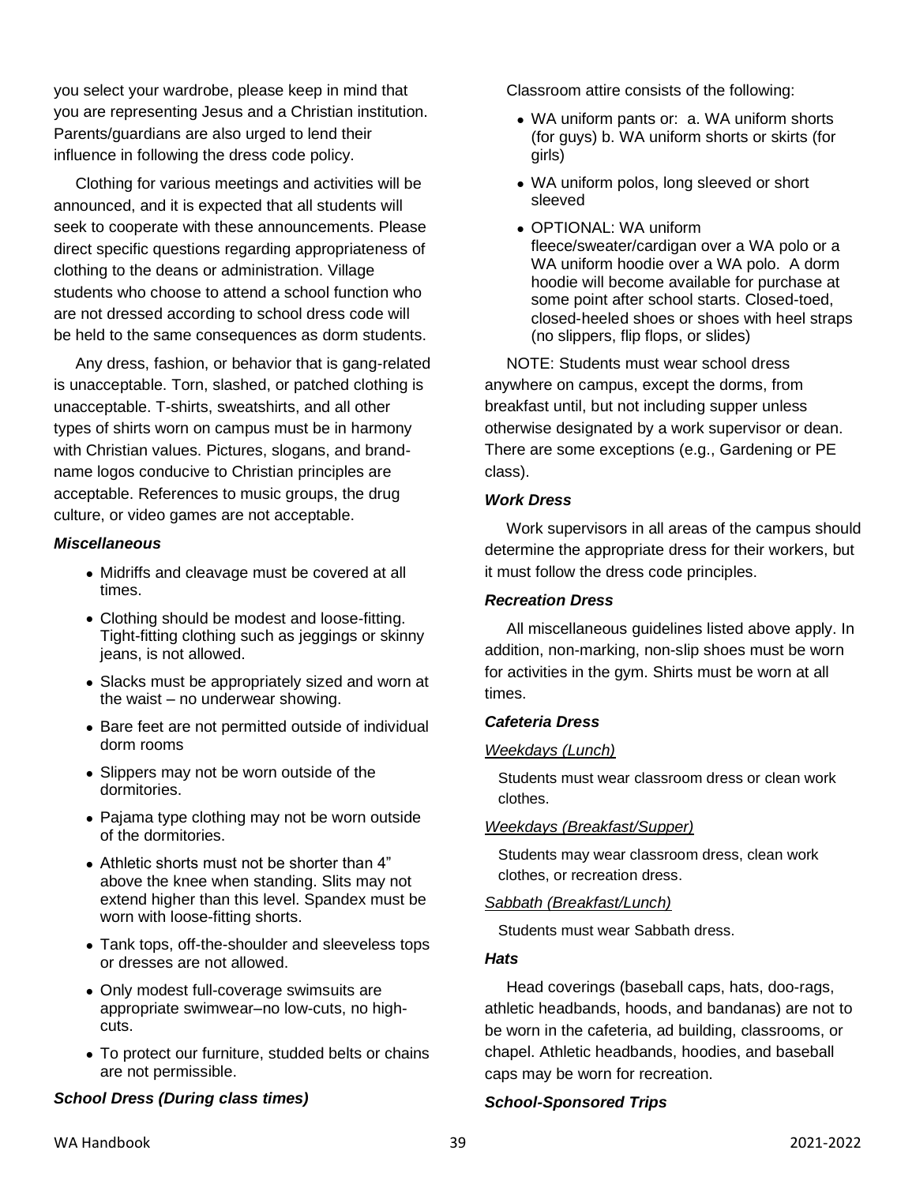you select your wardrobe, please keep in mind that you are representing Jesus and a Christian institution. Parents/guardians are also urged to lend their influence in following the dress code policy.

Clothing for various meetings and activities will be announced, and it is expected that all students will seek to cooperate with these announcements. Please direct specific questions regarding appropriateness of clothing to the deans or administration. Village students who choose to attend a school function who are not dressed according to school dress code will be held to the same consequences as dorm students.

Any dress, fashion, or behavior that is gang-related is unacceptable. Torn, slashed, or patched clothing is unacceptable. T-shirts, sweatshirts, and all other types of shirts worn on campus must be in harmony with Christian values. Pictures, slogans, and brand-name logos conducive to Christian principles are acceptable. References to music groups, the drug culture, or video games are not acceptable.

### *Miscellaneous*

- Midriffs and cleavage must be covered at all times.
- Clothing should be modest and loose-fitting. Tight-fitting clothing such as jeggings or skinny jeans, is not allowed.
- Slacks must be appropriately sized and worn at the waist – no underwear showing.
- Bare feet are not permitted outside of individual dorm rooms
- Slippers may not be worn outside of the dormitories.
- Pajama type clothing may not be worn outside of the dormitories.
- Athletic shorts must not be shorter than 4" above the knee when standing. Slits may not extend higher than this level. Spandex must be worn with loose-fitting shorts.
- Tank tops, off-the-shoulder and sleeveless tops or dresses are not allowed.
- Only modest full-coverage swimsuits are appropriate swimwear–no low-cuts, no high-cuts.
- To protect our furniture, studded belts or chains are not permissible.

### *School Dress (During class times)*

Classroom attire consists of the following:

- WA uniform pants or: a. WA uniform shorts (for guys) b. WA uniform shorts or skirts (for girls)
- WA uniform polos, long sleeved or short sleeved
- OPTIONAL: WA uniform fleece/sweater/cardigan over a WA polo or a WA uniform hoodie over a WA polo. A dorm hoodie will become available for purchase at some point after school starts. Closed-toed, closed-heeled shoes or shoes with heel straps (no slippers, flip flops, or slides)

NOTE: Students must wear school dress anywhere on campus, except the dorms, from breakfast until, but not including supper unless otherwise designated by a work supervisor or dean. There are some exceptions (e.g., Gardening or PE class).

### *Work Dress*

Work supervisors in all areas of the campus should determine the appropriate dress for their workers, but it must follow the dress code principles.

### *Recreation Dress*

All miscellaneous guidelines listed above apply. In addition, non-marking, non-slip shoes must be worn for activities in the gym. Shirts must be worn at all times.

### *Cafeteria Dress*

*Weekdays (Lunch)*

Students must wear classroom dress or clean work clothes.

*Weekdays (Breakfast/Supper)*

Students may wear classroom dress, clean work clothes, or recreation dress.

*Sabbath (Breakfast/Lunch)*

Students must wear Sabbath dress.

### *Hats*

Head coverings (baseball caps, hats, doo-rags, athletic headbands, hoods, and bandanas) are not to be worn in the cafeteria, ad building, classrooms, or chapel. Athletic headbands, hoodies, and baseball caps may be worn for recreation.

### *School-Sponsored Trips*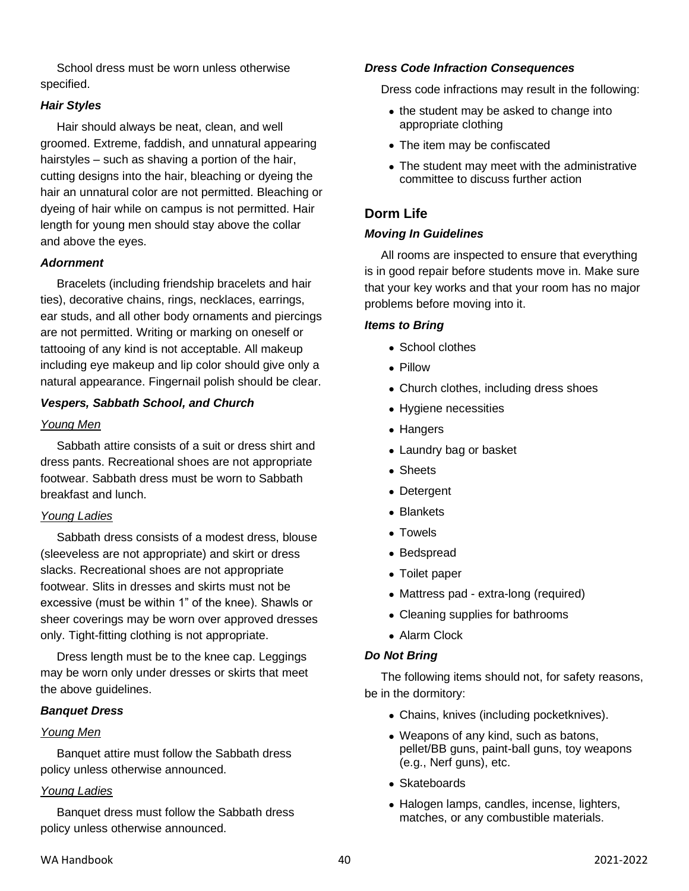School dress must be worn unless otherwise specified.

### *Hair Styles*

Hair should always be neat, clean, and well groomed. Extreme, faddish, and unnatural appearing hairstyles – such as shaving a portion of the hair, cutting designs into the hair, bleaching or dyeing the hair an unnatural color are not permitted. Bleaching or dyeing of hair while on campus is not permitted. Hair length for young men should stay above the collar and above the eyes.

### *Adornment*

Bracelets (including friendship bracelets and hair ties), decorative chains, rings, necklaces, earrings, ear studs, and all other body ornaments and piercings are not permitted. Writing or marking on oneself or tattooing of any kind is not acceptable. All makeup including eye makeup and lip color should give only a natural appearance. Fingernail polish should be clear.

### *Vespers, Sabbath School, and Church*

#### Young Men

Sabbath attire consists of a suit or dress shirt and dress pants. Recreational shoes are not appropriate footwear. Sabbath dress must be worn to Sabbath breakfast and lunch.

#### Young Ladies

Sabbath dress consists of a modest dress, blouse (sleeveless are not appropriate) and skirt or dress slacks. Recreational shoes are not appropriate footwear. Slits in dresses and skirts must not be excessive (must be within 1" of the knee). Shawls or sheer coverings may be worn over approved dresses only. Tight-fitting clothing is not appropriate.

Dress length must be to the knee cap. Leggings may be worn only under dresses or skirts that meet the above guidelines.

### *Banquet Dress*

#### Young Men

Banquet attire must follow the Sabbath dress policy unless otherwise announced.

#### Young Ladies

Banquet dress must follow the Sabbath dress policy unless otherwise announced.

### *Dress Code Infraction Consequences*

Dress code infractions may result in the following:

- the student may be asked to change into appropriate clothing
- The item may be confiscated
- The student may meet with the administrative committee to discuss further action

## Dorm Life

### *Moving In Guidelines*

All rooms are inspected to ensure that everything is in good repair before students move in. Make sure that your key works and that your room has no major problems before moving into it.

### *Items to Bring*

- School clothes
- Pillow
- Church clothes, including dress shoes
- Hygiene necessities
- Hangers
- Laundry bag or basket
- Sheets
- Detergent
- Blankets
- Towels
- Bedspread
- Toilet paper
- Mattress pad - extra-long (required)
- Cleaning supplies for bathrooms
- Alarm Clock

### *Do Not Bring*

The following items should not, for safety reasons, be in the dormitory:

- Chains, knives (including pocketknives).
- Weapons of any kind, such as batons, pellet/BB guns, paint-ball guns, toy weapons (e.g., Nerf guns), etc.
- Skateboards
- Halogen lamps, candles, incense, lighters, matches, or any combustible materials.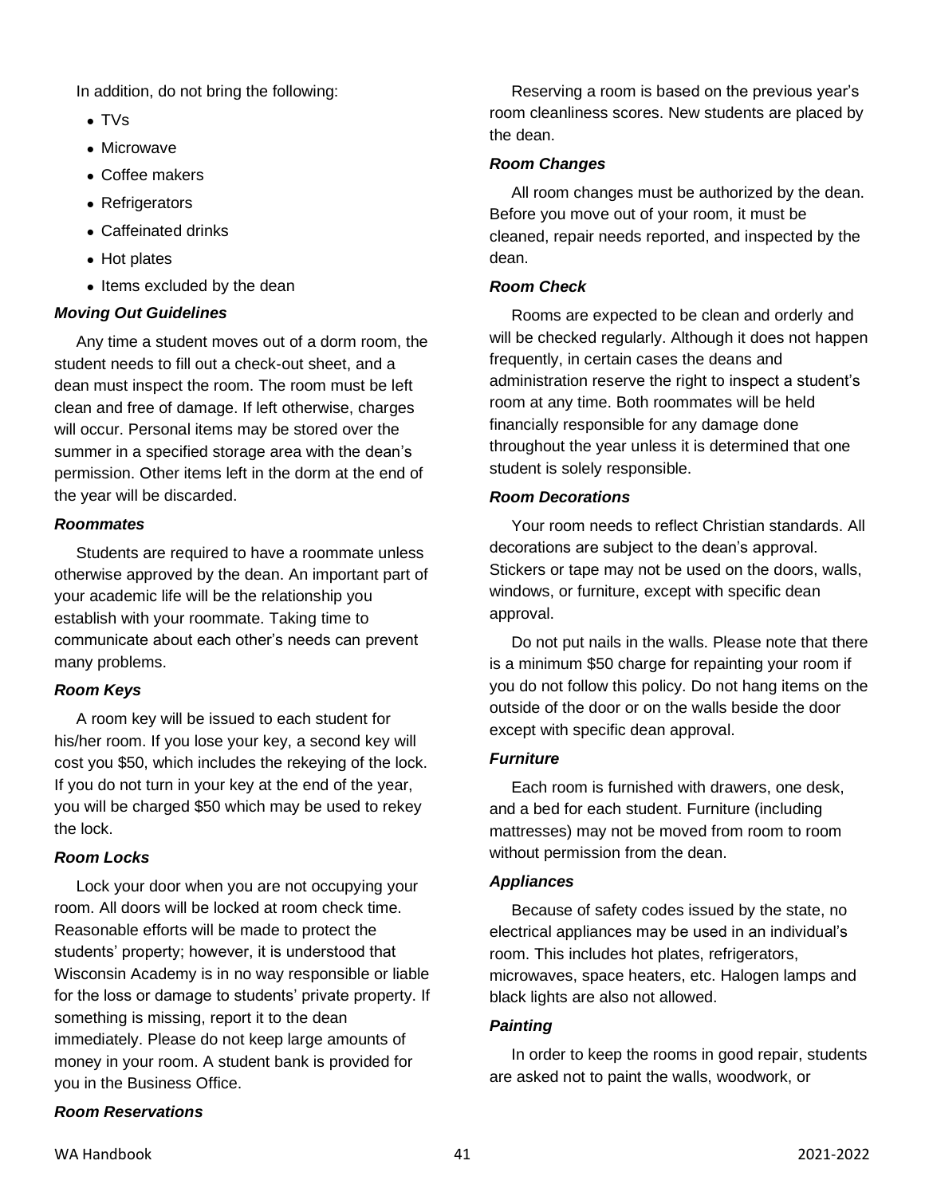In addition, do not bring the following:

- TVs
- Microwave
- Coffee makers
- Refrigerators
- Caffeinated drinks
- Hot plates
- Items excluded by the dean

***Moving Out Guidelines***

Any time a student moves out of a dorm room, the student needs to fill out a check-out sheet, and a dean must inspect the room. The room must be left clean and free of damage. If left otherwise, charges will occur. Personal items may be stored over the summer in a specified storage area with the dean's permission. Other items left in the dorm at the end of the year will be discarded.

***Roommates***

Students are required to have a roommate unless otherwise approved by the dean. An important part of your academic life will be the relationship you establish with your roommate. Taking time to communicate about each other's needs can prevent many problems.

***Room Keys***

A room key will be issued to each student for his/her room. If you lose your key, a second key will cost you $50, which includes the rekeying of the lock. If you do not turn in your key at the end of the year, you will be charged $50 which may be used to rekey the lock.

***Room Locks***

Lock your door when you are not occupying your room. All doors will be locked at room check time. Reasonable efforts will be made to protect the students' property; however, it is understood that Wisconsin Academy is in no way responsible or liable for the loss or damage to students' private property. If something is missing, report it to the dean immediately. Please do not keep large amounts of money in your room. A student bank is provided for you in the Business Office.

***Room Reservations***

Reserving a room is based on the previous year's room cleanliness scores. New students are placed by the dean.

***Room Changes***

All room changes must be authorized by the dean. Before you move out of your room, it must be cleaned, repair needs reported, and inspected by the dean.

***Room Check***

Rooms are expected to be clean and orderly and will be checked regularly. Although it does not happen frequently, in certain cases the deans and administration reserve the right to inspect a student's room at any time. Both roommates will be held financially responsible for any damage done throughout the year unless it is determined that one student is solely responsible.

***Room Decorations***

Your room needs to reflect Christian standards. All decorations are subject to the dean's approval. Stickers or tape may not be used on the doors, walls, windows, or furniture, except with specific dean approval.

Do not put nails in the walls. Please note that there is a minimum $50 charge for repainting your room if you do not follow this policy. Do not hang items on the outside of the door or on the walls beside the door except with specific dean approval.

***Furniture***

Each room is furnished with drawers, one desk, and a bed for each student. Furniture (including mattresses) may not be moved from room to room without permission from the dean.

***Appliances***

Because of safety codes issued by the state, no electrical appliances may be used in an individual's room. This includes hot plates, refrigerators, microwaves, space heaters, etc. Halogen lamps and black lights are also not allowed.

***Painting***

In order to keep the rooms in good repair, students are asked not to paint the walls, woodwork, or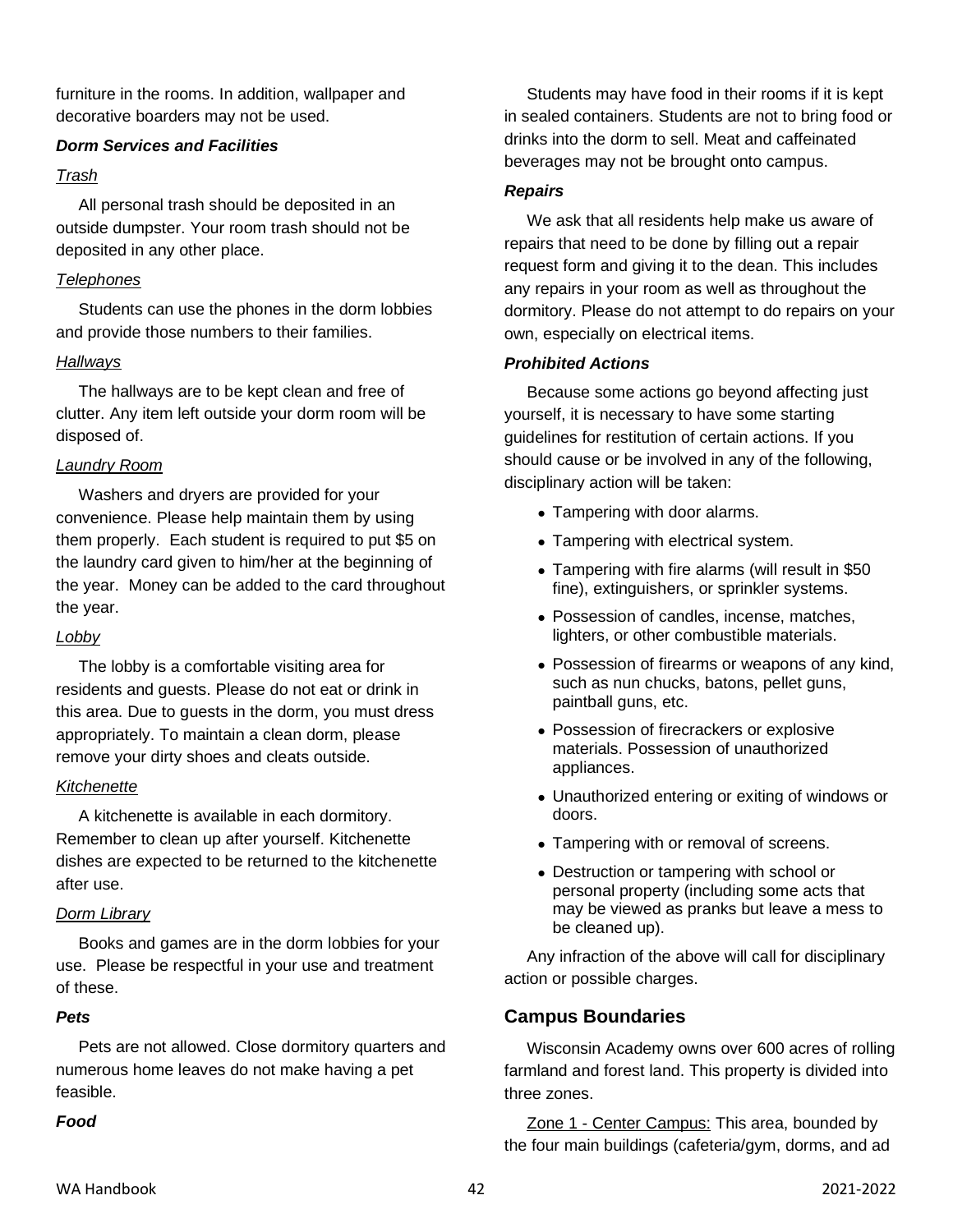furniture in the rooms. In addition, wallpaper and decorative boarders may not be used.

### ***Dorm Services and Facilities***

#### *Trash*

All personal trash should be deposited in an outside dumpster. Your room trash should not be deposited in any other place.

#### *Telephones*

Students can use the phones in the dorm lobbies and provide those numbers to their families.

#### *Hallways*

The hallways are to be kept clean and free of clutter. Any item left outside your dorm room will be disposed of.

#### *Laundry Room*

Washers and dryers are provided for your convenience. Please help maintain them by using them properly. Each student is required to put $5 on the laundry card given to him/her at the beginning of the year. Money can be added to the card throughout the year.

#### *Lobby*

The lobby is a comfortable visiting area for residents and guests. Please do not eat or drink in this area. Due to guests in the dorm, you must dress appropriately. To maintain a clean dorm, please remove your dirty shoes and cleats outside.

#### *Kitchenette*

A kitchenette is available in each dormitory. Remember to clean up after yourself. Kitchenette dishes are expected to be returned to the kitchenette after use.

#### *Dorm Library*

Books and games are in the dorm lobbies for your use. Please be respectful in your use and treatment of these.

### ***Pets***

Pets are not allowed. Close dormitory quarters and numerous home leaves do not make having a pet feasible.

### ***Food***

Students may have food in their rooms if it is kept in sealed containers. Students are not to bring food or drinks into the dorm to sell. Meat and caffeinated beverages may not be brought onto campus.

### ***Repairs***

We ask that all residents help make us aware of repairs that need to be done by filling out a repair request form and giving it to the dean. This includes any repairs in your room as well as throughout the dormitory. Please do not attempt to do repairs on your own, especially on electrical items.

### ***Prohibited Actions***

Because some actions go beyond affecting just yourself, it is necessary to have some starting guidelines for restitution of certain actions. If you should cause or be involved in any of the following, disciplinary action will be taken:

- Tampering with door alarms.
- Tampering with electrical system.
- Tampering with fire alarms (will result in $50 fine), extinguishers, or sprinkler systems.
- Possession of candles, incense, matches, lighters, or other combustible materials.
- Possession of firearms or weapons of any kind, such as nun chucks, batons, pellet guns, paintball guns, etc.
- Possession of firecrackers or explosive materials. Possession of unauthorized appliances.
- Unauthorized entering or exiting of windows or doors.
- Tampering with or removal of screens.
- Destruction or tampering with school or personal property (including some acts that may be viewed as pranks but leave a mess to be cleaned up).

Any infraction of the above will call for disciplinary action or possible charges.

## Campus Boundaries

Wisconsin Academy owns over 600 acres of rolling farmland and forest land. This property is divided into three zones.

Zone 1 - Center Campus: This area, bounded by the four main buildings (cafeteria/gym, dorms, and ad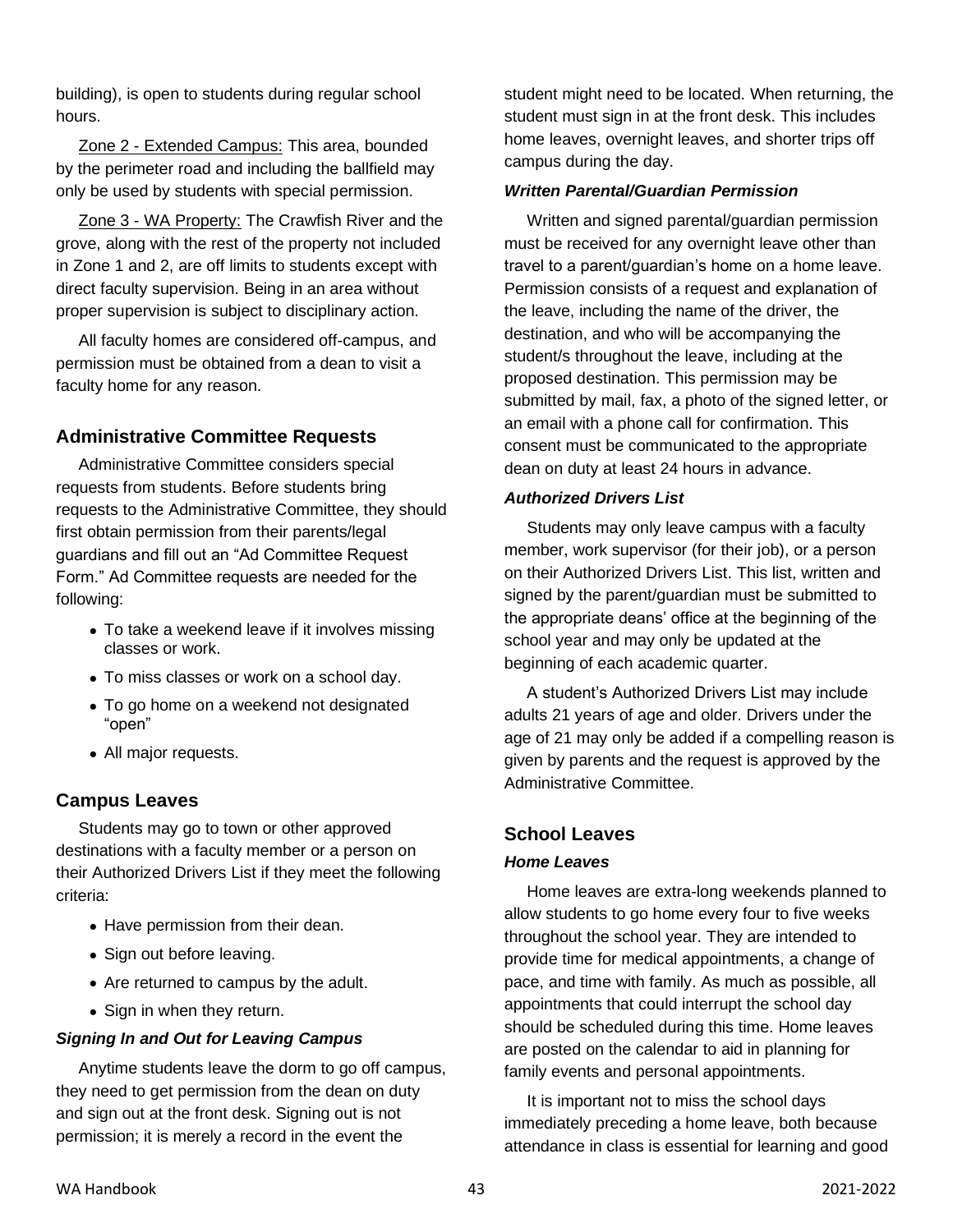building), is open to students during regular school hours.

Zone 2 - Extended Campus: This area, bounded by the perimeter road and including the ballfield may only be used by students with special permission.

Zone 3 - WA Property: The Crawfish River and the grove, along with the rest of the property not included in Zone 1 and 2, are off limits to students except with direct faculty supervision. Being in an area without proper supervision is subject to disciplinary action.

All faculty homes are considered off-campus, and permission must be obtained from a dean to visit a faculty home for any reason.

## Administrative Committee Requests

Administrative Committee considers special requests from students. Before students bring requests to the Administrative Committee, they should first obtain permission from their parents/legal guardians and fill out an "Ad Committee Request Form." Ad Committee requests are needed for the following:

- To take a weekend leave if it involves missing classes or work.
- To miss classes or work on a school day.
- To go home on a weekend not designated "open"
- All major requests.

## Campus Leaves

Students may go to town or other approved destinations with a faculty member or a person on their Authorized Drivers List if they meet the following criteria:

- Have permission from their dean.
- Sign out before leaving.
- Are returned to campus by the adult.
- Sign in when they return.

### *Signing In and Out for Leaving Campus*

Anytime students leave the dorm to go off campus, they need to get permission from the dean on duty and sign out at the front desk. Signing out is not permission; it is merely a record in the event the student might need to be located. When returning, the student must sign in at the front desk. This includes home leaves, overnight leaves, and shorter trips off campus during the day.

### *Written Parental/Guardian Permission*

Written and signed parental/guardian permission must be received for any overnight leave other than travel to a parent/guardian's home on a home leave. Permission consists of a request and explanation of the leave, including the name of the driver, the destination, and who will be accompanying the student/s throughout the leave, including at the proposed destination. This permission may be submitted by mail, fax, a photo of the signed letter, or an email with a phone call for confirmation. This consent must be communicated to the appropriate dean on duty at least 24 hours in advance.

### *Authorized Drivers List*

Students may only leave campus with a faculty member, work supervisor (for their job), or a person on their Authorized Drivers List. This list, written and signed by the parent/guardian must be submitted to the appropriate deans' office at the beginning of the school year and may only be updated at the beginning of each academic quarter.

A student's Authorized Drivers List may include adults 21 years of age and older. Drivers under the age of 21 may only be added if a compelling reason is given by parents and the request is approved by the Administrative Committee.

## School Leaves

### *Home Leaves*

Home leaves are extra-long weekends planned to allow students to go home every four to five weeks throughout the school year. They are intended to provide time for medical appointments, a change of pace, and time with family. As much as possible, all appointments that could interrupt the school day should be scheduled during this time. Home leaves are posted on the calendar to aid in planning for family events and personal appointments.

It is important not to miss the school days immediately preceding a home leave, both because attendance in class is essential for learning and good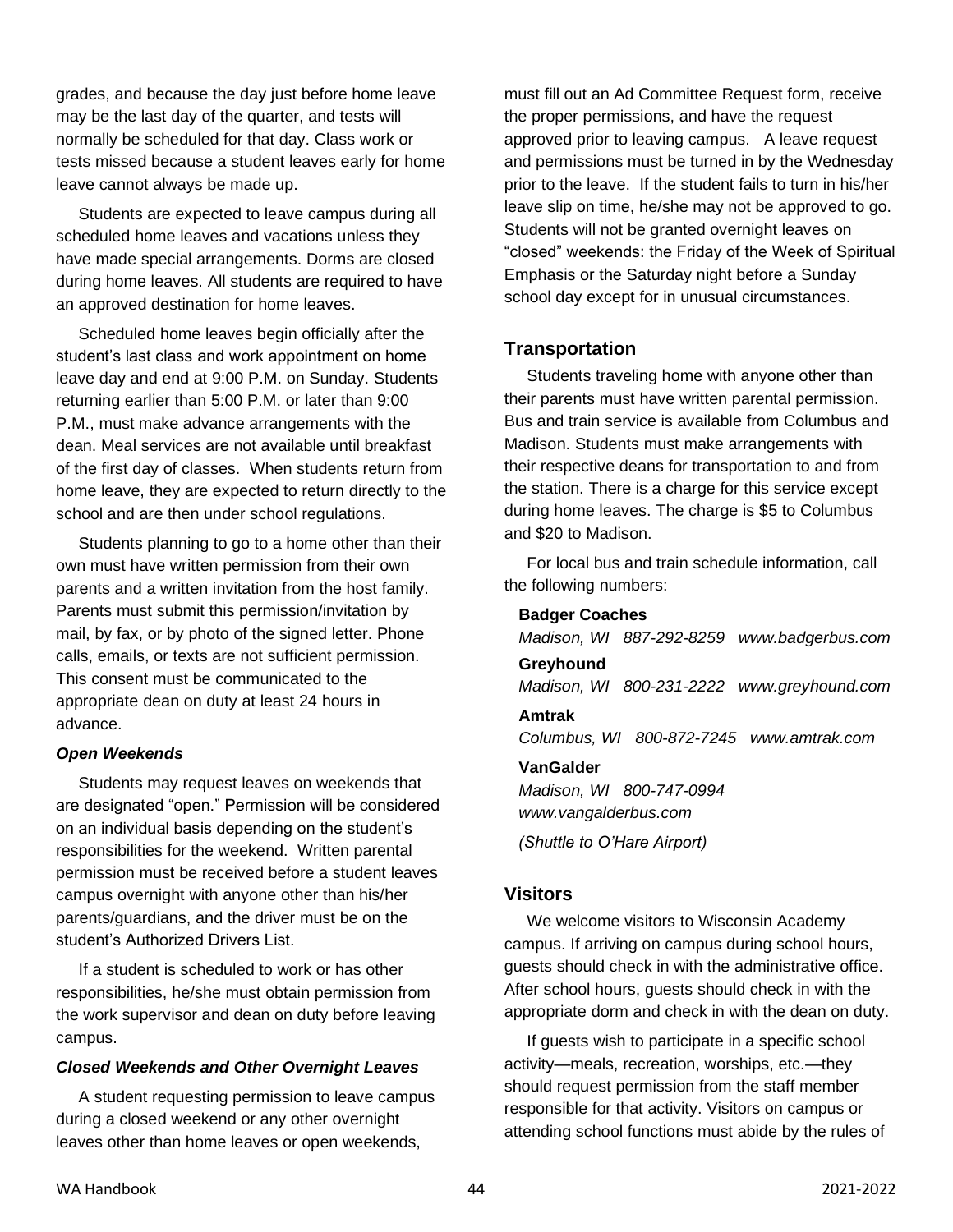grades, and because the day just before home leave may be the last day of the quarter, and tests will normally be scheduled for that day. Class work or tests missed because a student leaves early for home leave cannot always be made up.

Students are expected to leave campus during all scheduled home leaves and vacations unless they have made special arrangements. Dorms are closed during home leaves. All students are required to have an approved destination for home leaves.

Scheduled home leaves begin officially after the student's last class and work appointment on home leave day and end at 9:00 P.M. on Sunday. Students returning earlier than 5:00 P.M. or later than 9:00 P.M., must make advance arrangements with the dean. Meal services are not available until breakfast of the first day of classes. When students return from home leave, they are expected to return directly to the school and are then under school regulations.

Students planning to go to a home other than their own must have written permission from their own parents and a written invitation from the host family. Parents must submit this permission/invitation by mail, by fax, or by photo of the signed letter. Phone calls, emails, or texts are not sufficient permission. This consent must be communicated to the appropriate dean on duty at least 24 hours in advance.

#### *Open Weekends*

Students may request leaves on weekends that are designated "open." Permission will be considered on an individual basis depending on the student's responsibilities for the weekend. Written parental permission must be received before a student leaves campus overnight with anyone other than his/her parents/guardians, and the driver must be on the student's Authorized Drivers List.

If a student is scheduled to work or has other responsibilities, he/she must obtain permission from the work supervisor and dean on duty before leaving campus.

#### *Closed Weekends and Other Overnight Leaves*

A student requesting permission to leave campus during a closed weekend or any other overnight leaves other than home leaves or open weekends, must fill out an Ad Committee Request form, receive the proper permissions, and have the request approved prior to leaving campus. A leave request and permissions must be turned in by the Wednesday prior to the leave. If the student fails to turn in his/her leave slip on time, he/she may not be approved to go. Students will not be granted overnight leaves on "closed" weekends: the Friday of the Week of Spiritual Emphasis or the Saturday night before a Sunday school day except for in unusual circumstances.

### Transportation

Students traveling home with anyone other than their parents must have written parental permission. Bus and train service is available from Columbus and Madison. Students must make arrangements with their respective deans for transportation to and from the station. There is a charge for this service except during home leaves. The charge is $5 to Columbus and $20 to Madison.

For local bus and train schedule information, call the following numbers:

**Badger Coaches**
*Madison, WI 887-292-8259 www.badgerbus.com*

**Greyhound**
*Madison, WI 800-231-2222 www.greyhound.com*

**Amtrak**
*Columbus, WI 800-872-7245 www.amtrak.com*

**VanGalder**
*Madison, WI 800-747-0994 www.vangalderbus.com*
*(Shuttle to O'Hare Airport)*

### Visitors

We welcome visitors to Wisconsin Academy campus. If arriving on campus during school hours, guests should check in with the administrative office. After school hours, guests should check in with the appropriate dorm and check in with the dean on duty.

If guests wish to participate in a specific school activity—meals, recreation, worships, etc.—they should request permission from the staff member responsible for that activity. Visitors on campus or attending school functions must abide by the rules of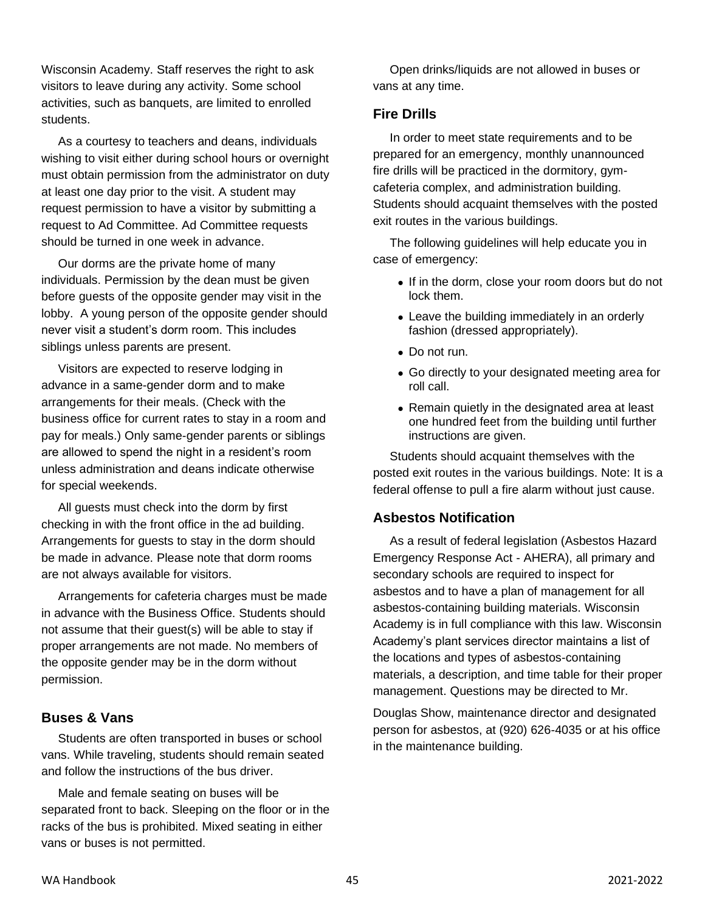Wisconsin Academy. Staff reserves the right to ask visitors to leave during any activity. Some school activities, such as banquets, are limited to enrolled students.

As a courtesy to teachers and deans, individuals wishing to visit either during school hours or overnight must obtain permission from the administrator on duty at least one day prior to the visit. A student may request permission to have a visitor by submitting a request to Ad Committee. Ad Committee requests should be turned in one week in advance.

Our dorms are the private home of many individuals. Permission by the dean must be given before guests of the opposite gender may visit in the lobby. A young person of the opposite gender should never visit a student's dorm room. This includes siblings unless parents are present.

Visitors are expected to reserve lodging in advance in a same-gender dorm and to make arrangements for their meals. (Check with the business office for current rates to stay in a room and pay for meals.) Only same-gender parents or siblings are allowed to spend the night in a resident's room unless administration and deans indicate otherwise for special weekends.

All guests must check into the dorm by first checking in with the front office in the ad building. Arrangements for guests to stay in the dorm should be made in advance. Please note that dorm rooms are not always available for visitors.

Arrangements for cafeteria charges must be made in advance with the Business Office. Students should not assume that their guest(s) will be able to stay if proper arrangements are not made. No members of the opposite gender may be in the dorm without permission.

## Buses & Vans

Students are often transported in buses or school vans. While traveling, students should remain seated and follow the instructions of the bus driver.

Male and female seating on buses will be separated front to back. Sleeping on the floor or in the racks of the bus is prohibited. Mixed seating in either vans or buses is not permitted.

Open drinks/liquids are not allowed in buses or vans at any time.

## Fire Drills

In order to meet state requirements and to be prepared for an emergency, monthly unannounced fire drills will be practiced in the dormitory, gym-cafeteria complex, and administration building. Students should acquaint themselves with the posted exit routes in the various buildings.

The following guidelines will help educate you in case of emergency:

- If in the dorm, close your room doors but do not lock them.
- Leave the building immediately in an orderly fashion (dressed appropriately).
- Do not run.
- Go directly to your designated meeting area for roll call.
- Remain quietly in the designated area at least one hundred feet from the building until further instructions are given.

Students should acquaint themselves with the posted exit routes in the various buildings. Note: It is a federal offense to pull a fire alarm without just cause.

## Asbestos Notification

As a result of federal legislation (Asbestos Hazard Emergency Response Act - AHERA), all primary and secondary schools are required to inspect for asbestos and to have a plan of management for all asbestos-containing building materials. Wisconsin Academy is in full compliance with this law. Wisconsin Academy's plant services director maintains a list of the locations and types of asbestos-containing materials, a description, and time table for their proper management. Questions may be directed to Mr. Douglas Show, maintenance director and designated person for asbestos, at (920) 626-4035 or at his office in the maintenance building.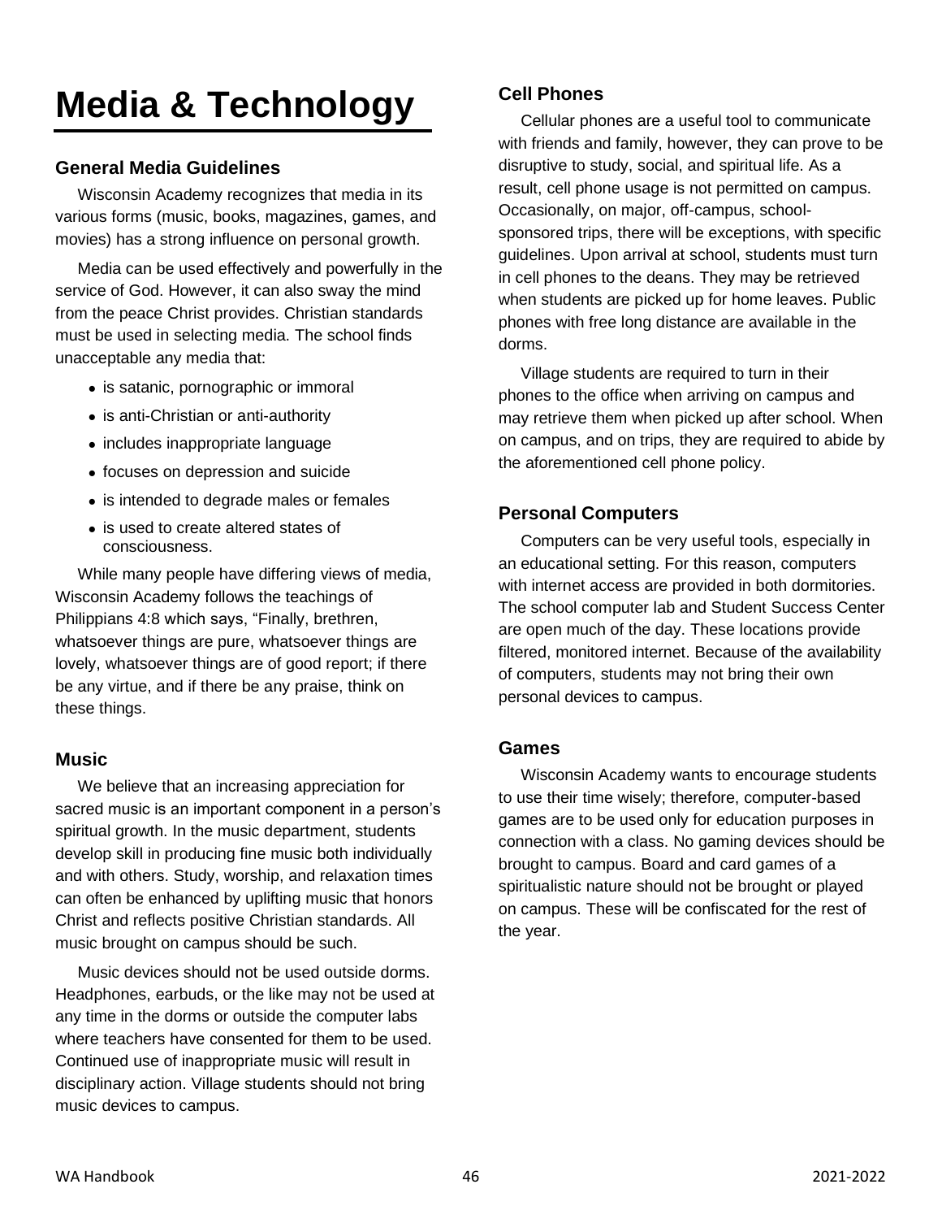# Media & Technology

### General Media Guidelines

Wisconsin Academy recognizes that media in its various forms (music, books, magazines, games, and movies) has a strong influence on personal growth.

Media can be used effectively and powerfully in the service of God. However, it can also sway the mind from the peace Christ provides. Christian standards must be used in selecting media. The school finds unacceptable any media that:

- is satanic, pornographic or immoral
- is anti-Christian or anti-authority
- includes inappropriate language
- focuses on depression and suicide
- is intended to degrade males or females
- is used to create altered states of consciousness.

While many people have differing views of media, Wisconsin Academy follows the teachings of Philippians 4:8 which says, "Finally, brethren, whatsoever things are pure, whatsoever things are lovely, whatsoever things are of good report; if there be any virtue, and if there be any praise, think on these things.

### Music

We believe that an increasing appreciation for sacred music is an important component in a person's spiritual growth. In the music department, students develop skill in producing fine music both individually and with others. Study, worship, and relaxation times can often be enhanced by uplifting music that honors Christ and reflects positive Christian standards. All music brought on campus should be such.

Music devices should not be used outside dorms. Headphones, earbuds, or the like may not be used at any time in the dorms or outside the computer labs where teachers have consented for them to be used. Continued use of inappropriate music will result in disciplinary action. Village students should not bring music devices to campus.

### Cell Phones

Cellular phones are a useful tool to communicate with friends and family, however, they can prove to be disruptive to study, social, and spiritual life. As a result, cell phone usage is not permitted on campus. Occasionally, on major, off-campus, school-sponsored trips, there will be exceptions, with specific guidelines. Upon arrival at school, students must turn in cell phones to the deans. They may be retrieved when students are picked up for home leaves. Public phones with free long distance are available in the dorms.

Village students are required to turn in their phones to the office when arriving on campus and may retrieve them when picked up after school. When on campus, and on trips, they are required to abide by the aforementioned cell phone policy.

### Personal Computers

Computers can be very useful tools, especially in an educational setting. For this reason, computers with internet access are provided in both dormitories. The school computer lab and Student Success Center are open much of the day. These locations provide filtered, monitored internet. Because of the availability of computers, students may not bring their own personal devices to campus.

### Games

Wisconsin Academy wants to encourage students to use their time wisely; therefore, computer-based games are to be used only for education purposes in connection with a class. No gaming devices should be brought to campus. Board and card games of a spiritualistic nature should not be brought or played on campus. These will be confiscated for the rest of the year.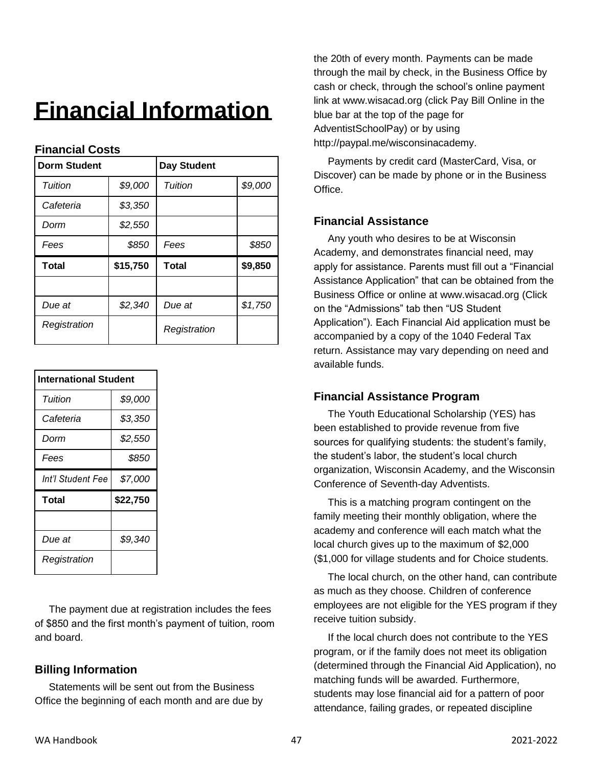# Financial Information

### Financial Costs

| Dorm Student | | Day Student | |
|---|---|---|---|
| *Tuition* | *$9,000* | *Tuition* | *$9,000* |
| *Cafeteria* | *$3,350* | | |
| *Dorm* | *$2,550* | | |
| *Fees* | *$850* | *Fees* | *$850* |
| **Total** | **$15,750** | **Total** | **$9,850** |
| | | | |
| *Due at Registration* | *$2,340* | *Due at Registration* | *$1,750* |

| International Student | |
|---|---|
| *Tuition* | *$9,000* |
| *Cafeteria* | *$3,350* |
| *Dorm* | *$2,550* |
| *Fees* | *$850* |
| *Int'l Student Fee* | *$7,000* |
| **Total** | **$22,750** |
| | |
| *Due at Registration* | *$9,340* |

The payment due at registration includes the fees of $850 and the first month's payment of tuition, room and board.

### Billing Information

Statements will be sent out from the Business Office the beginning of each month and are due by the 20th of every month. Payments can be made through the mail by check, in the Business Office by cash or check, through the school's online payment link at www.wisacad.org (click Pay Bill Online in the blue bar at the top of the page for AdventistSchoolPay) or by using http://paypal.me/wisconsinacademy.

Payments by credit card (MasterCard, Visa, or Discover) can be made by phone or in the Business Office.

### Financial Assistance

Any youth who desires to be at Wisconsin Academy, and demonstrates financial need, may apply for assistance. Parents must fill out a "Financial Assistance Application" that can be obtained from the Business Office or online at www.wisacad.org (Click on the "Admissions" tab then "US Student Application"). Each Financial Aid application must be accompanied by a copy of the 1040 Federal Tax return. Assistance may vary depending on need and available funds.

### Financial Assistance Program

The Youth Educational Scholarship (YES) has been established to provide revenue from five sources for qualifying students: the student's family, the student's labor, the student's local church organization, Wisconsin Academy, and the Wisconsin Conference of Seventh-day Adventists.

This is a matching program contingent on the family meeting their monthly obligation, where the academy and conference will each match what the local church gives up to the maximum of $2,000 ($1,000 for village students and for Choice students.

The local church, on the other hand, can contribute as much as they choose. Children of conference employees are not eligible for the YES program if they receive tuition subsidy.

If the local church does not contribute to the YES program, or if the family does not meet its obligation (determined through the Financial Aid Application), no matching funds will be awarded. Furthermore, students may lose financial aid for a pattern of poor attendance, failing grades, or repeated discipline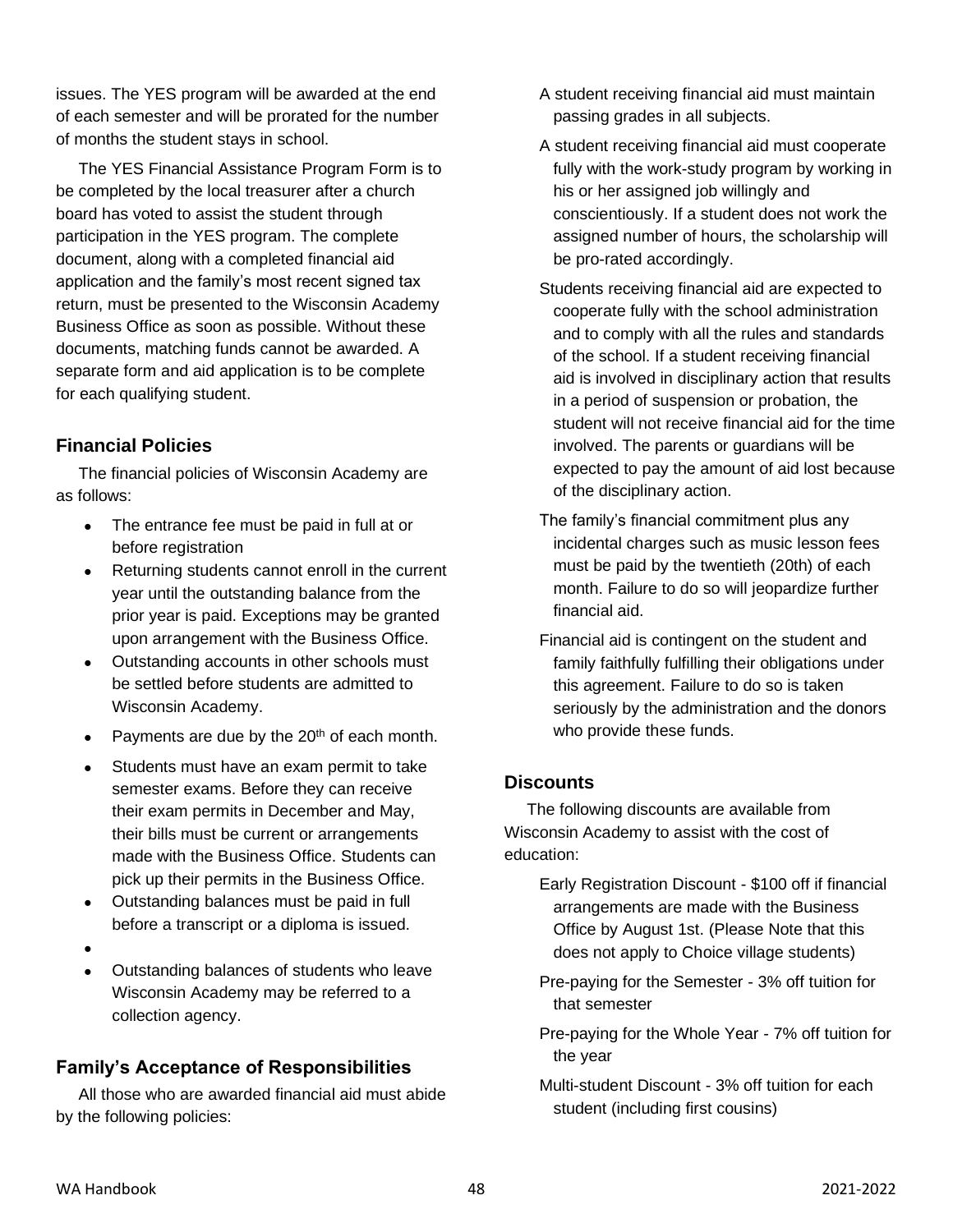issues. The YES program will be awarded at the end of each semester and will be prorated for the number of months the student stays in school.

The YES Financial Assistance Program Form is to be completed by the local treasurer after a church board has voted to assist the student through participation in the YES program. The complete document, along with a completed financial aid application and the family's most recent signed tax return, must be presented to the Wisconsin Academy Business Office as soon as possible. Without these documents, matching funds cannot be awarded. A separate form and aid application is to be complete for each qualifying student.

### Financial Policies

The financial policies of Wisconsin Academy are as follows:

- The entrance fee must be paid in full at or before registration
- Returning students cannot enroll in the current year until the outstanding balance from the prior year is paid. Exceptions may be granted upon arrangement with the Business Office.
- Outstanding accounts in other schools must be settled before students are admitted to Wisconsin Academy.
- Payments are due by the 20th of each month.
- Students must have an exam permit to take semester exams. Before they can receive their exam permits in December and May, their bills must be current or arrangements made with the Business Office. Students can pick up their permits in the Business Office.
- Outstanding balances must be paid in full before a transcript or a diploma is issued.
- 
- Outstanding balances of students who leave Wisconsin Academy may be referred to a collection agency.

### Family's Acceptance of Responsibilities

All those who are awarded financial aid must abide by the following policies:

A student receiving financial aid must maintain passing grades in all subjects.

A student receiving financial aid must cooperate fully with the work-study program by working in his or her assigned job willingly and conscientiously. If a student does not work the assigned number of hours, the scholarship will be pro-rated accordingly.

Students receiving financial aid are expected to cooperate fully with the school administration and to comply with all the rules and standards of the school. If a student receiving financial aid is involved in disciplinary action that results in a period of suspension or probation, the student will not receive financial aid for the time involved. The parents or guardians will be expected to pay the amount of aid lost because of the disciplinary action.

The family's financial commitment plus any incidental charges such as music lesson fees must be paid by the twentieth (20th) of each month. Failure to do so will jeopardize further financial aid.

Financial aid is contingent on the student and family faithfully fulfilling their obligations under this agreement. Failure to do so is taken seriously by the administration and the donors who provide these funds.

### Discounts

The following discounts are available from Wisconsin Academy to assist with the cost of education:

Early Registration Discount - $100 off if financial arrangements are made with the Business Office by August 1st. (Please Note that this does not apply to Choice village students)

Pre-paying for the Semester - 3% off tuition for that semester

Pre-paying for the Whole Year - 7% off tuition for the year

Multi-student Discount - 3% off tuition for each student (including first cousins)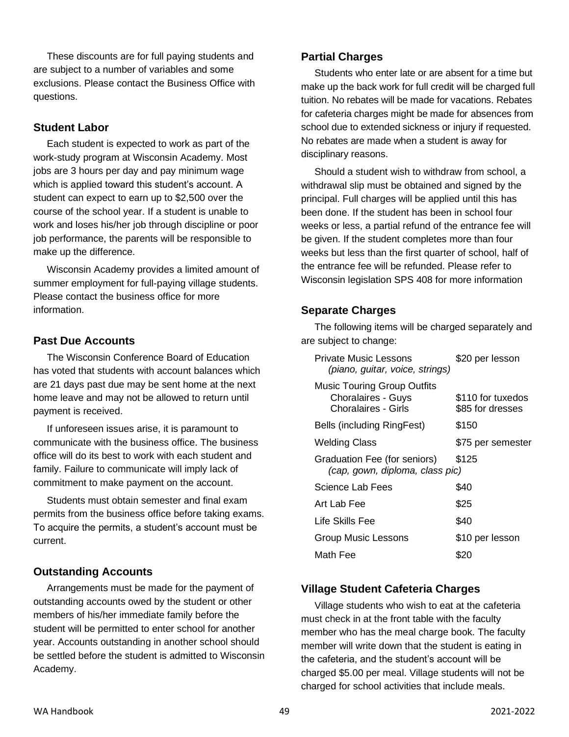These discounts are for full paying students and are subject to a number of variables and some exclusions. Please contact the Business Office with questions.

### Student Labor

Each student is expected to work as part of the work-study program at Wisconsin Academy. Most jobs are 3 hours per day and pay minimum wage which is applied toward this student's account. A student can expect to earn up to $2,500 over the course of the school year. If a student is unable to work and loses his/her job through discipline or poor job performance, the parents will be responsible to make up the difference.

Wisconsin Academy provides a limited amount of summer employment for full-paying village students. Please contact the business office for more information.

### Past Due Accounts

The Wisconsin Conference Board of Education has voted that students with account balances which are 21 days past due may be sent home at the next home leave and may not be allowed to return until payment is received.

If unforeseen issues arise, it is paramount to communicate with the business office. The business office will do its best to work with each student and family. Failure to communicate will imply lack of commitment to make payment on the account.

Students must obtain semester and final exam permits from the business office before taking exams. To acquire the permits, a student's account must be current.

### Outstanding Accounts

Arrangements must be made for the payment of outstanding accounts owed by the student or other members of his/her immediate family before the student will be permitted to enter school for another year. Accounts outstanding in another school should be settled before the student is admitted to Wisconsin Academy.

### Partial Charges

Students who enter late or are absent for a time but make up the back work for full credit will be charged full tuition. No rebates will be made for vacations. Rebates for cafeteria charges might be made for absences from school due to extended sickness or injury if requested. No rebates are made when a student is away for disciplinary reasons.

Should a student wish to withdraw from school, a withdrawal slip must be obtained and signed by the principal. Full charges will be applied until this has been done. If the student has been in school four weeks or less, a partial refund of the entrance fee will be given. If the student completes more than four weeks but less than the first quarter of school, half of the entrance fee will be refunded. Please refer to Wisconsin legislation SPS 408 for more information

### Separate Charges

The following items will be charged separately and are subject to change:

| Item | Charge |
|---|---|
| Private Music Lessons *(piano, guitar, voice, strings)* | $20 per lesson |
| Music Touring Group Outfits | |
| Choralaires - Guys | $110 for tuxedos |
| Choralaires - Girls | $85 for dresses |
| Bells (including RingFest) | $150 |
| Welding Class | $75 per semester |
| Graduation Fee (for seniors) *(cap, gown, diploma, class pic)* | $125 |
| Science Lab Fees | $40 |
| Art Lab Fee | $25 |
| Life Skills Fee | $40 |
| Group Music Lessons | $10 per lesson |
| Math Fee | $20 |

### Village Student Cafeteria Charges

Village students who wish to eat at the cafeteria must check in at the front table with the faculty member who has the meal charge book. The faculty member will write down that the student is eating in the cafeteria, and the student's account will be charged $5.00 per meal. Village students will not be charged for school activities that include meals.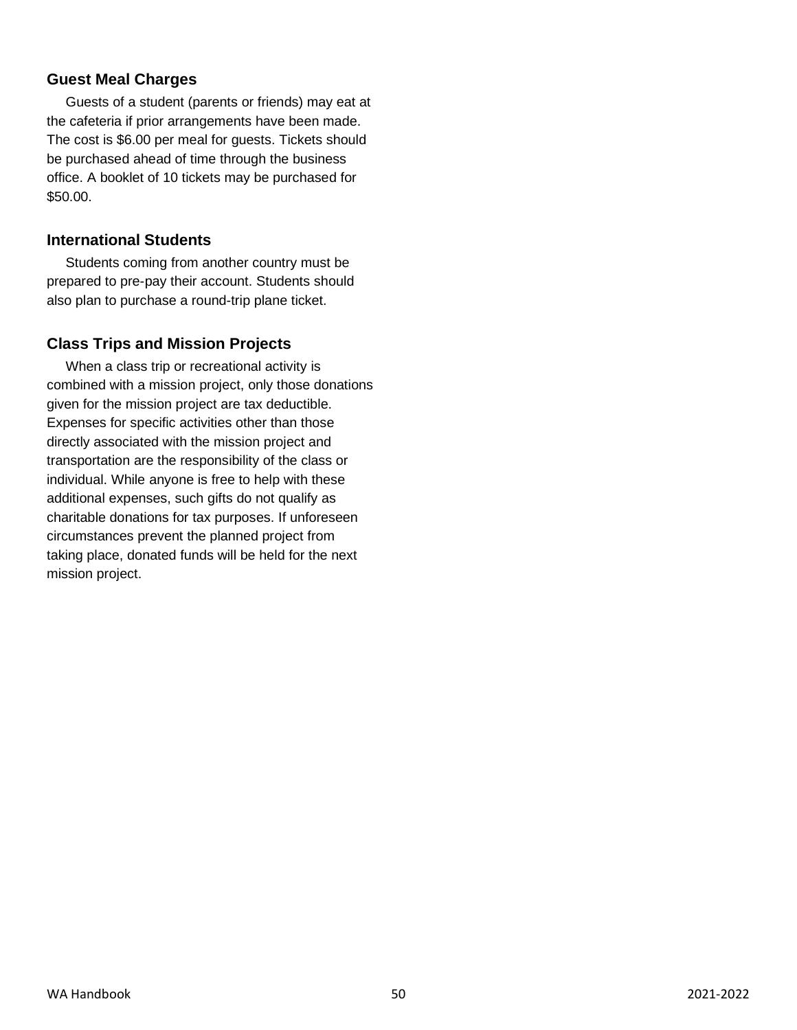### Guest Meal Charges

Guests of a student (parents or friends) may eat at the cafeteria if prior arrangements have been made. The cost is $6.00 per meal for guests. Tickets should be purchased ahead of time through the business office. A booklet of 10 tickets may be purchased for $50.00.

### International Students

Students coming from another country must be prepared to pre-pay their account. Students should also plan to purchase a round-trip plane ticket.

### Class Trips and Mission Projects

When a class trip or recreational activity is combined with a mission project, only those donations given for the mission project are tax deductible. Expenses for specific activities other than those directly associated with the mission project and transportation are the responsibility of the class or individual. While anyone is free to help with these additional expenses, such gifts do not qualify as charitable donations for tax purposes. If unforeseen circumstances prevent the planned project from taking place, donated funds will be held for the next mission project.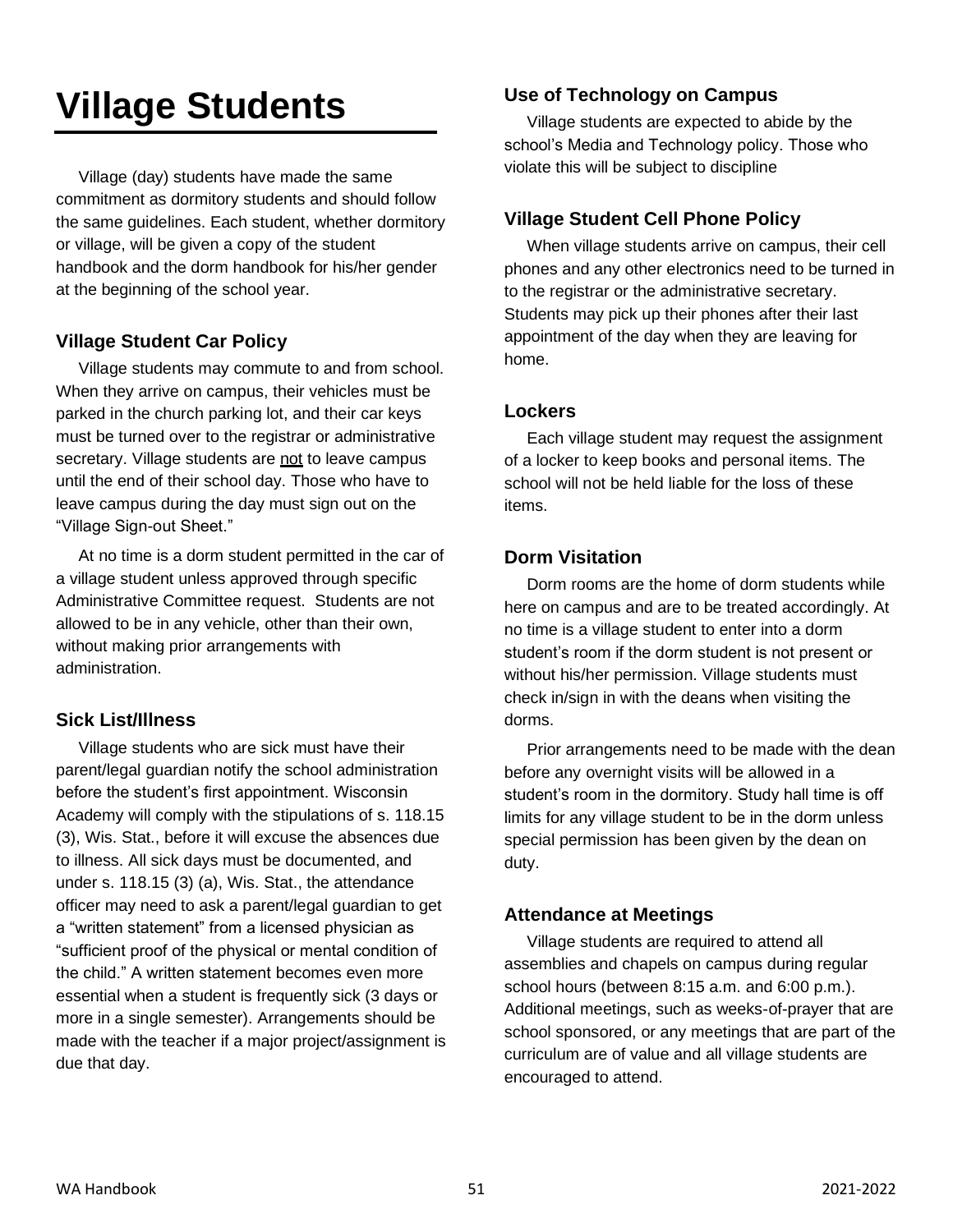# Village Students

Village (day) students have made the same commitment as dormitory students and should follow the same guidelines. Each student, whether dormitory or village, will be given a copy of the student handbook and the dorm handbook for his/her gender at the beginning of the school year.

### Village Student Car Policy

Village students may commute to and from school. When they arrive on campus, their vehicles must be parked in the church parking lot, and their car keys must be turned over to the registrar or administrative secretary. Village students are <u>not</u> to leave campus until the end of their school day. Those who have to leave campus during the day must sign out on the "Village Sign-out Sheet."

At no time is a dorm student permitted in the car of a village student unless approved through specific Administrative Committee request. Students are not allowed to be in any vehicle, other than their own, without making prior arrangements with administration.

### Sick List/Illness

Village students who are sick must have their parent/legal guardian notify the school administration before the student's first appointment. Wisconsin Academy will comply with the stipulations of s. 118.15 (3), Wis. Stat., before it will excuse the absences due to illness. All sick days must be documented, and under s. 118.15 (3) (a), Wis. Stat., the attendance officer may need to ask a parent/legal guardian to get a "written statement" from a licensed physician as "sufficient proof of the physical or mental condition of the child." A written statement becomes even more essential when a student is frequently sick (3 days or more in a single semester). Arrangements should be made with the teacher if a major project/assignment is due that day.

### Use of Technology on Campus

Village students are expected to abide by the school's Media and Technology policy. Those who violate this will be subject to discipline

### Village Student Cell Phone Policy

When village students arrive on campus, their cell phones and any other electronics need to be turned in to the registrar or the administrative secretary. Students may pick up their phones after their last appointment of the day when they are leaving for home.

### Lockers

Each village student may request the assignment of a locker to keep books and personal items. The school will not be held liable for the loss of these items.

### Dorm Visitation

Dorm rooms are the home of dorm students while here on campus and are to be treated accordingly. At no time is a village student to enter into a dorm student's room if the dorm student is not present or without his/her permission. Village students must check in/sign in with the deans when visiting the dorms.

Prior arrangements need to be made with the dean before any overnight visits will be allowed in a student's room in the dormitory. Study hall time is off limits for any village student to be in the dorm unless special permission has been given by the dean on duty.

### Attendance at Meetings

Village students are required to attend all assemblies and chapels on campus during regular school hours (between 8:15 a.m. and 6:00 p.m.). Additional meetings, such as weeks-of-prayer that are school sponsored, or any meetings that are part of the curriculum are of value and all village students are encouraged to attend.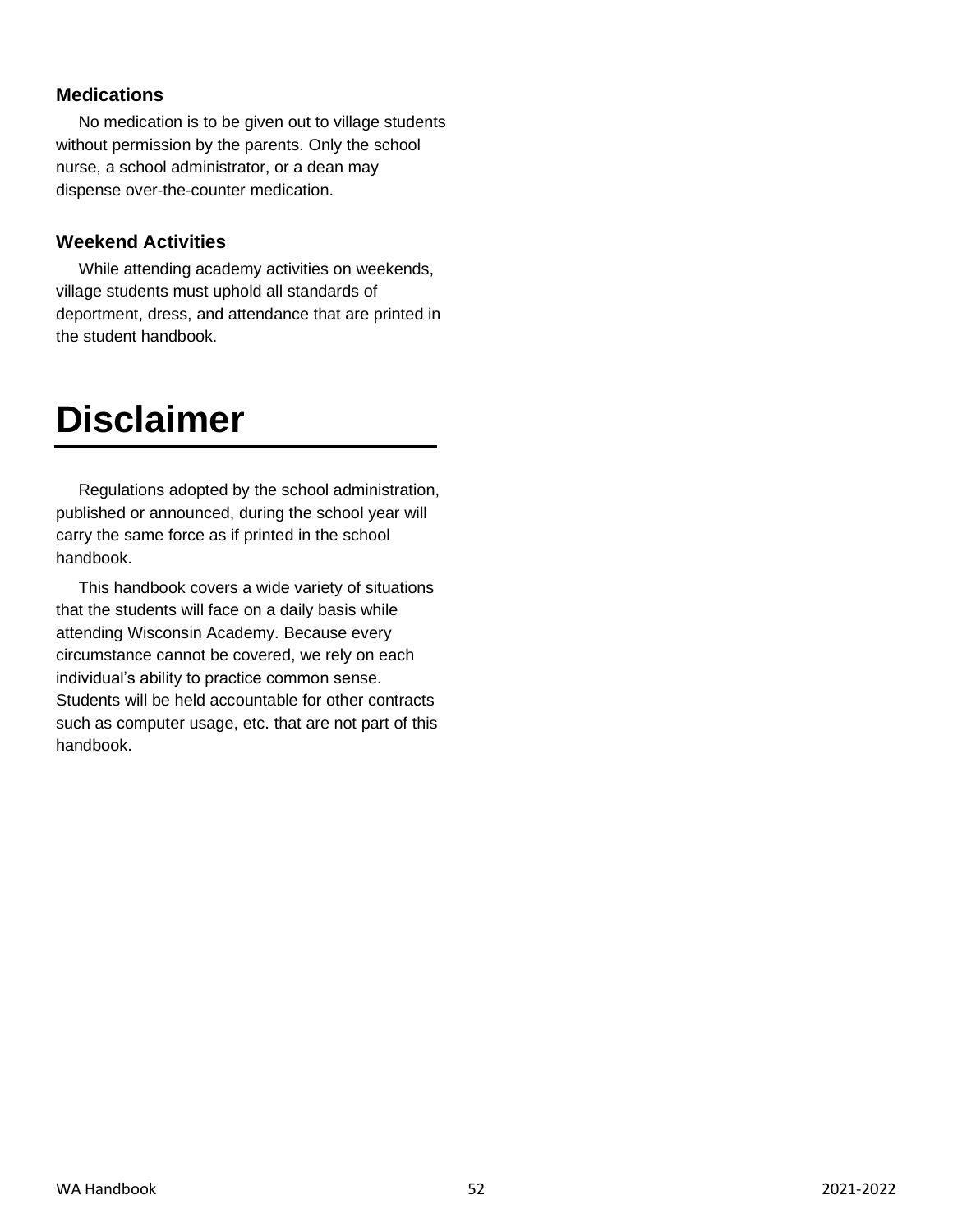### Medications

No medication is to be given out to village students without permission by the parents. Only the school nurse, a school administrator, or a dean may dispense over-the-counter medication.

### Weekend Activities

While attending academy activities on weekends, village students must uphold all standards of deportment, dress, and attendance that are printed in the student handbook.

# Disclaimer

Regulations adopted by the school administration, published or announced, during the school year will carry the same force as if printed in the school handbook.

This handbook covers a wide variety of situations that the students will face on a daily basis while attending Wisconsin Academy. Because every circumstance cannot be covered, we rely on each individual's ability to practice common sense. Students will be held accountable for other contracts such as computer usage, etc. that are not part of this handbook.